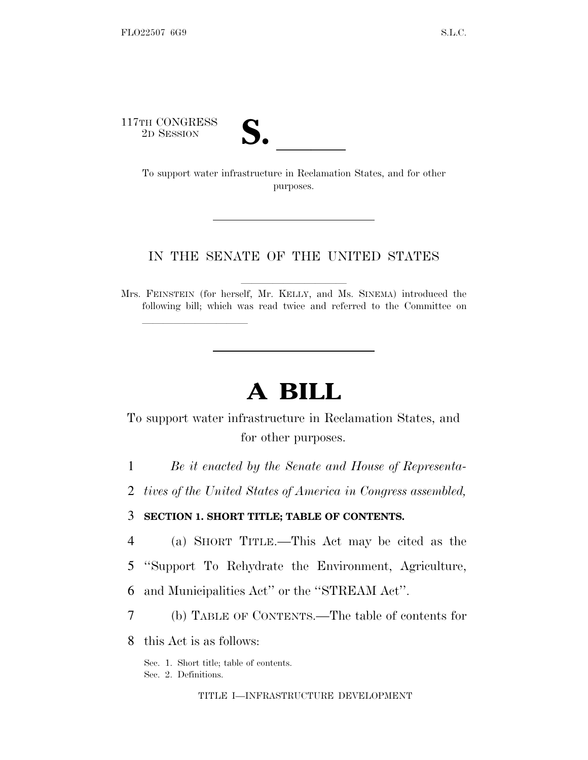117TH CONGRESS
2D SESSION

**S. \_\_\_\_\_\_**

To support water infrastructure in Reclamation States, and for other purposes.

---

IN THE SENATE OF THE UNITED STATES

Mrs. FEINSTEIN (for herself, Mr. KELLY, and Ms. SINEMA) introduced the following bill; which was read twice and referred to the Committee on \_\_\_\_\_\_\_\_\_\_\_\_\_\_\_\_\_\_

---

# A BILL

To support water infrastructure in Reclamation States, and for other purposes.

1 *Be it enacted by the Senate and House of Representa-*
2 *tives of the United States of America in Congress assembled,*

3 **SECTION 1. SHORT TITLE; TABLE OF CONTENTS.**

4 (a) SHORT TITLE.—This Act may be cited as the
5 ''Support To Rehydrate the Environment, Agriculture,
6 and Municipalities Act'' or the ''STREAM Act''.

7 (b) TABLE OF CONTENTS.—The table of contents for
8 this Act is as follows:

Sec. 1. Short title; table of contents.
Sec. 2. Definitions.

TITLE I—INFRASTRUCTURE DEVELOPMENT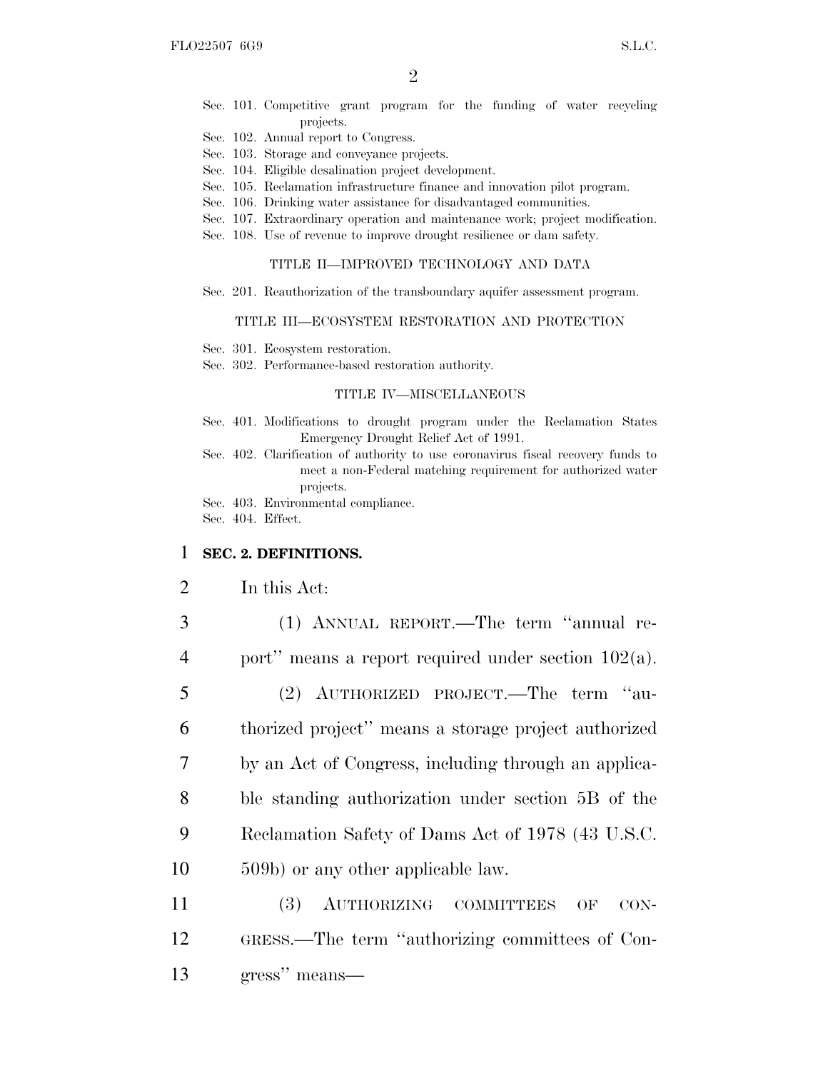Sec. 101. Competitive grant program for the funding of water recycling projects.
Sec. 102. Annual report to Congress.
Sec. 103. Storage and conveyance projects.
Sec. 104. Eligible desalination project development.
Sec. 105. Reclamation infrastructure finance and innovation pilot program.
Sec. 106. Drinking water assistance for disadvantaged communities.
Sec. 107. Extraordinary operation and maintenance work; project modification.
Sec. 108. Use of revenue to improve drought resilience or dam safety.

TITLE II—IMPROVED TECHNOLOGY AND DATA

Sec. 201. Reauthorization of the transboundary aquifer assessment program.

TITLE III—ECOSYSTEM RESTORATION AND PROTECTION

Sec. 301. Ecosystem restoration.
Sec. 302. Performance-based restoration authority.

TITLE IV—MISCELLANEOUS

Sec. 401. Modifications to drought program under the Reclamation States Emergency Drought Relief Act of 1991.
Sec. 402. Clarification of authority to use coronavirus fiscal recovery funds to meet a non-Federal matching requirement for authorized water projects.
Sec. 403. Environmental compliance.
Sec. 404. Effect.

**SEC. 2. DEFINITIONS.**

In this Act:

(1) ANNUAL REPORT.—The term ''annual report'' means a report required under section 102(a).

(2) AUTHORIZED PROJECT.—The term ''authorized project'' means a storage project authorized by an Act of Congress, including through an applicable standing authorization under section 5B of the Reclamation Safety of Dams Act of 1978 (43 U.S.C. 509b) or any other applicable law.

(3) AUTHORIZING COMMITTEES OF CONGRESS.—The term ''authorizing committees of Congress'' means—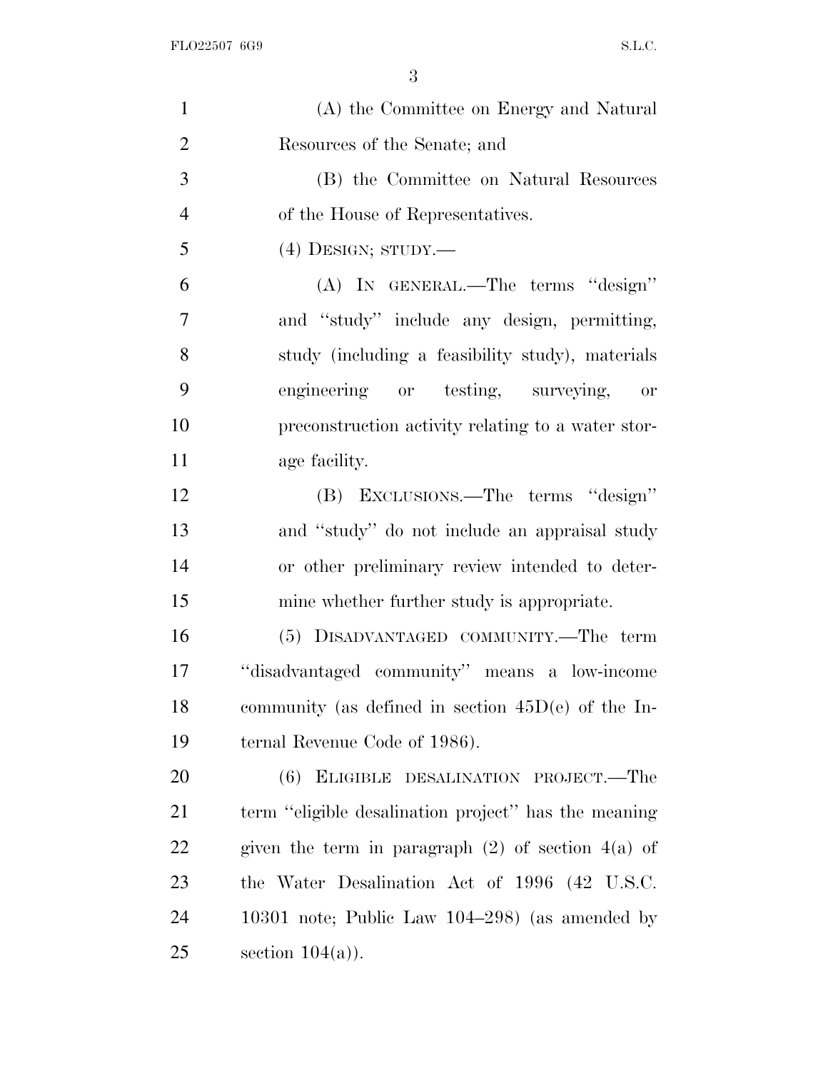(A) the Committee on Energy and Natural Resources of the Senate; and

(B) the Committee on Natural Resources of the House of Representatives.

(4) DESIGN; STUDY.—

(A) IN GENERAL.—The terms "design" and "study" include any design, permitting, study (including a feasibility study), materials engineering or testing, surveying, or preconstruction activity relating to a water storage facility.

(B) EXCLUSIONS.—The terms "design" and "study" do not include an appraisal study or other preliminary review intended to determine whether further study is appropriate.

(5) DISADVANTAGED COMMUNITY.—The term "disadvantaged community" means a low-income community (as defined in section 45D(e) of the Internal Revenue Code of 1986).

(6) ELIGIBLE DESALINATION PROJECT.—The term "eligible desalination project" has the meaning given the term in paragraph (2) of section 4(a) of the Water Desalination Act of 1996 (42 U.S.C. 10301 note; Public Law 104–298) (as amended by section 104(a)).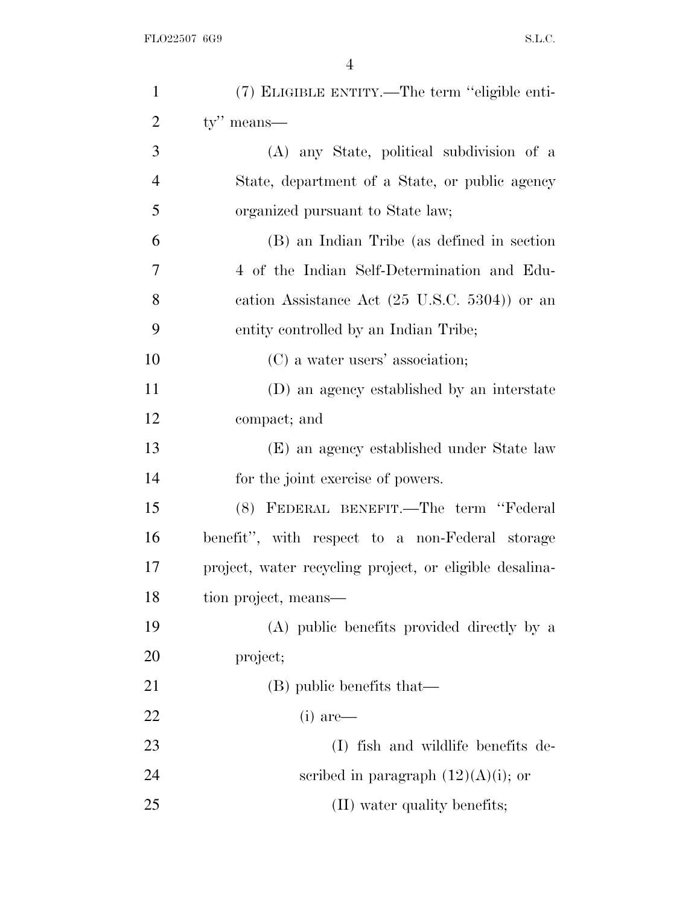(7) ELIGIBLE ENTITY.—The term "eligible entity" means—

(A) any State, political subdivision of a State, department of a State, or public agency organized pursuant to State law;

(B) an Indian Tribe (as defined in section 4 of the Indian Self-Determination and Education Assistance Act (25 U.S.C. 5304)) or an entity controlled by an Indian Tribe;

(C) a water users' association;

(D) an agency established by an interstate compact; and

(E) an agency established under State law for the joint exercise of powers.

(8) FEDERAL BENEFIT.—The term "Federal benefit", with respect to a non-Federal storage project, water recycling project, or eligible desalination project, means—

(A) public benefits provided directly by a project;

(B) public benefits that—

(i) are—

(I) fish and wildlife benefits described in paragraph (12)(A)(i); or

(II) water quality benefits;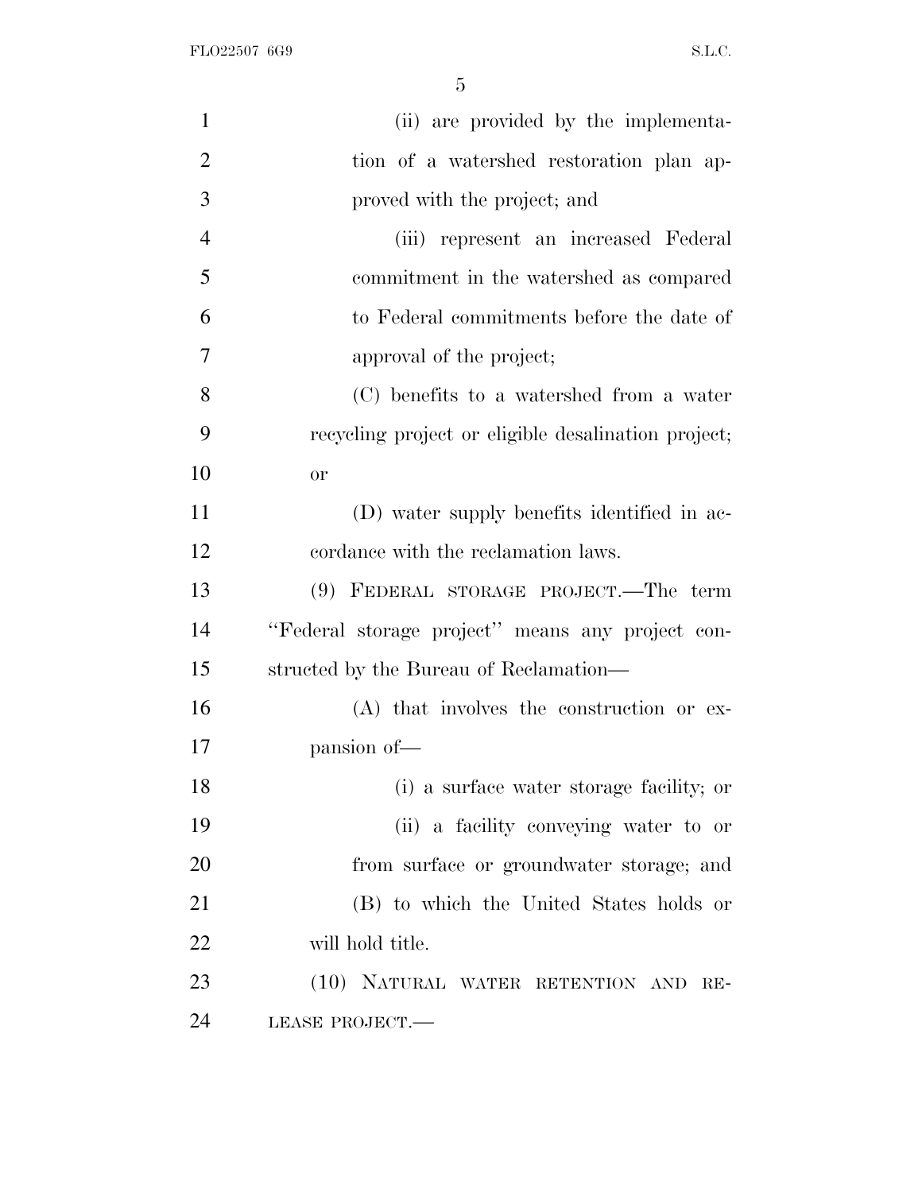(ii) are provided by the implementation of a watershed restoration plan approved with the project; and

(iii) represent an increased Federal commitment in the watershed as compared to Federal commitments before the date of approval of the project;

(C) benefits to a watershed from a water recycling project or eligible desalination project; or

(D) water supply benefits identified in accordance with the reclamation laws.

(9) FEDERAL STORAGE PROJECT.—The term ''Federal storage project'' means any project constructed by the Bureau of Reclamation—

(A) that involves the construction or expansion of—

(i) a surface water storage facility; or

(ii) a facility conveying water to or from surface or groundwater storage; and

(B) to which the United States holds or will hold title.

(10) NATURAL WATER RETENTION AND RELEASE PROJECT.—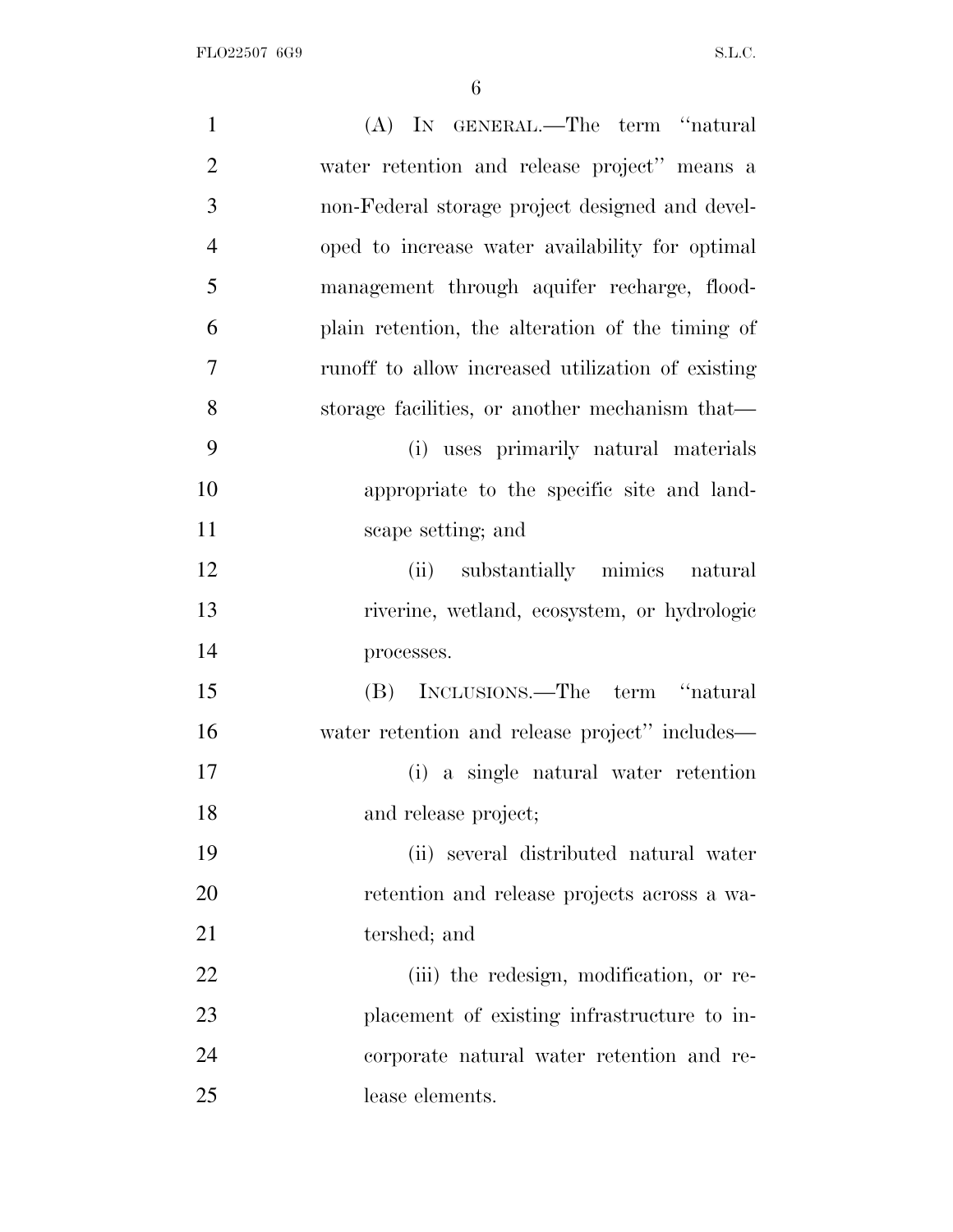(A) In general.—The term "natural water retention and release project" means a non-Federal storage project designed and developed to increase water availability for optimal management through aquifer recharge, floodplain retention, the alteration of the timing of runoff to allow increased utilization of existing storage facilities, or another mechanism that—

(i) uses primarily natural materials appropriate to the specific site and landscape setting; and

(ii) substantially mimics natural riverine, wetland, ecosystem, or hydrologic processes.

(B) Inclusions.—The term "natural water retention and release project" includes—

(i) a single natural water retention and release project;

(ii) several distributed natural water retention and release projects across a watershed; and

(iii) the redesign, modification, or replacement of existing infrastructure to incorporate natural water retention and release elements.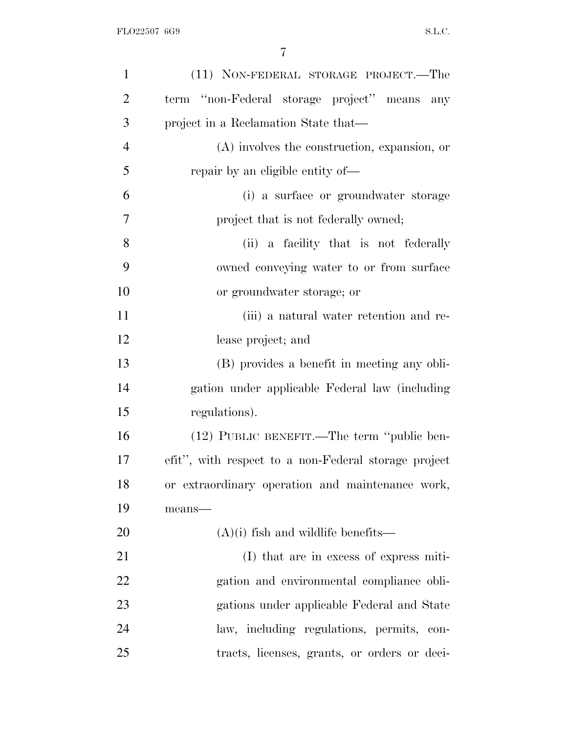(11) NON-FEDERAL STORAGE PROJECT.—The term "non-Federal storage project" means any project in a Reclamation State that—

(A) involves the construction, expansion, or repair by an eligible entity of—

(i) a surface or groundwater storage project that is not federally owned;

(ii) a facility that is not federally owned conveying water to or from surface or groundwater storage; or

(iii) a natural water retention and release project; and

(B) provides a benefit in meeting any obligation under applicable Federal law (including regulations).

(12) PUBLIC BENEFIT.—The term "public benefit", with respect to a non-Federal storage project or extraordinary operation and maintenance work, means—

(A)(i) fish and wildlife benefits—

(I) that are in excess of express mitigation and environmental compliance obligations under applicable Federal and State law, including regulations, permits, contracts, licenses, grants, or orders or deci-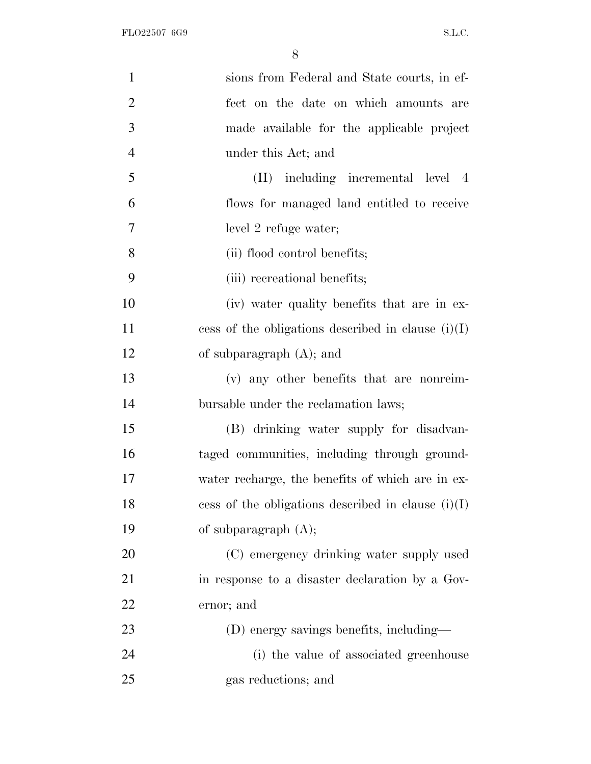sions from Federal and State courts, in effect on the date on which amounts are made available for the applicable project under this Act; and

(II) including incremental level 4 flows for managed land entitled to receive level 2 refuge water;

(ii) flood control benefits;

(iii) recreational benefits;

(iv) water quality benefits that are in excess of the obligations described in clause (i)(I) of subparagraph (A); and

(v) any other benefits that are nonreimbursable under the reclamation laws;

(B) drinking water supply for disadvantaged communities, including through groundwater recharge, the benefits of which are in excess of the obligations described in clause (i)(I) of subparagraph (A);

(C) emergency drinking water supply used in response to a disaster declaration by a Governor; and

(D) energy savings benefits, including—

(i) the value of associated greenhouse gas reductions; and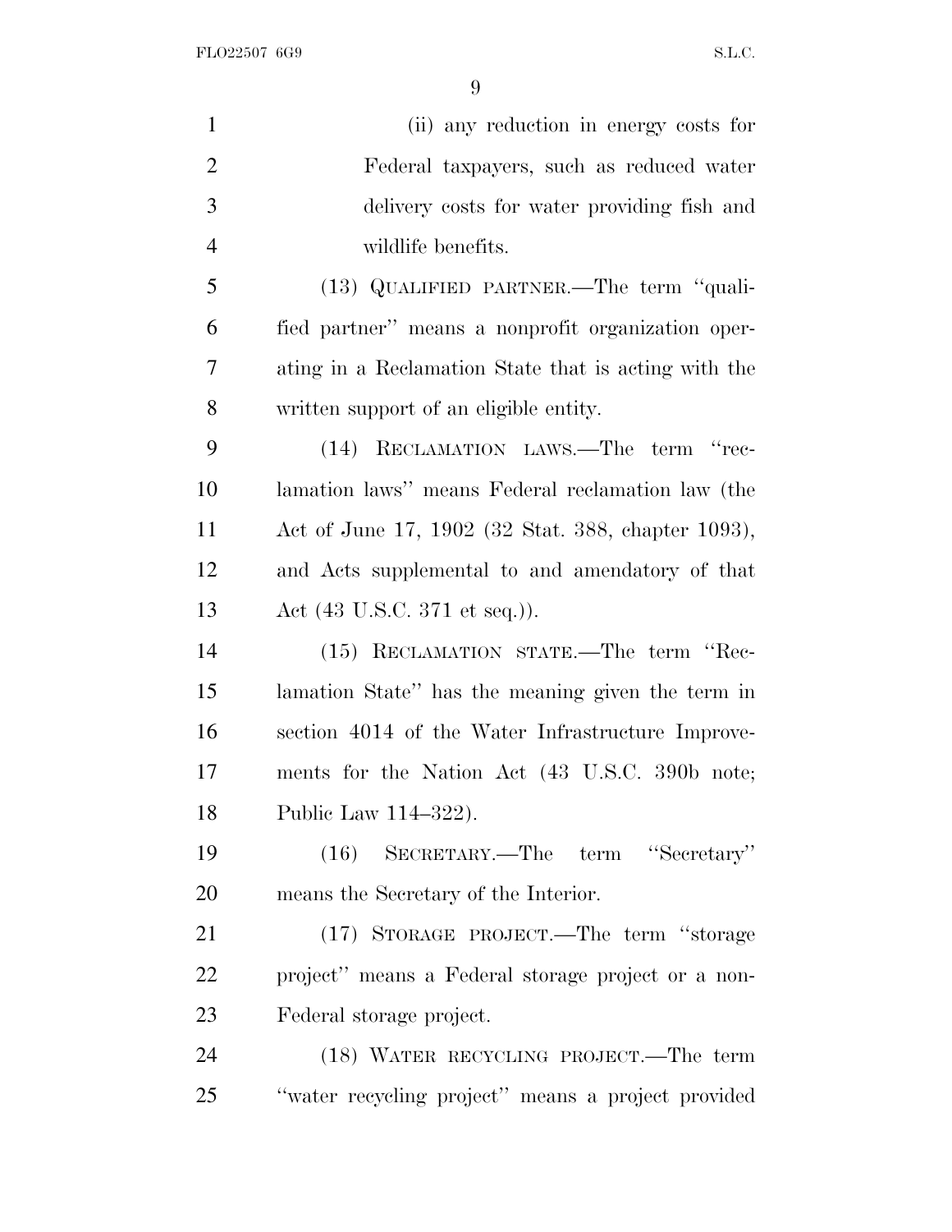(ii) any reduction in energy costs for Federal taxpayers, such as reduced water delivery costs for water providing fish and wildlife benefits.

(13) QUALIFIED PARTNER.—The term ''qualified partner'' means a nonprofit organization operating in a Reclamation State that is acting with the written support of an eligible entity.

(14) RECLAMATION LAWS.—The term ''reclamation laws'' means Federal reclamation law (the Act of June 17, 1902 (32 Stat. 388, chapter 1093), and Acts supplemental to and amendatory of that Act (43 U.S.C. 371 et seq.)).

(15) RECLAMATION STATE.—The term ''Reclamation State'' has the meaning given the term in section 4014 of the Water Infrastructure Improvements for the Nation Act (43 U.S.C. 390b note; Public Law 114–322).

(16) SECRETARY.—The term ''Secretary'' means the Secretary of the Interior.

(17) STORAGE PROJECT.—The term ''storage project'' means a Federal storage project or a non-Federal storage project.

(18) WATER RECYCLING PROJECT.—The term ''water recycling project'' means a project provided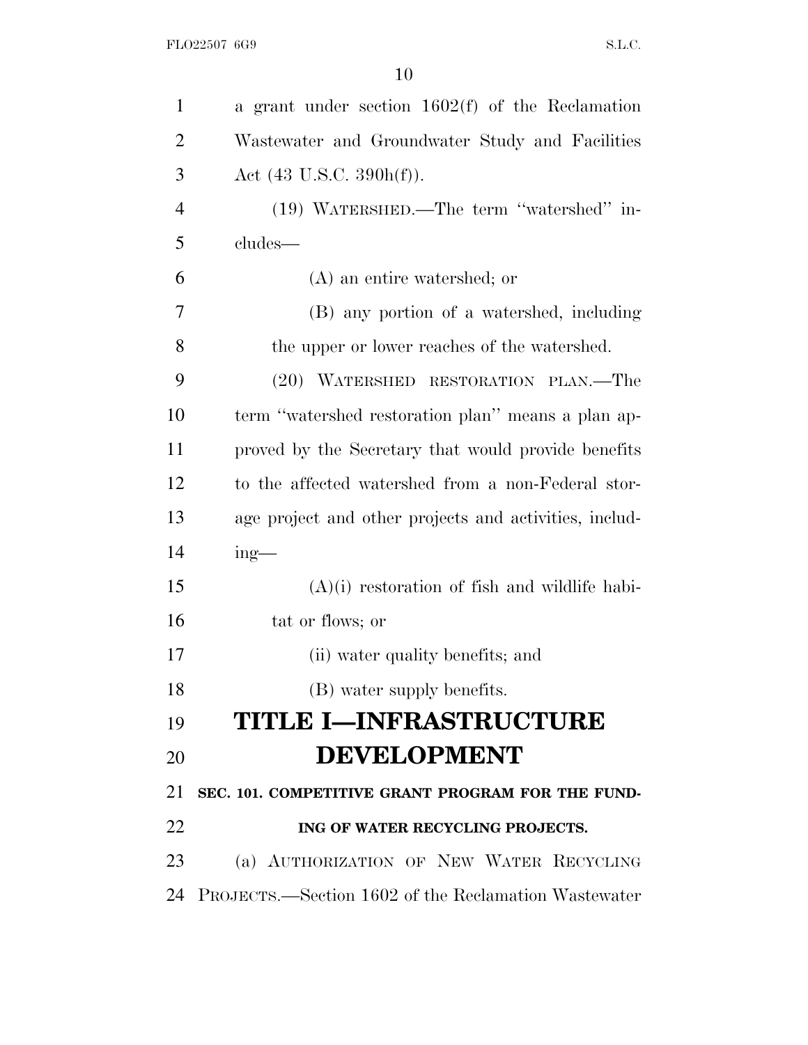a grant under section 1602(f) of the Reclamation Wastewater and Groundwater Study and Facilities Act (43 U.S.C. 390h(f)).

(19) WATERSHED.—The term "watershed" includes—

(A) an entire watershed; or

(B) any portion of a watershed, including the upper or lower reaches of the watershed.

(20) WATERSHED RESTORATION PLAN.—The term "watershed restoration plan" means a plan approved by the Secretary that would provide benefits to the affected watershed from a non-Federal storage project and other projects and activities, including—

(A)(i) restoration of fish and wildlife habitat or flows; or

(ii) water quality benefits; and

(B) water supply benefits.

# TITLE I—INFRASTRUCTURE DEVELOPMENT

## SEC. 101. COMPETITIVE GRANT PROGRAM FOR THE FUNDING OF WATER RECYCLING PROJECTS.

(a) AUTHORIZATION OF NEW WATER RECYCLING PROJECTS.—Section 1602 of the Reclamation Wastewater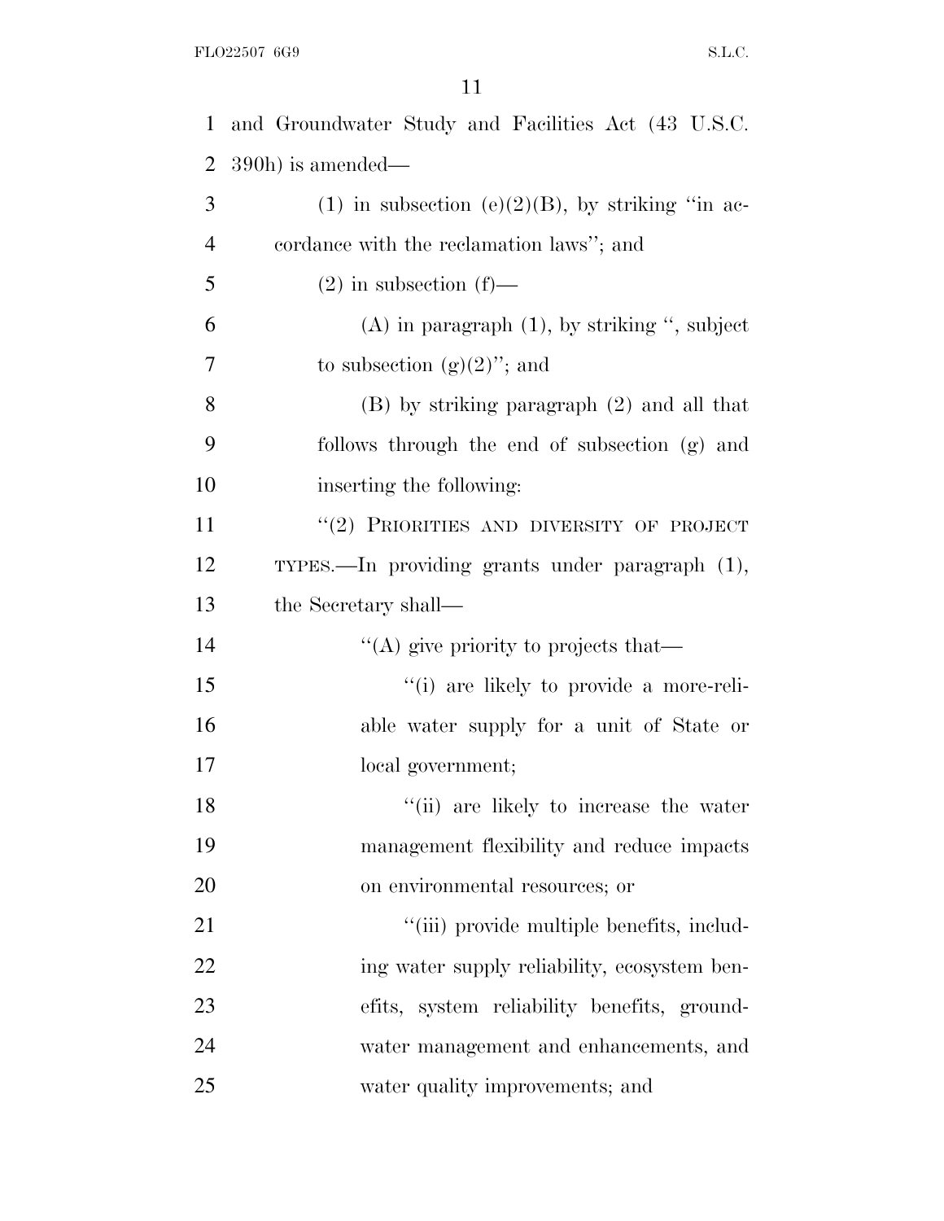and Groundwater Study and Facilities Act (43 U.S.C. 390h) is amended—

(1) in subsection (e)(2)(B), by striking ''in accordance with the reclamation laws''; and

(2) in subsection (f)—

(A) in paragraph (1), by striking '', subject to subsection (g)(2)''; and

(B) by striking paragraph (2) and all that follows through the end of subsection (g) and inserting the following:

''(2) PRIORITIES AND DIVERSITY OF PROJECT TYPES.—In providing grants under paragraph (1), the Secretary shall—

''(A) give priority to projects that—

''(i) are likely to provide a more-reliable water supply for a unit of State or local government;

''(ii) are likely to increase the water management flexibility and reduce impacts on environmental resources; or

''(iii) provide multiple benefits, including water supply reliability, ecosystem benefits, system reliability benefits, groundwater management and enhancements, and water quality improvements; and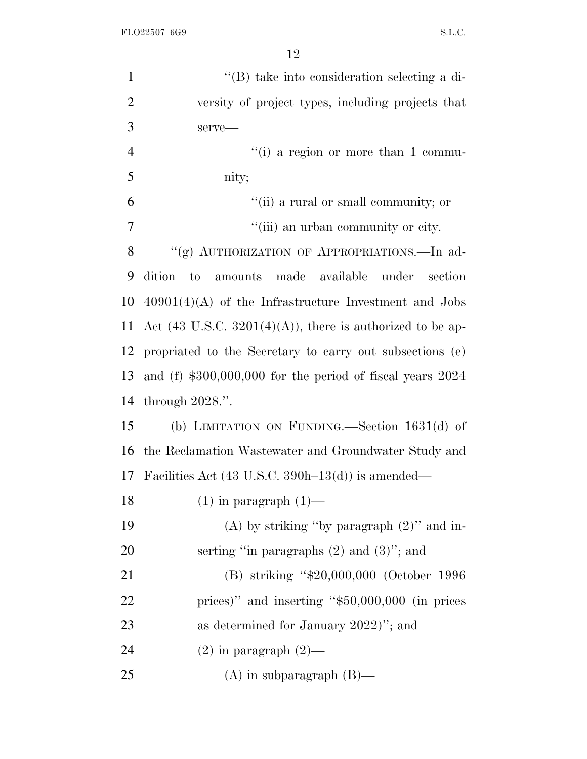"(B) take into consideration selecting a diversity of project types, including projects that serve—

"(i) a region or more than 1 community;

"(ii) a rural or small community; or

"(iii) an urban community or city.

"(g) AUTHORIZATION OF APPROPRIATIONS.—In addition to amounts made available under section 40901(4)(A) of the Infrastructure Investment and Jobs Act (43 U.S.C. 3201(4)(A)), there is authorized to be appropriated to the Secretary to carry out subsections (e) and (f) $300,000,000 for the period of fiscal years 2024 through 2028.".

(b) LIMITATION ON FUNDING.—Section 1631(d) of the Reclamation Wastewater and Groundwater Study and Facilities Act (43 U.S.C. 390h–13(d)) is amended—

(1) in paragraph (1)—

(A) by striking "by paragraph (2)" and inserting "in paragraphs (2) and (3)"; and

(B) striking "$20,000,000 (October 1996 prices)" and inserting "$50,000,000 (in prices as determined for January 2022)"; and

(2) in paragraph (2)—

(A) in subparagraph (B)—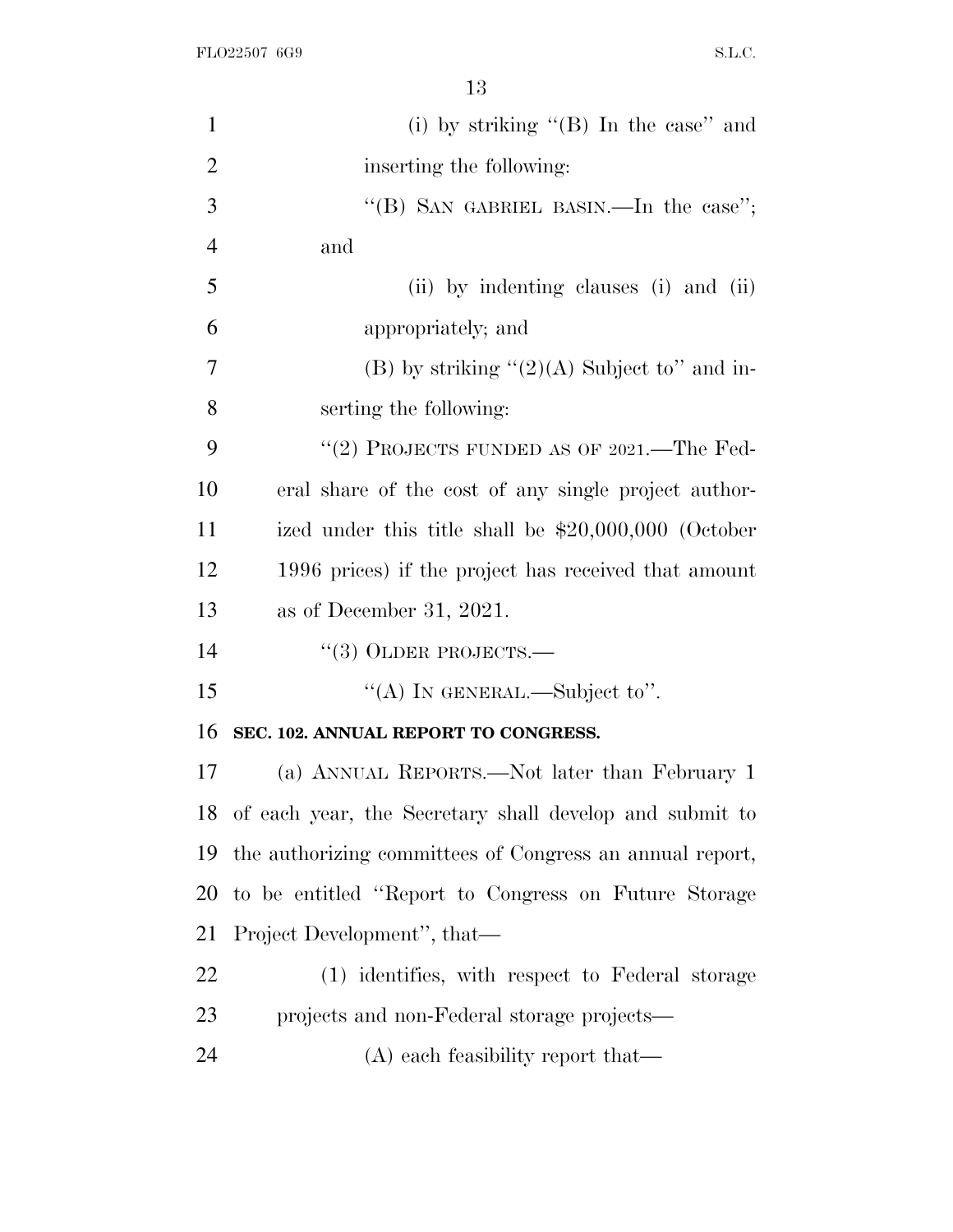(i) by striking "(B) In the case" and inserting the following:

"(B) SAN GABRIEL BASIN.—In the case"; and

(ii) by indenting clauses (i) and (ii) appropriately; and

(B) by striking "(2)(A) Subject to" and inserting the following:

"(2) PROJECTS FUNDED AS OF 2021.—The Federal share of the cost of any single project authorized under this title shall be $20,000,000 (October 1996 prices) if the project has received that amount as of December 31, 2021.

"(3) OLDER PROJECTS.—

"(A) IN GENERAL.—Subject to".

**SEC. 102. ANNUAL REPORT TO CONGRESS.**

(a) ANNUAL REPORTS.—Not later than February 1 of each year, the Secretary shall develop and submit to the authorizing committees of Congress an annual report, to be entitled "Report to Congress on Future Storage Project Development", that—

(1) identifies, with respect to Federal storage projects and non-Federal storage projects—

(A) each feasibility report that—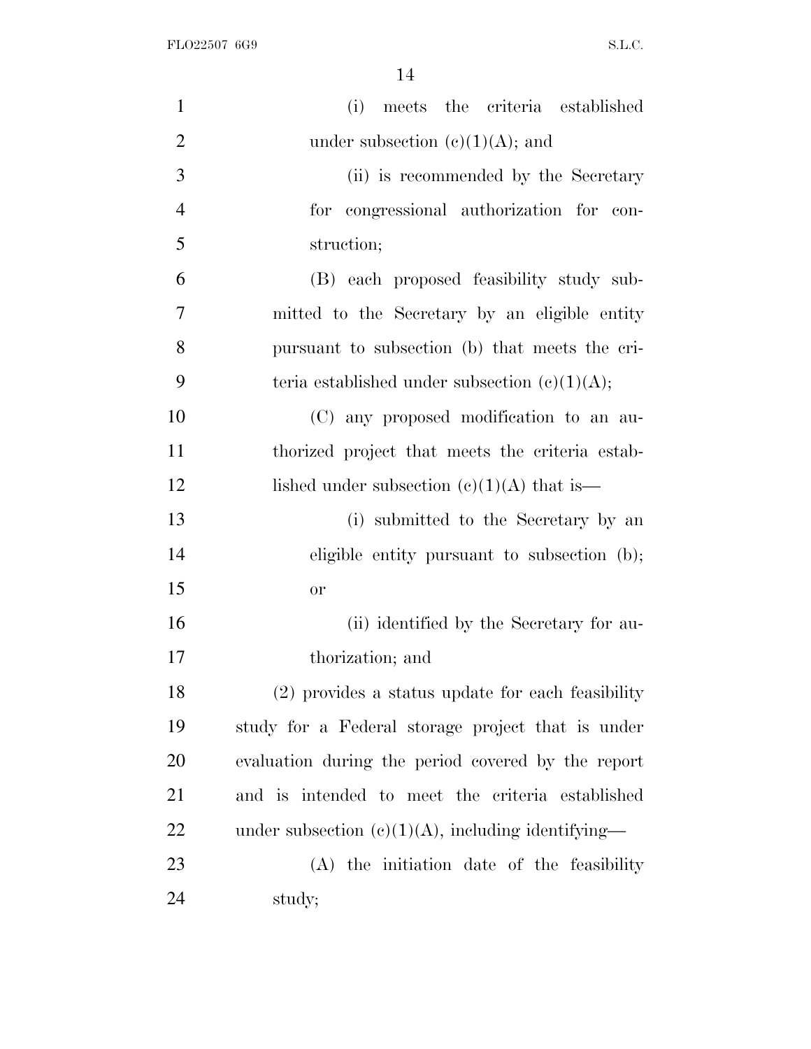(i) meets the criteria established under subsection (c)(1)(A); and

(ii) is recommended by the Secretary for congressional authorization for construction;

(B) each proposed feasibility study submitted to the Secretary by an eligible entity pursuant to subsection (b) that meets the criteria established under subsection (c)(1)(A);

(C) any proposed modification to an authorized project that meets the criteria established under subsection (c)(1)(A) that is—

(i) submitted to the Secretary by an eligible entity pursuant to subsection (b); or

(ii) identified by the Secretary for authorization; and

(2) provides a status update for each feasibility study for a Federal storage project that is under evaluation during the period covered by the report and is intended to meet the criteria established under subsection (c)(1)(A), including identifying—

(A) the initiation date of the feasibility study;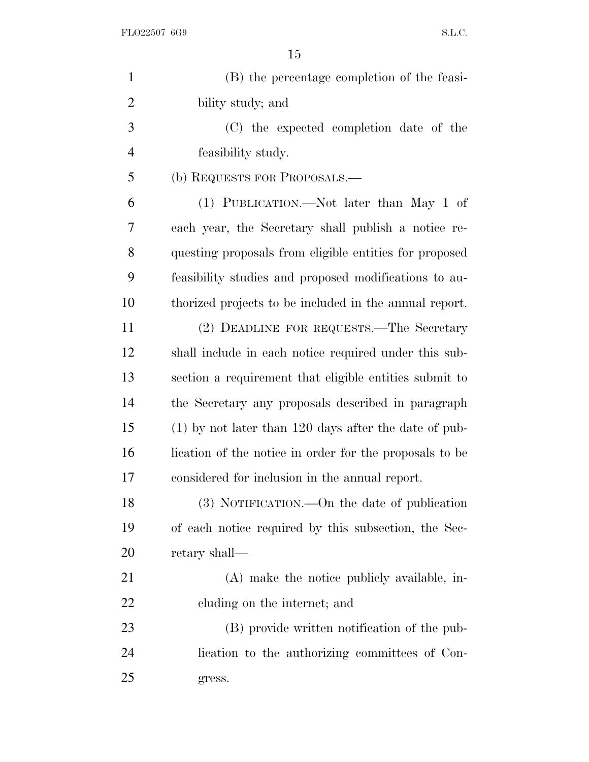(B) the percentage completion of the feasibility study; and

(C) the expected completion date of the feasibility study.

(b) REQUESTS FOR PROPOSALS.—

(1) PUBLICATION.—Not later than May 1 of each year, the Secretary shall publish a notice requesting proposals from eligible entities for proposed feasibility studies and proposed modifications to authorized projects to be included in the annual report.

(2) DEADLINE FOR REQUESTS.—The Secretary shall include in each notice required under this subsection a requirement that eligible entities submit to the Secretary any proposals described in paragraph (1) by not later than 120 days after the date of publication of the notice in order for the proposals to be considered for inclusion in the annual report.

(3) NOTIFICATION.—On the date of publication of each notice required by this subsection, the Secretary shall—

(A) make the notice publicly available, including on the internet; and

(B) provide written notification of the publication to the authorizing committees of Congress.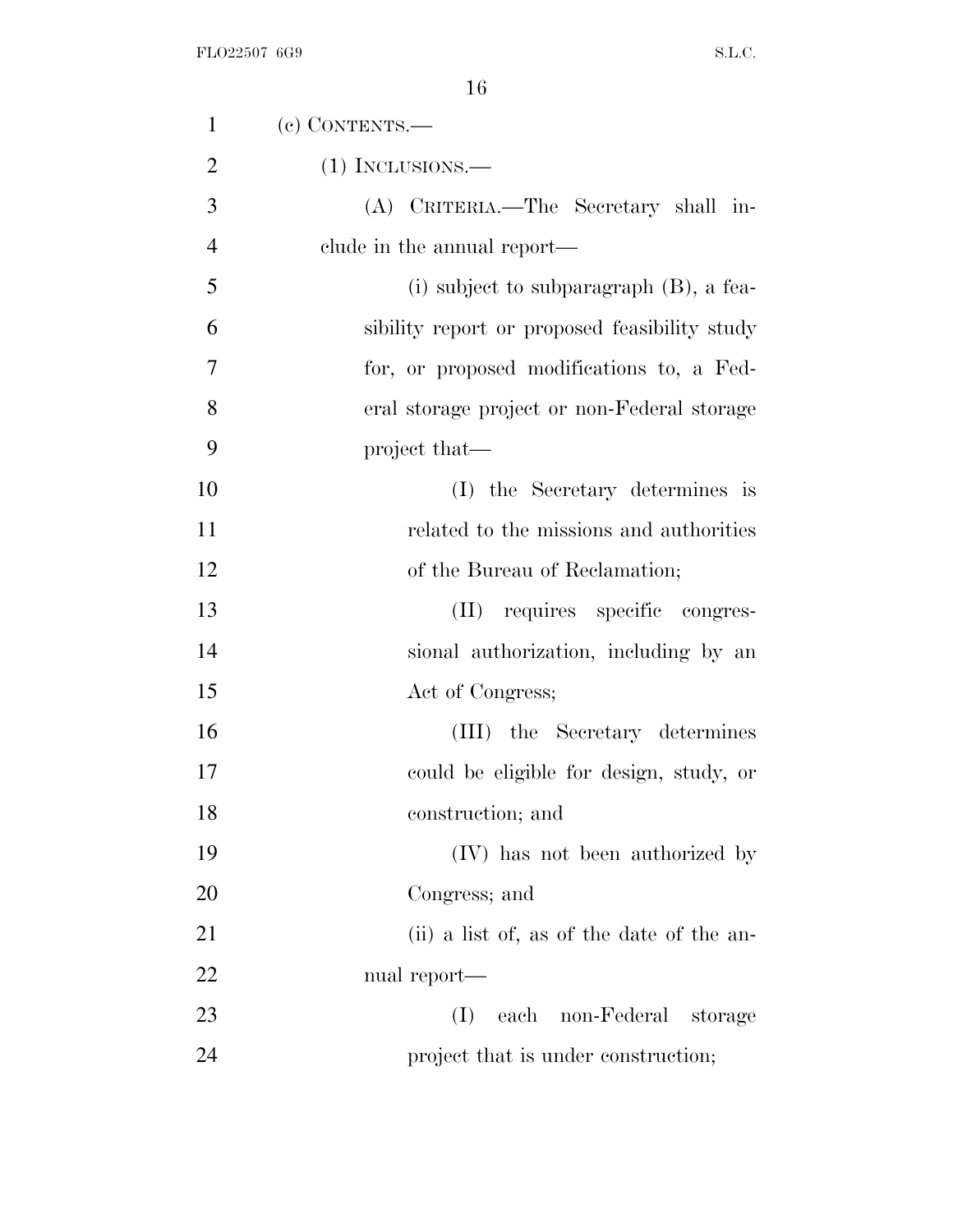(c) CONTENTS.—

(1) INCLUSIONS.—

(A) CRITERIA.—The Secretary shall include in the annual report—

(i) subject to subparagraph (B), a feasibility report or proposed feasibility study for, or proposed modifications to, a Federal storage project or non-Federal storage project that—

(I) the Secretary determines is related to the missions and authorities of the Bureau of Reclamation;

(II) requires specific congressional authorization, including by an Act of Congress;

(III) the Secretary determines could be eligible for design, study, or construction; and

(IV) has not been authorized by Congress; and

(ii) a list of, as of the date of the annual report—

(I) each non-Federal storage project that is under construction;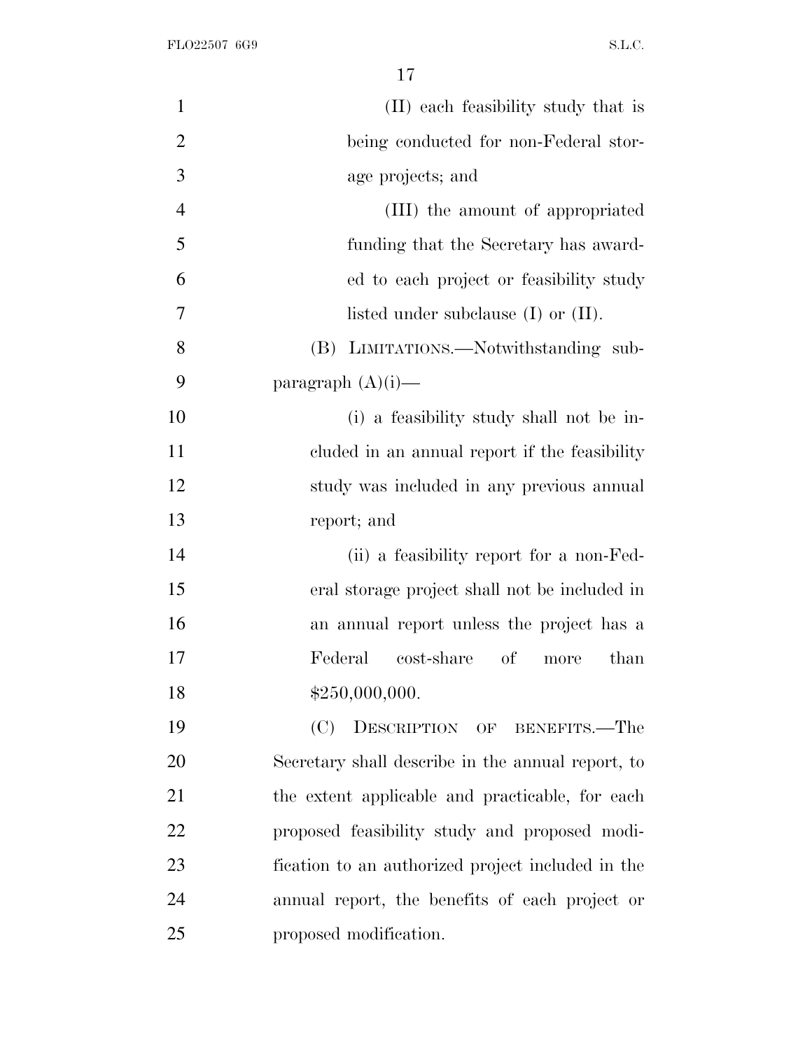(II) each feasibility study that is being conducted for non-Federal storage projects; and

(III) the amount of appropriated funding that the Secretary has awarded to each project or feasibility study listed under subclause (I) or (II).

(B) LIMITATIONS.—Notwithstanding subparagraph (A)(i)—

(i) a feasibility study shall not be included in an annual report if the feasibility study was included in any previous annual report; and

(ii) a feasibility report for a non-Federal storage project shall not be included in an annual report unless the project has a Federal cost-share of more than $250,000,000.

(C) DESCRIPTION OF BENEFITS.—The Secretary shall describe in the annual report, to the extent applicable and practicable, for each proposed feasibility study and proposed modification to an authorized project included in the annual report, the benefits of each project or proposed modification.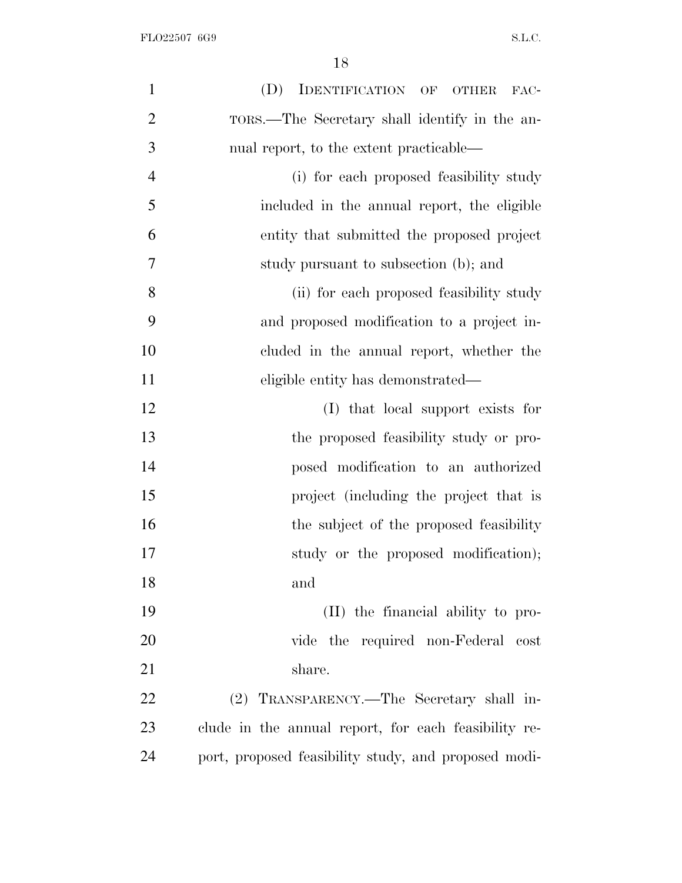(D) IDENTIFICATION OF OTHER FACTORS.—The Secretary shall identify in the annual report, to the extent practicable—

(i) for each proposed feasibility study included in the annual report, the eligible entity that submitted the proposed project study pursuant to subsection (b); and

(ii) for each proposed feasibility study and proposed modification to a project included in the annual report, whether the eligible entity has demonstrated—

(I) that local support exists for the proposed feasibility study or proposed modification to an authorized project (including the project that is the subject of the proposed feasibility study or the proposed modification); and

(II) the financial ability to provide the required non-Federal cost share.

(2) TRANSPARENCY.—The Secretary shall include in the annual report, for each feasibility report, proposed feasibility study, and proposed modi-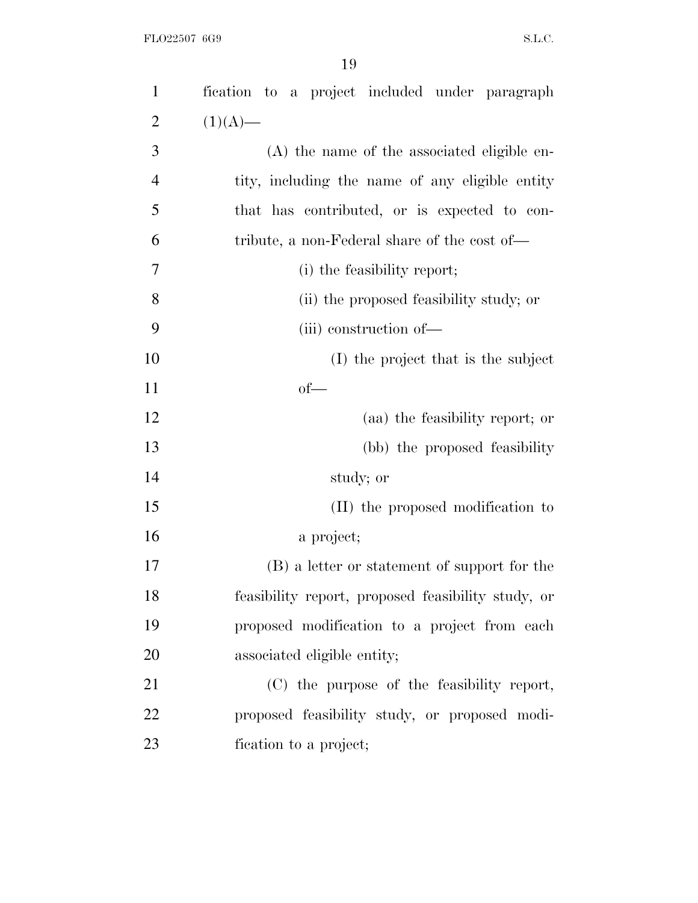fication to a project included under paragraph (1)(A)—

(A) the name of the associated eligible entity, including the name of any eligible entity that has contributed, or is expected to contribute, a non-Federal share of the cost of—

(i) the feasibility report;

(ii) the proposed feasibility study; or

(iii) construction of—

(I) the project that is the subject of—

(aa) the feasibility report; or

(bb) the proposed feasibility study; or

(II) the proposed modification to a project;

(B) a letter or statement of support for the feasibility report, proposed feasibility study, or proposed modification to a project from each associated eligible entity;

(C) the purpose of the feasibility report, proposed feasibility study, or proposed modification to a project;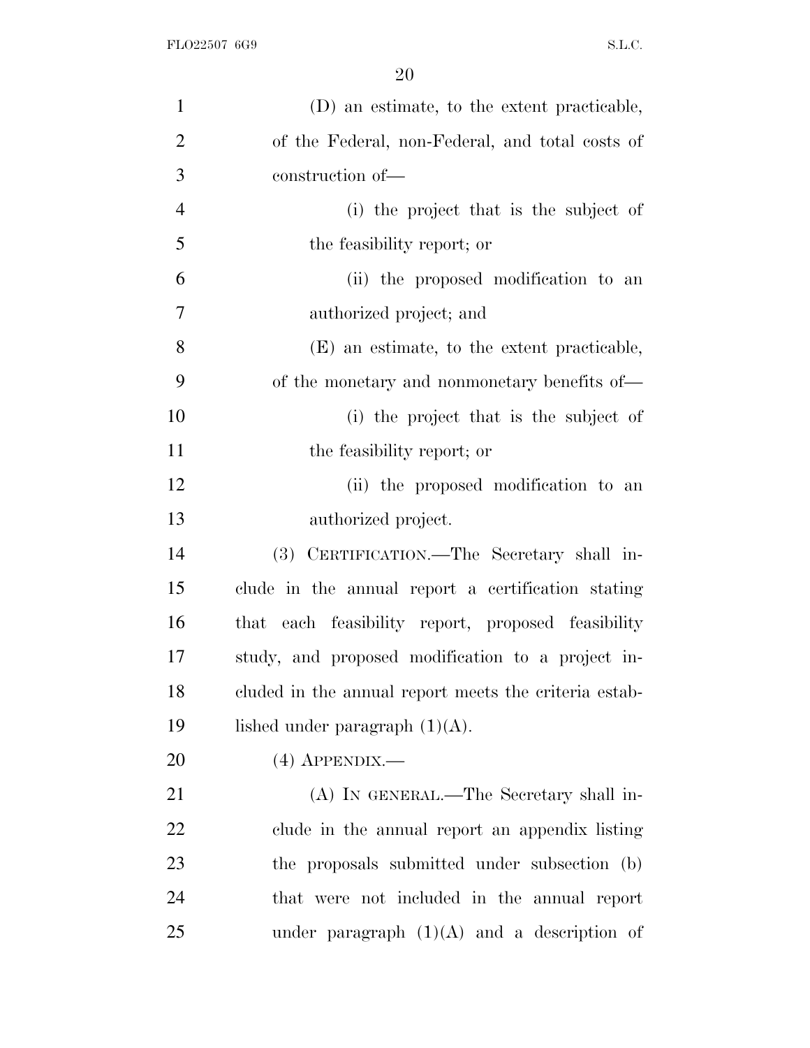(D) an estimate, to the extent practicable, of the Federal, non-Federal, and total costs of construction of—

(i) the project that is the subject of the feasibility report; or

(ii) the proposed modification to an authorized project; and

(E) an estimate, to the extent practicable, of the monetary and nonmonetary benefits of—

(i) the project that is the subject of the feasibility report; or

(ii) the proposed modification to an authorized project.

(3) CERTIFICATION.—The Secretary shall include in the annual report a certification stating that each feasibility report, proposed feasibility study, and proposed modification to a project included in the annual report meets the criteria established under paragraph (1)(A).

(4) APPENDIX.—

(A) IN GENERAL.—The Secretary shall include in the annual report an appendix listing the proposals submitted under subsection (b) that were not included in the annual report under paragraph (1)(A) and a description of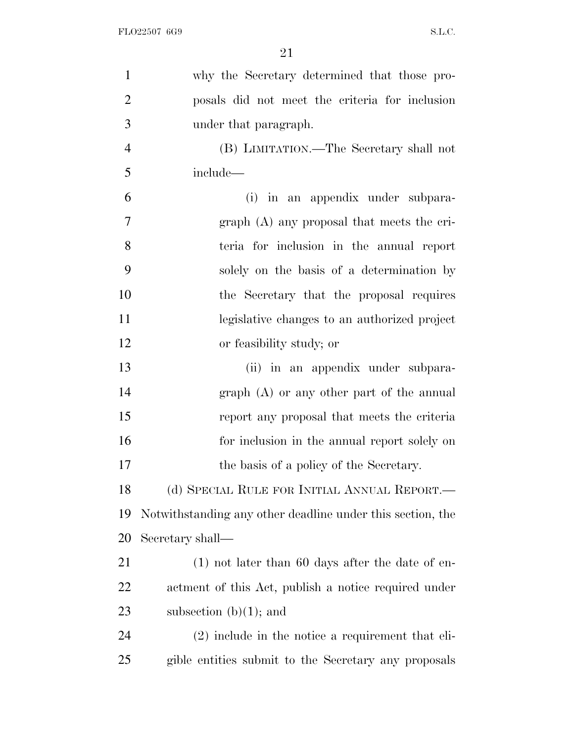why the Secretary determined that those proposals did not meet the criteria for inclusion under that paragraph.

(B) LIMITATION.—The Secretary shall not include—

(i) in an appendix under subparagraph (A) any proposal that meets the criteria for inclusion in the annual report solely on the basis of a determination by the Secretary that the proposal requires legislative changes to an authorized project or feasibility study; or

(ii) in an appendix under subparagraph (A) or any other part of the annual report any proposal that meets the criteria for inclusion in the annual report solely on the basis of a policy of the Secretary.

(d) SPECIAL RULE FOR INITIAL ANNUAL REPORT.—Notwithstanding any other deadline under this section, the Secretary shall—

(1) not later than 60 days after the date of enactment of this Act, publish a notice required under subsection (b)(1); and

(2) include in the notice a requirement that eligible entities submit to the Secretary any proposals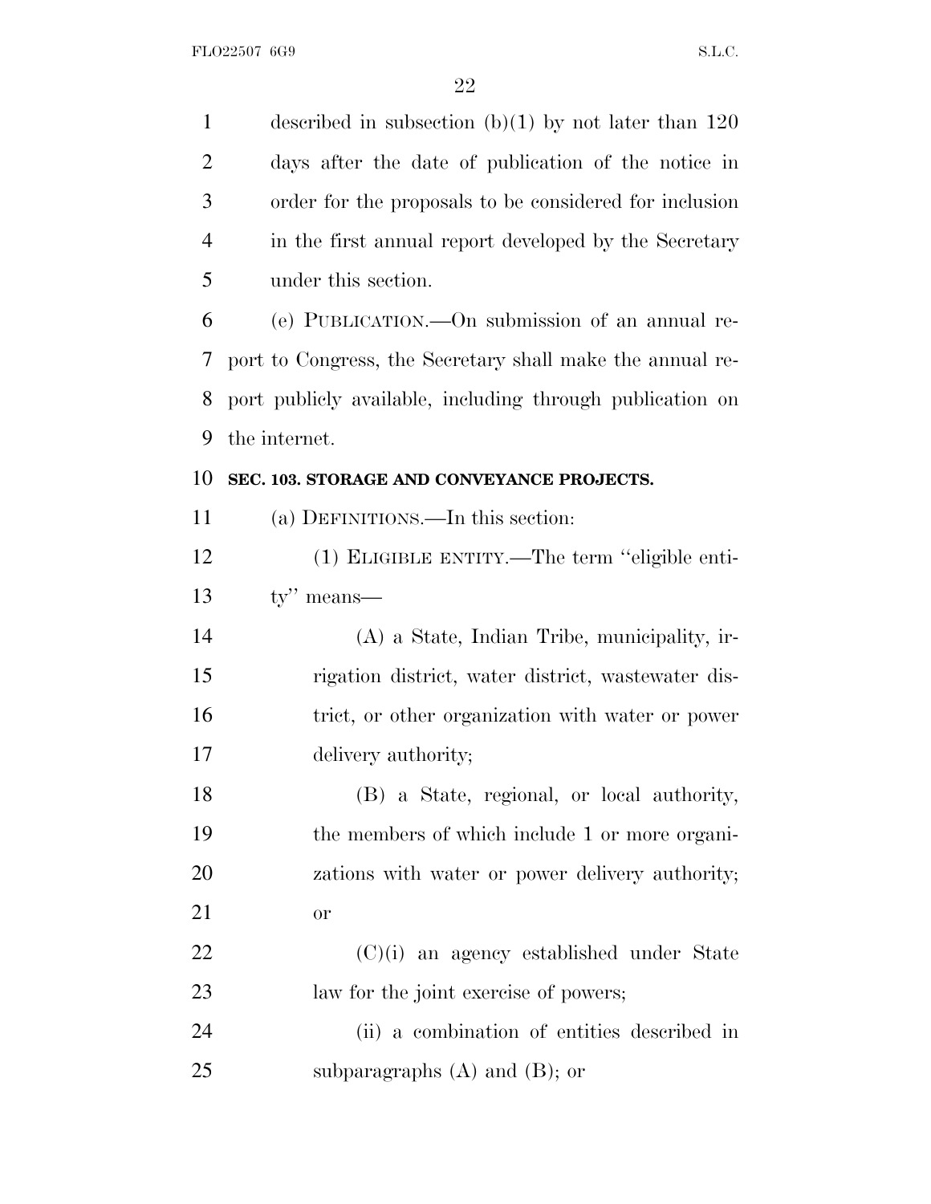described in subsection (b)(1) by not later than 120 days after the date of publication of the notice in order for the proposals to be considered for inclusion in the first annual report developed by the Secretary under this section.

(e) PUBLICATION.—On submission of an annual report to Congress, the Secretary shall make the annual report publicly available, including through publication on the internet.

**SEC. 103. STORAGE AND CONVEYANCE PROJECTS.**

(a) DEFINITIONS.—In this section:

(1) ELIGIBLE ENTITY.—The term ''eligible entity'' means—

(A) a State, Indian Tribe, municipality, irrigation district, water district, wastewater district, or other organization with water or power delivery authority;

(B) a State, regional, or local authority, the members of which include 1 or more organizations with water or power delivery authority; or

(C)(i) an agency established under State law for the joint exercise of powers;

(ii) a combination of entities described in subparagraphs (A) and (B); or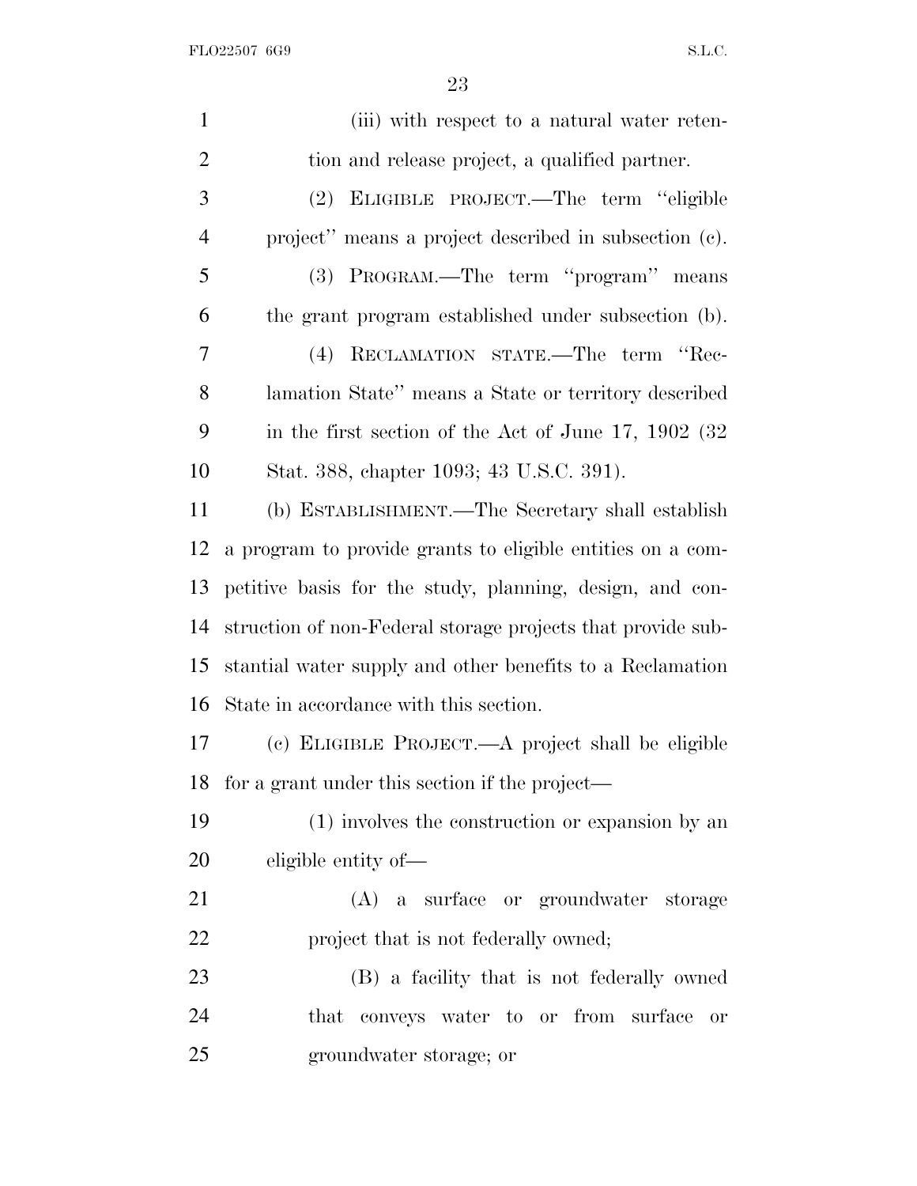(iii) with respect to a natural water retention and release project, a qualified partner.

(2) ELIGIBLE PROJECT.—The term "eligible project" means a project described in subsection (c).

(3) PROGRAM.—The term "program" means the grant program established under subsection (b).

(4) RECLAMATION STATE.—The term "Reclamation State" means a State or territory described in the first section of the Act of June 17, 1902 (32 Stat. 388, chapter 1093; 43 U.S.C. 391).

(b) ESTABLISHMENT.—The Secretary shall establish a program to provide grants to eligible entities on a competitive basis for the study, planning, design, and construction of non-Federal storage projects that provide substantial water supply and other benefits to a Reclamation State in accordance with this section.

(c) ELIGIBLE PROJECT.—A project shall be eligible for a grant under this section if the project—

(1) involves the construction or expansion by an eligible entity of—

(A) a surface or groundwater storage project that is not federally owned;

(B) a facility that is not federally owned that conveys water to or from surface or groundwater storage; or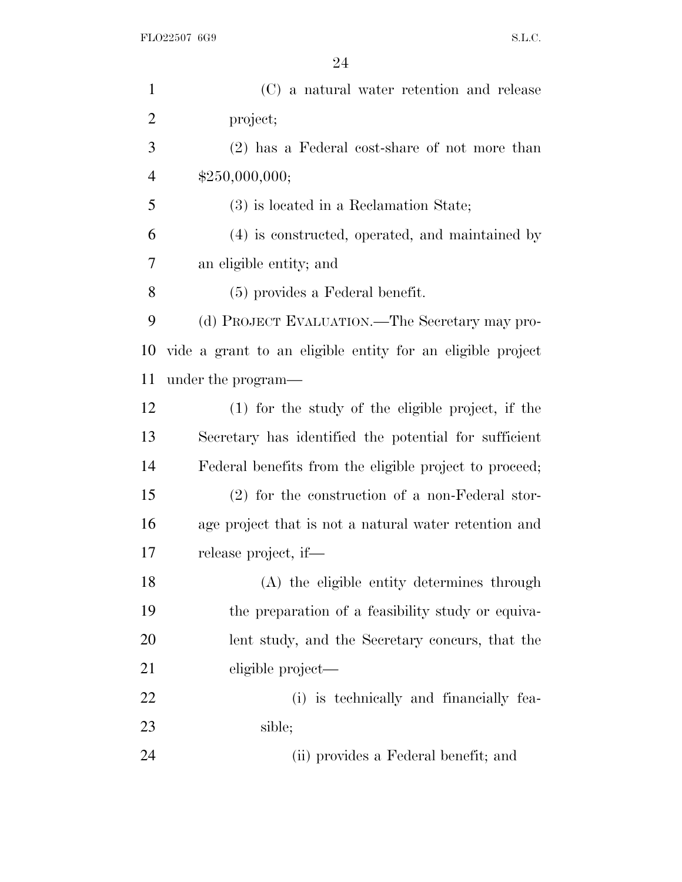(C) a natural water retention and release project;

(2) has a Federal cost-share of not more than $250,000,000;

(3) is located in a Reclamation State;

(4) is constructed, operated, and maintained by an eligible entity; and

(5) provides a Federal benefit.

(d) PROJECT EVALUATION.—The Secretary may provide a grant to an eligible entity for an eligible project under the program—

(1) for the study of the eligible project, if the Secretary has identified the potential for sufficient Federal benefits from the eligible project to proceed;

(2) for the construction of a non-Federal storage project that is not a natural water retention and release project, if—

(A) the eligible entity determines through the preparation of a feasibility study or equivalent study, and the Secretary concurs, that the eligible project—

(i) is technically and financially feasible;

(ii) provides a Federal benefit; and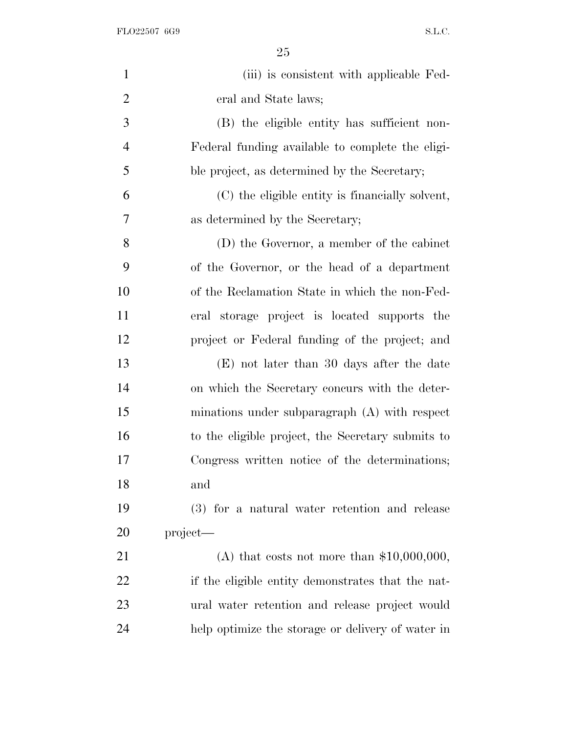(iii) is consistent with applicable Federal and State laws;

(B) the eligible entity has sufficient non-Federal funding available to complete the eligible project, as determined by the Secretary;

(C) the eligible entity is financially solvent, as determined by the Secretary;

(D) the Governor, a member of the cabinet of the Governor, or the head of a department of the Reclamation State in which the non-Federal storage project is located supports the project or Federal funding of the project; and

(E) not later than 30 days after the date on which the Secretary concurs with the determinations under subparagraph (A) with respect to the eligible project, the Secretary submits to Congress written notice of the determinations; and

(3) for a natural water retention and release project—

(A) that costs not more than $10,000,000, if the eligible entity demonstrates that the natural water retention and release project would help optimize the storage or delivery of water in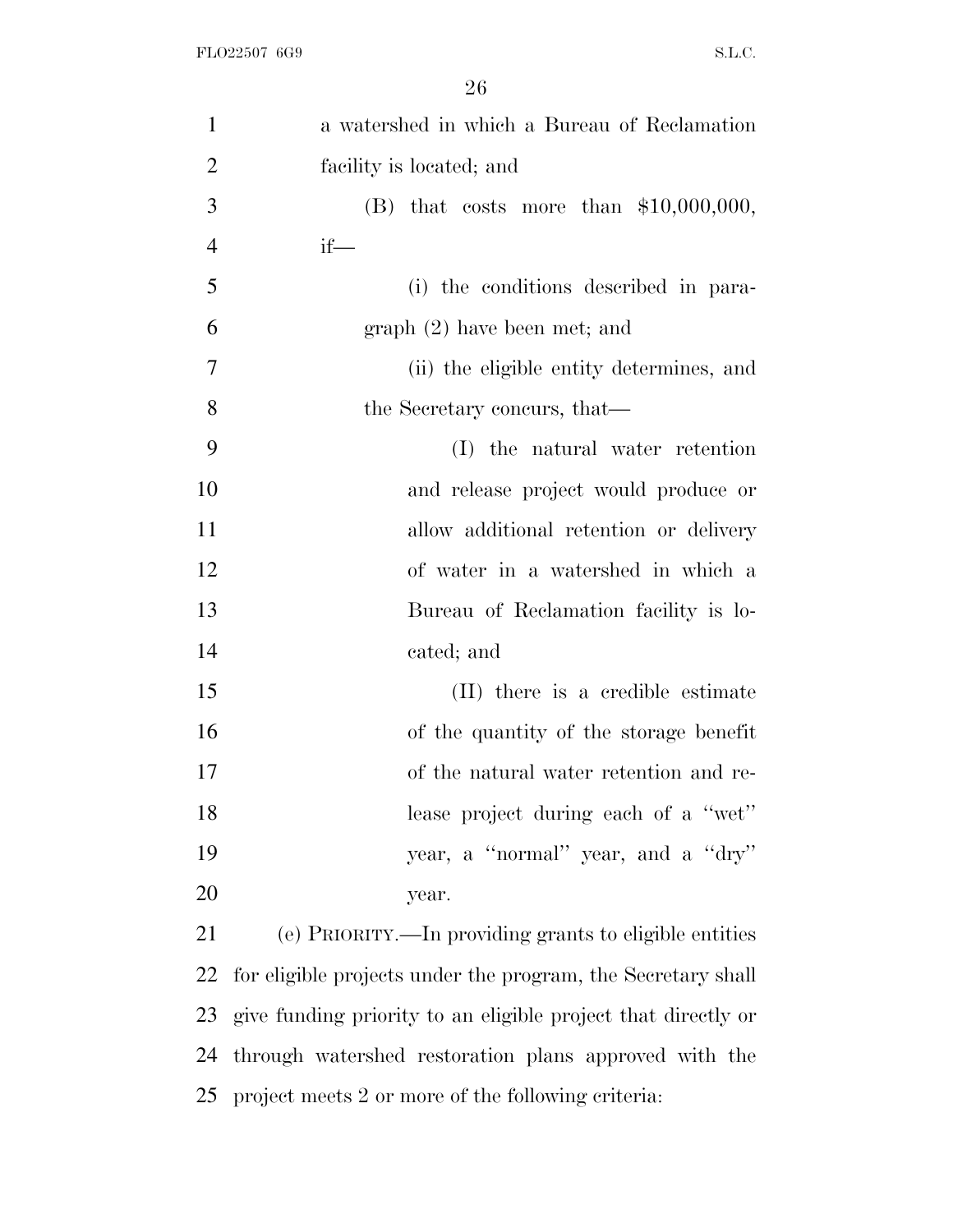a watershed in which a Bureau of Reclamation facility is located; and

(B) that costs more than $10,000,000, if—

(i) the conditions described in paragraph (2) have been met; and

(ii) the eligible entity determines, and the Secretary concurs, that—

(I) the natural water retention and release project would produce or allow additional retention or delivery of water in a watershed in which a Bureau of Reclamation facility is located; and

(II) there is a credible estimate of the quantity of the storage benefit of the natural water retention and release project during each of a ''wet'' year, a ''normal'' year, and a ''dry'' year.

(e) PRIORITY.—In providing grants to eligible entities for eligible projects under the program, the Secretary shall give funding priority to an eligible project that directly or through watershed restoration plans approved with the project meets 2 or more of the following criteria: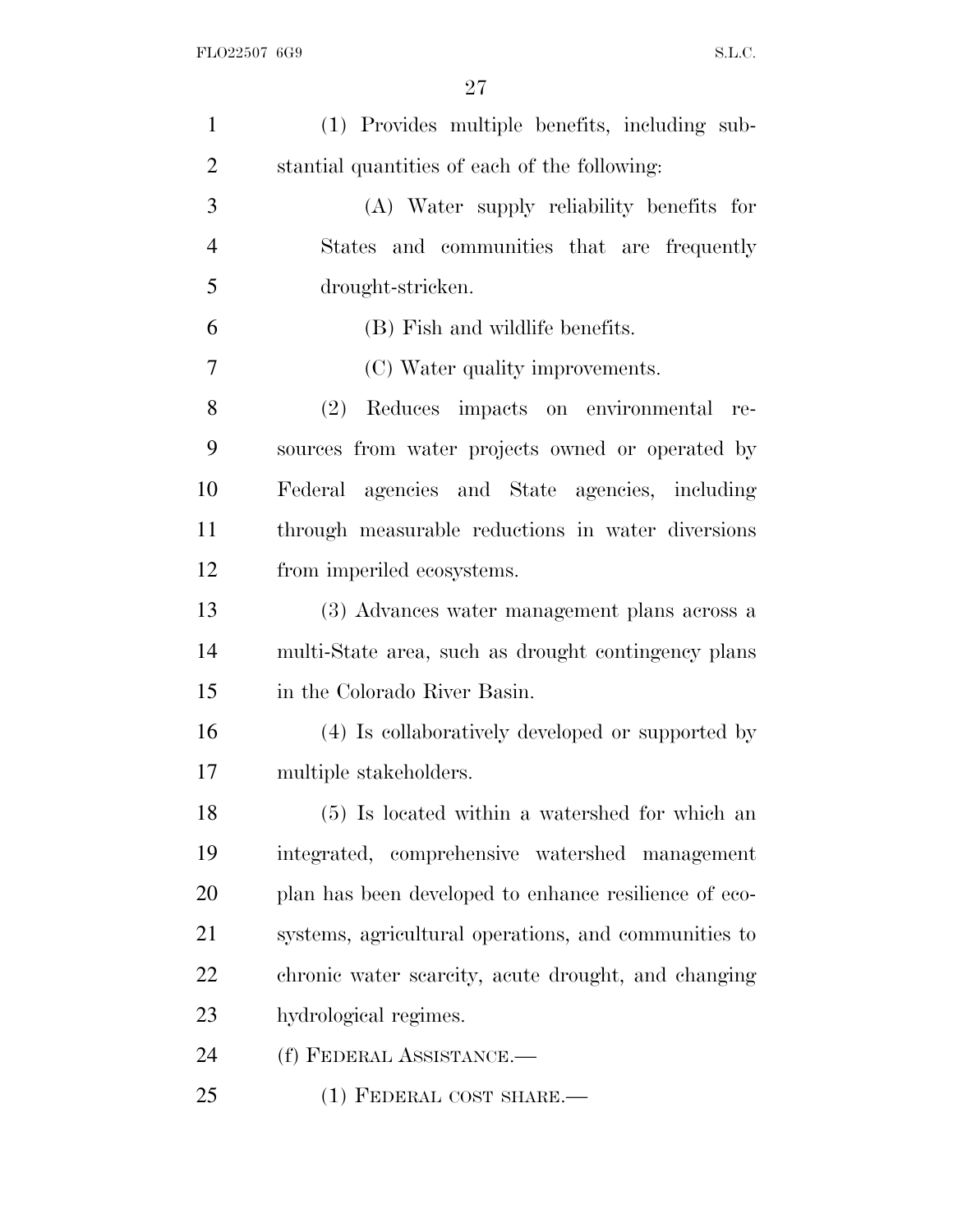(1) Provides multiple benefits, including substantial quantities of each of the following:

(A) Water supply reliability benefits for States and communities that are frequently drought-stricken.

(B) Fish and wildlife benefits.

(C) Water quality improvements.

(2) Reduces impacts on environmental resources from water projects owned or operated by Federal agencies and State agencies, including through measurable reductions in water diversions from imperiled ecosystems.

(3) Advances water management plans across a multi-State area, such as drought contingency plans in the Colorado River Basin.

(4) Is collaboratively developed or supported by multiple stakeholders.

(5) Is located within a watershed for which an integrated, comprehensive watershed management plan has been developed to enhance resilience of ecosystems, agricultural operations, and communities to chronic water scarcity, acute drought, and changing hydrological regimes.

(f) FEDERAL ASSISTANCE.—

(1) FEDERAL COST SHARE.—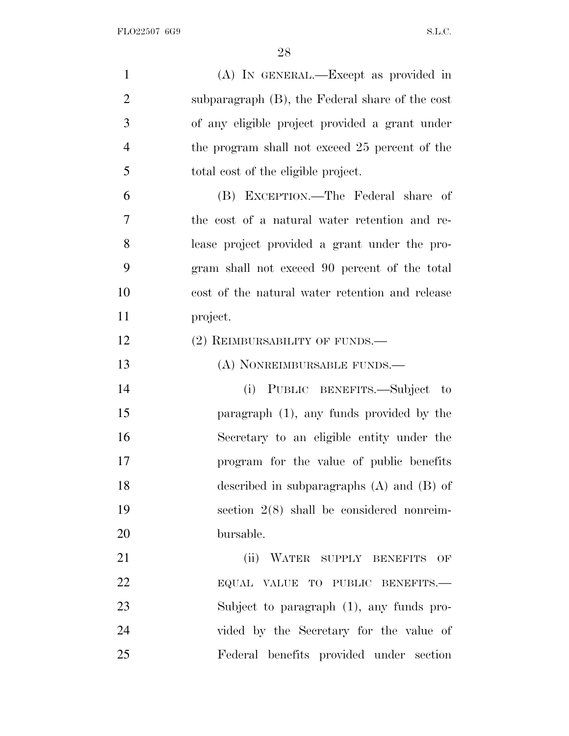(A) IN GENERAL.—Except as provided in subparagraph (B), the Federal share of the cost of any eligible project provided a grant under the program shall not exceed 25 percent of the total cost of the eligible project.

(B) EXCEPTION.—The Federal share of the cost of a natural water retention and release project provided a grant under the program shall not exceed 90 percent of the total cost of the natural water retention and release project.

(2) REIMBURSABILITY OF FUNDS.—

(A) NONREIMBURSABLE FUNDS.—

(i) PUBLIC BENEFITS.—Subject to paragraph (1), any funds provided by the Secretary to an eligible entity under the program for the value of public benefits described in subparagraphs (A) and (B) of section 2(8) shall be considered nonreimbursable.

(ii) WATER SUPPLY BENEFITS OF EQUAL VALUE TO PUBLIC BENEFITS.—Subject to paragraph (1), any funds provided by the Secretary for the value of Federal benefits provided under section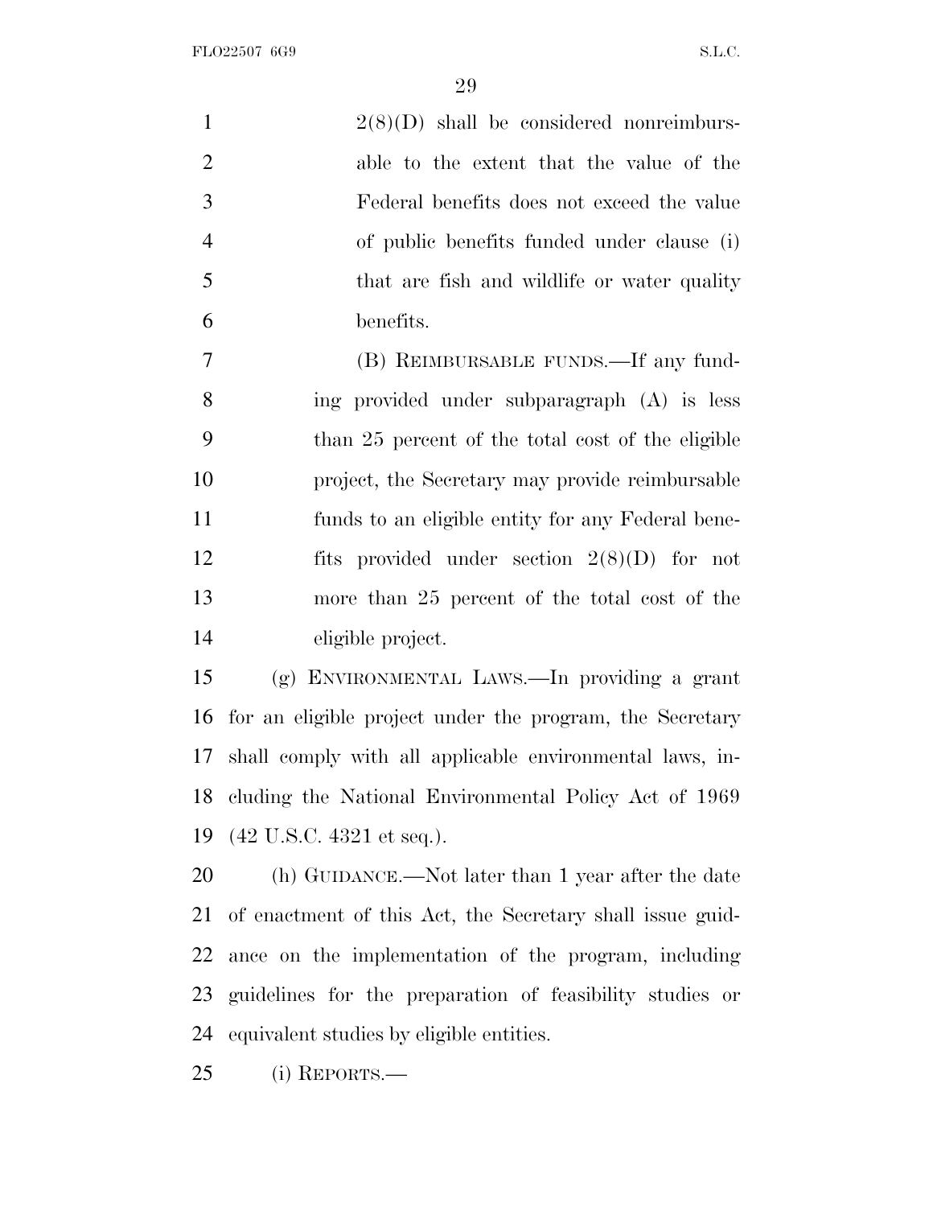2(8)(D) shall be considered nonreimbursable to the extent that the value of the Federal benefits does not exceed the value of public benefits funded under clause (i) that are fish and wildlife or water quality benefits.

(B) REIMBURSABLE FUNDS.—If any funding provided under subparagraph (A) is less than 25 percent of the total cost of the eligible project, the Secretary may provide reimbursable funds to an eligible entity for any Federal benefits provided under section 2(8)(D) for not more than 25 percent of the total cost of the eligible project.

(g) ENVIRONMENTAL LAWS.—In providing a grant for an eligible project under the program, the Secretary shall comply with all applicable environmental laws, including the National Environmental Policy Act of 1969 (42 U.S.C. 4321 et seq.).

(h) GUIDANCE.—Not later than 1 year after the date of enactment of this Act, the Secretary shall issue guidance on the implementation of the program, including guidelines for the preparation of feasibility studies or equivalent studies by eligible entities.

(i) REPORTS.—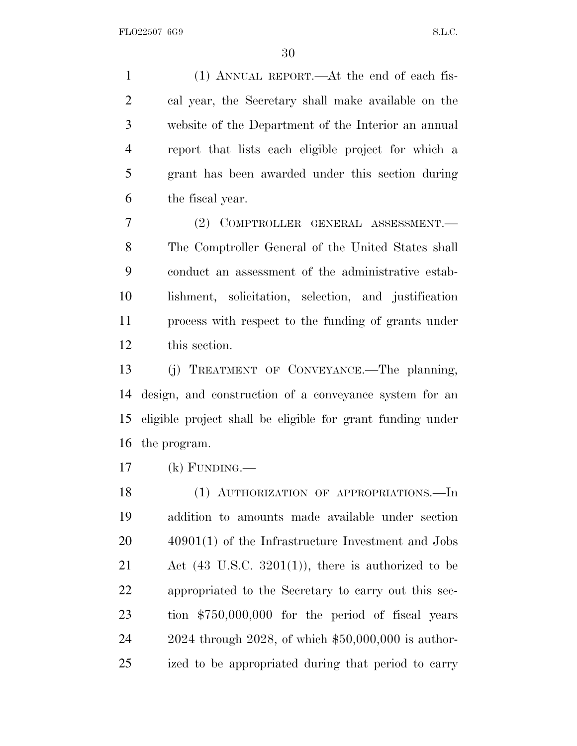(1) ANNUAL REPORT.—At the end of each fiscal year, the Secretary shall make available on the website of the Department of the Interior an annual report that lists each eligible project for which a grant has been awarded under this section during the fiscal year.

(2) COMPTROLLER GENERAL ASSESSMENT.—The Comptroller General of the United States shall conduct an assessment of the administrative establishment, solicitation, selection, and justification process with respect to the funding of grants under this section.

(j) TREATMENT OF CONVEYANCE.—The planning, design, and construction of a conveyance system for an eligible project shall be eligible for grant funding under the program.

(k) FUNDING.—

(1) AUTHORIZATION OF APPROPRIATIONS.—In addition to amounts made available under section 40901(1) of the Infrastructure Investment and Jobs Act (43 U.S.C. 3201(1)), there is authorized to be appropriated to the Secretary to carry out this section $750,000,000 for the period of fiscal years 2024 through 2028, of which $50,000,000 is authorized to be appropriated during that period to carry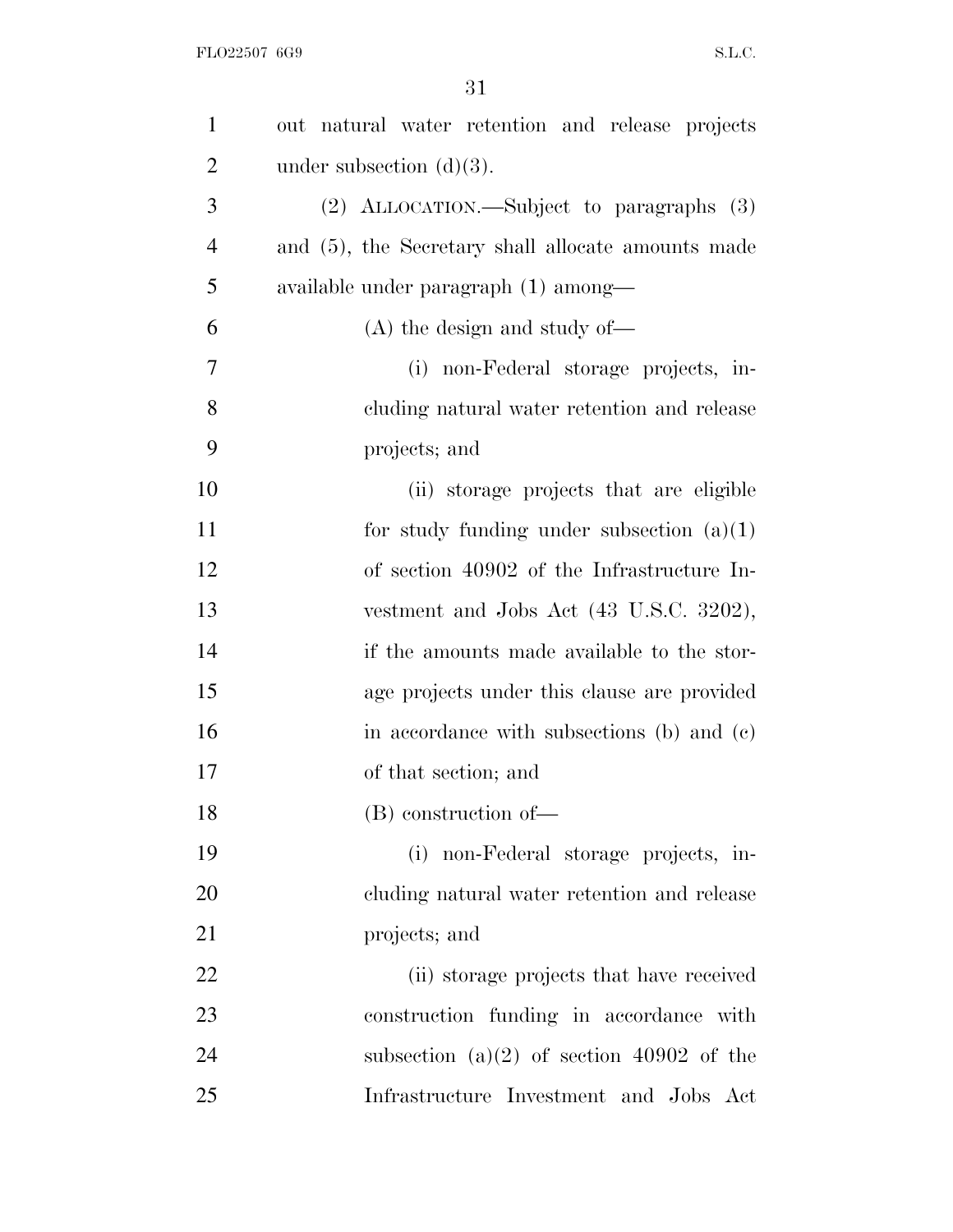out natural water retention and release projects under subsection (d)(3).

(2) ALLOCATION.—Subject to paragraphs (3) and (5), the Secretary shall allocate amounts made available under paragraph (1) among—

(A) the design and study of—

(i) non-Federal storage projects, including natural water retention and release projects; and

(ii) storage projects that are eligible for study funding under subsection (a)(1) of section 40902 of the Infrastructure Investment and Jobs Act (43 U.S.C. 3202), if the amounts made available to the storage projects under this clause are provided in accordance with subsections (b) and (c) of that section; and

(B) construction of—

(i) non-Federal storage projects, including natural water retention and release projects; and

(ii) storage projects that have received construction funding in accordance with subsection (a)(2) of section 40902 of the Infrastructure Investment and Jobs Act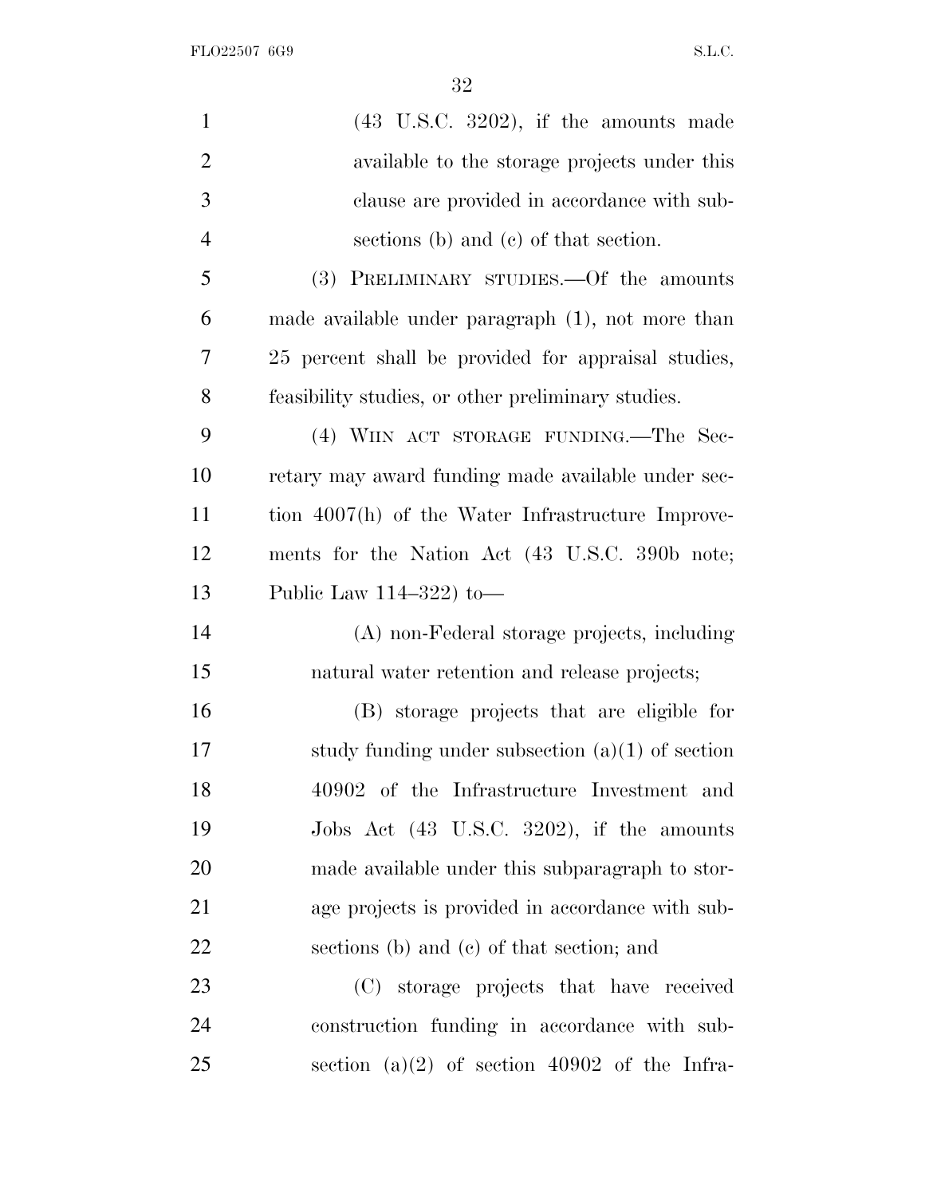(43 U.S.C. 3202), if the amounts made available to the storage projects under this clause are provided in accordance with subsections (b) and (c) of that section.

(3) PRELIMINARY STUDIES.—Of the amounts made available under paragraph (1), not more than 25 percent shall be provided for appraisal studies, feasibility studies, or other preliminary studies.

(4) WIIN ACT STORAGE FUNDING.—The Secretary may award funding made available under section 4007(h) of the Water Infrastructure Improvements for the Nation Act (43 U.S.C. 390b note; Public Law 114–322) to—

(A) non-Federal storage projects, including natural water retention and release projects;

(B) storage projects that are eligible for study funding under subsection (a)(1) of section 40902 of the Infrastructure Investment and Jobs Act (43 U.S.C. 3202), if the amounts made available under this subparagraph to storage projects is provided in accordance with subsections (b) and (c) of that section; and

(C) storage projects that have received construction funding in accordance with subsection (a)(2) of section 40902 of the Infra-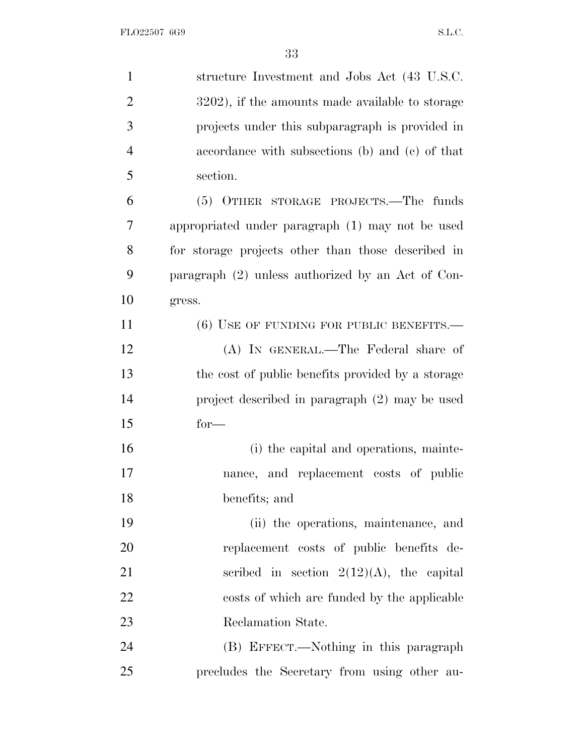structure Investment and Jobs Act (43 U.S.C. 3202), if the amounts made available to storage projects under this subparagraph is provided in accordance with subsections (b) and (c) of that section.

(5) OTHER STORAGE PROJECTS.—The funds appropriated under paragraph (1) may not be used for storage projects other than those described in paragraph (2) unless authorized by an Act of Congress.

(6) USE OF FUNDING FOR PUBLIC BENEFITS.—

(A) IN GENERAL.—The Federal share of the cost of public benefits provided by a storage project described in paragraph (2) may be used for—

(i) the capital and operations, maintenance, and replacement costs of public benefits; and

(ii) the operations, maintenance, and replacement costs of public benefits described in section 2(12)(A), the capital costs of which are funded by the applicable Reclamation State.

(B) EFFECT.—Nothing in this paragraph precludes the Secretary from using other au-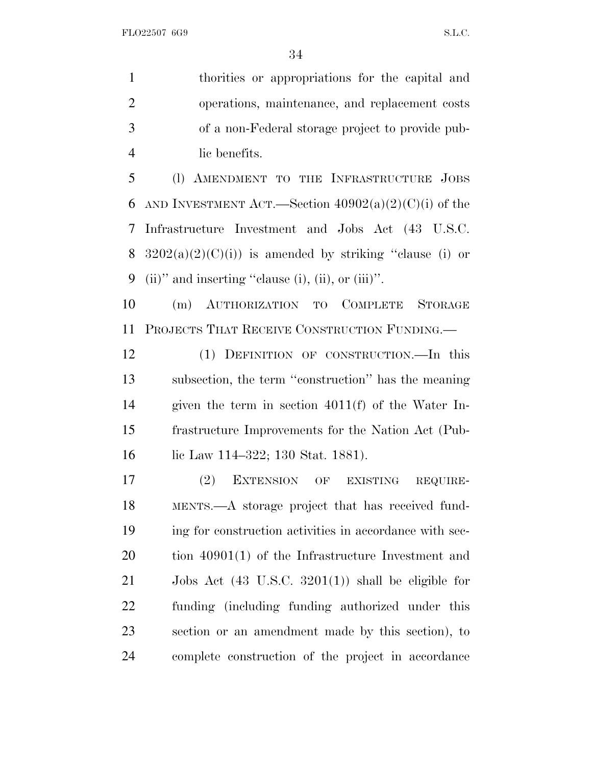thorities or appropriations for the capital and operations, maintenance, and replacement costs of a non-Federal storage project to provide public benefits.

(l) AMENDMENT TO THE INFRASTRUCTURE JOBS AND INVESTMENT ACT.—Section 40902(a)(2)(C)(i) of the Infrastructure Investment and Jobs Act (43 U.S.C. 3202(a)(2)(C)(i)) is amended by striking ''clause (i) or (ii)'' and inserting ''clause (i), (ii), or (iii)''.

(m) AUTHORIZATION TO COMPLETE STORAGE PROJECTS THAT RECEIVE CONSTRUCTION FUNDING.—

(1) DEFINITION OF CONSTRUCTION.—In this subsection, the term ''construction'' has the meaning given the term in section 4011(f) of the Water Infrastructure Improvements for the Nation Act (Public Law 114–322; 130 Stat. 1881).

(2) EXTENSION OF EXISTING REQUIREMENTS.—A storage project that has received funding for construction activities in accordance with section 40901(1) of the Infrastructure Investment and Jobs Act (43 U.S.C. 3201(1)) shall be eligible for funding (including funding authorized under this section or an amendment made by this section), to complete construction of the project in accordance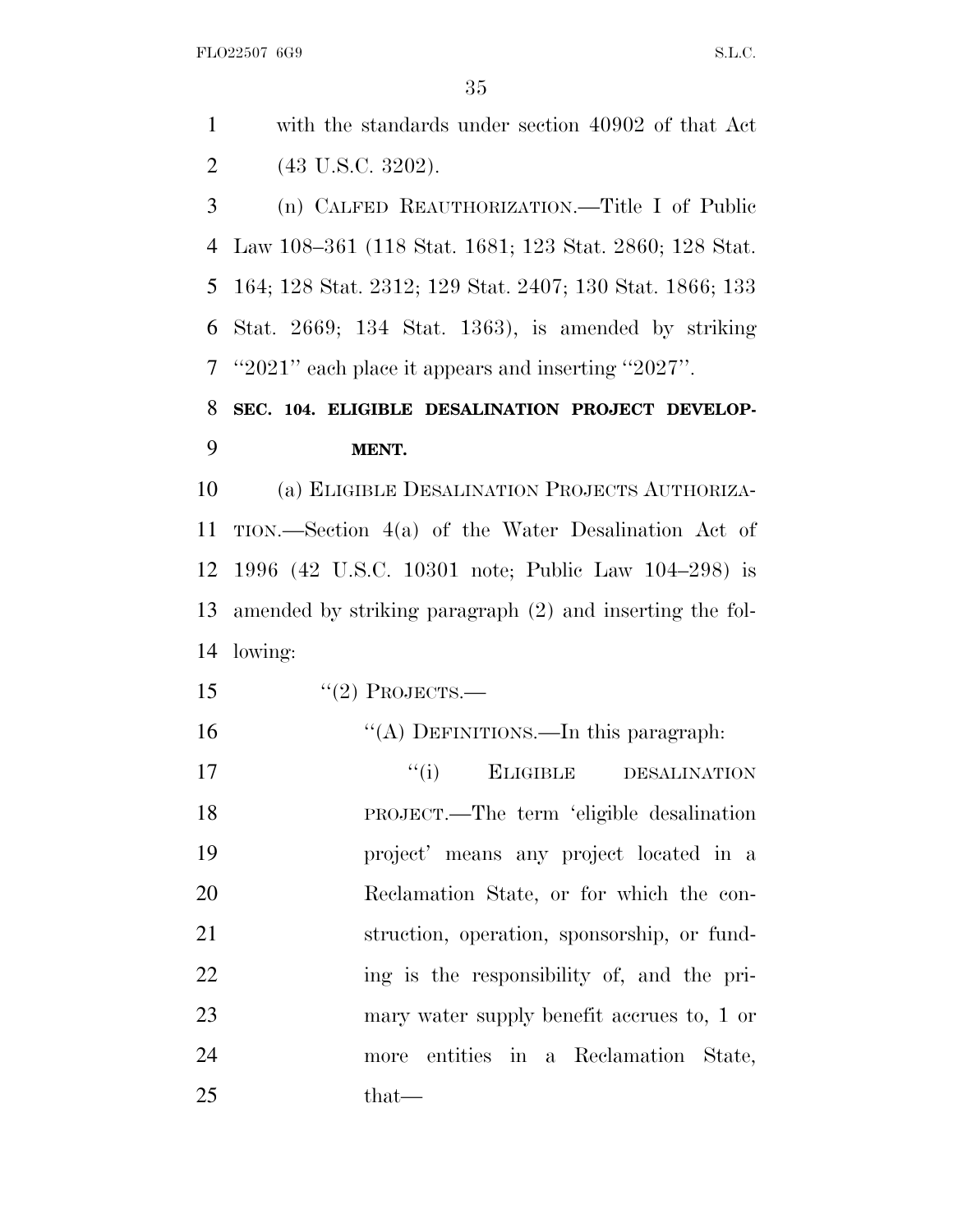with the standards under section 40902 of that Act (43 U.S.C. 3202).

(n) CALFED REAUTHORIZATION.—Title I of Public Law 108–361 (118 Stat. 1681; 123 Stat. 2860; 128 Stat. 164; 128 Stat. 2312; 129 Stat. 2407; 130 Stat. 1866; 133 Stat. 2669; 134 Stat. 1363), is amended by striking ''2021'' each place it appears and inserting ''2027''.

**SEC. 104. ELIGIBLE DESALINATION PROJECT DEVELOPMENT.**

(a) ELIGIBLE DESALINATION PROJECTS AUTHORIZATION.—Section 4(a) of the Water Desalination Act of 1996 (42 U.S.C. 10301 note; Public Law 104–298) is amended by striking paragraph (2) and inserting the following:

''(2) PROJECTS.—

''(A) DEFINITIONS.—In this paragraph:

''(i) ELIGIBLE DESALINATION PROJECT.—The term 'eligible desalination project' means any project located in a Reclamation State, or for which the construction, operation, sponsorship, or funding is the responsibility of, and the primary water supply benefit accrues to, 1 or more entities in a Reclamation State, that—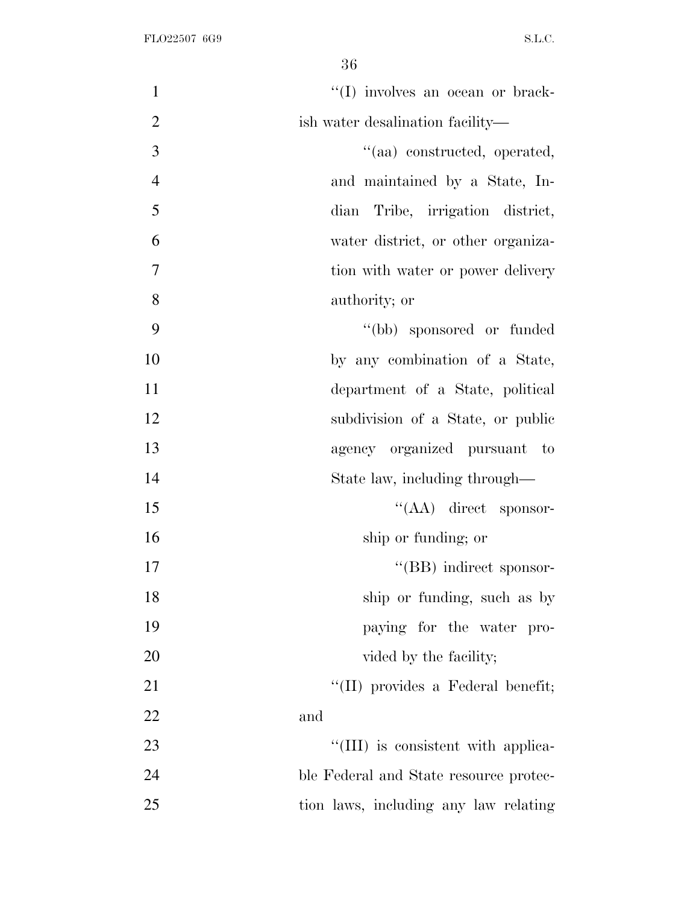"(I) involves an ocean or brackish water desalination facility—

"(aa) constructed, operated, and maintained by a State, Indian Tribe, irrigation district, water district, or other organization with water or power delivery authority; or

"(bb) sponsored or funded by any combination of a State, department of a State, political subdivision of a State, or public agency organized pursuant to State law, including through—

"(AA) direct sponsorship or funding; or

"(BB) indirect sponsorship or funding, such as by paying for the water provided by the facility;

"(II) provides a Federal benefit; and

"(III) is consistent with applicable Federal and State resource protection laws, including any law relating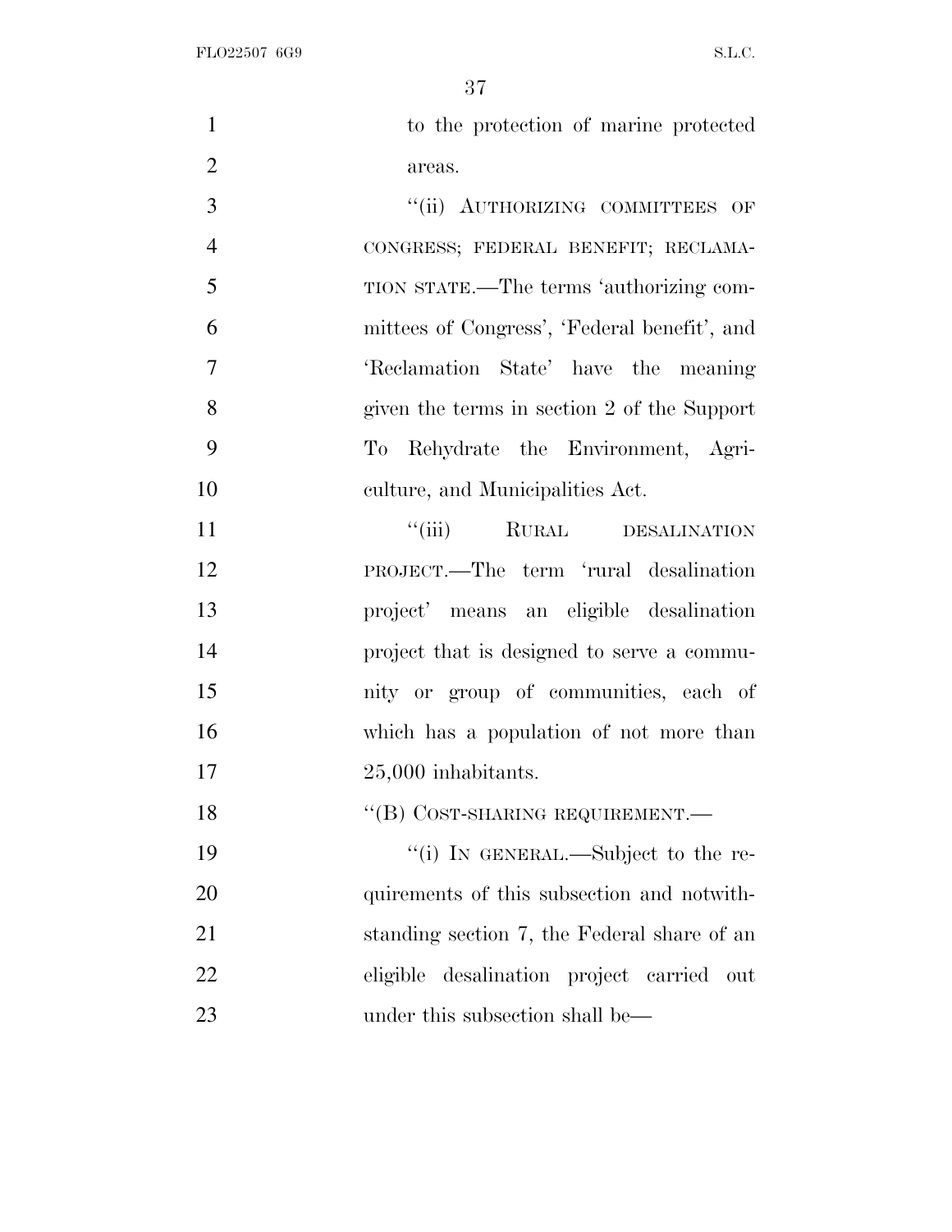to the protection of marine protected areas.

"(ii) AUTHORIZING COMMITTEES OF CONGRESS; FEDERAL BENEFIT; RECLAMATION STATE.—The terms 'authorizing committees of Congress', 'Federal benefit', and 'Reclamation State' have the meaning given the terms in section 2 of the Support To Rehydrate the Environment, Agriculture, and Municipalities Act.

"(iii) RURAL DESALINATION PROJECT.—The term 'rural desalination project' means an eligible desalination project that is designed to serve a community or group of communities, each of which has a population of not more than 25,000 inhabitants.

"(B) COST-SHARING REQUIREMENT.—

"(i) IN GENERAL.—Subject to the requirements of this subsection and notwithstanding section 7, the Federal share of an eligible desalination project carried out under this subsection shall be—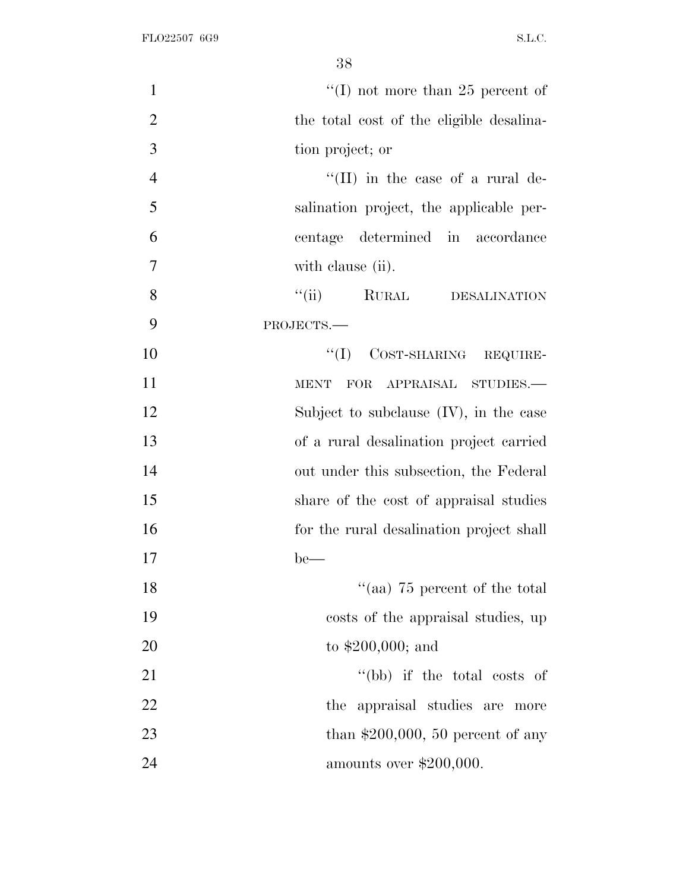''(I) not more than 25 percent of the total cost of the eligible desalination project; or

''(II) in the case of a rural desalination project, the applicable percentage determined in accordance with clause (ii).

''(ii) RURAL DESALINATION PROJECTS.—

''(I) COST-SHARING REQUIREMENT FOR APPRAISAL STUDIES.— Subject to subclause (IV), in the case of a rural desalination project carried out under this subsection, the Federal share of the cost of appraisal studies for the rural desalination project shall be—

''(aa) 75 percent of the total costs of the appraisal studies, up to $200,000; and

''(bb) if the total costs of the appraisal studies are more than $200,000, 50 percent of any amounts over $200,000.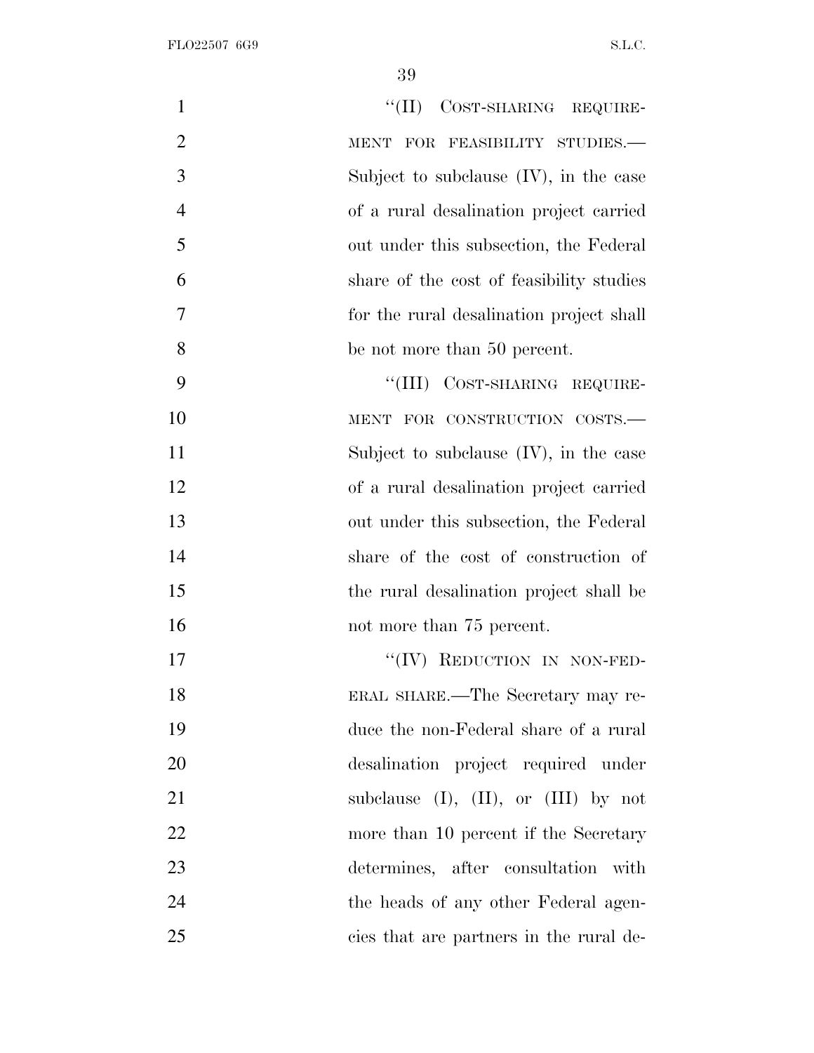"(II) COST-SHARING REQUIREMENT FOR FEASIBILITY STUDIES.—Subject to subclause (IV), in the case of a rural desalination project carried out under this subsection, the Federal share of the cost of feasibility studies for the rural desalination project shall be not more than 50 percent.

"(III) COST-SHARING REQUIREMENT FOR CONSTRUCTION COSTS.—Subject to subclause (IV), in the case of a rural desalination project carried out under this subsection, the Federal share of the cost of construction of the rural desalination project shall be not more than 75 percent.

"(IV) REDUCTION IN NON-FEDERAL SHARE.—The Secretary may reduce the non-Federal share of a rural desalination project required under subclause (I), (II), or (III) by not more than 10 percent if the Secretary determines, after consultation with the heads of any other Federal agencies that are partners in the rural de-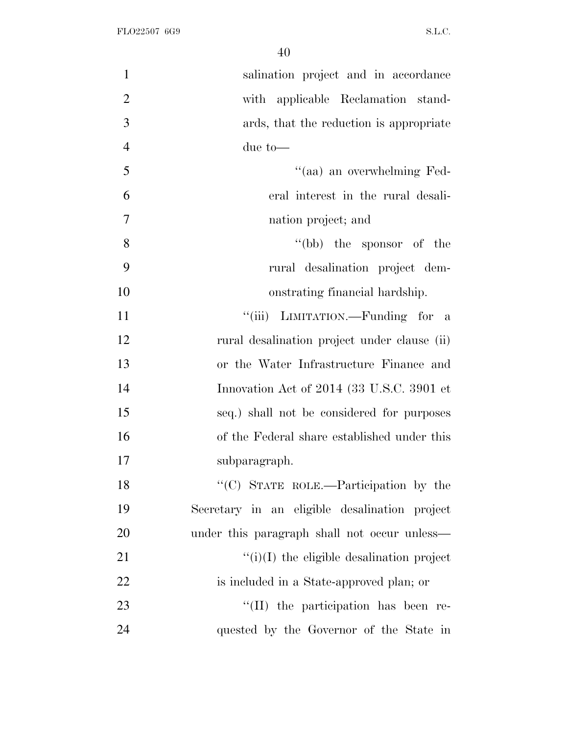salination project and in accordance with applicable Reclamation standards, that the reduction is appropriate due to—

''(aa) an overwhelming Federal interest in the rural desalination project; and

''(bb) the sponsor of the rural desalination project demonstrating financial hardship.

''(iii) LIMITATION.—Funding for a rural desalination project under clause (ii) or the Water Infrastructure Finance and Innovation Act of 2014 (33 U.S.C. 3901 et seq.) shall not be considered for purposes of the Federal share established under this subparagraph.

''(C) STATE ROLE.—Participation by the Secretary in an eligible desalination project under this paragraph shall not occur unless—

''(i)(I) the eligible desalination project is included in a State-approved plan; or

''(II) the participation has been requested by the Governor of the State in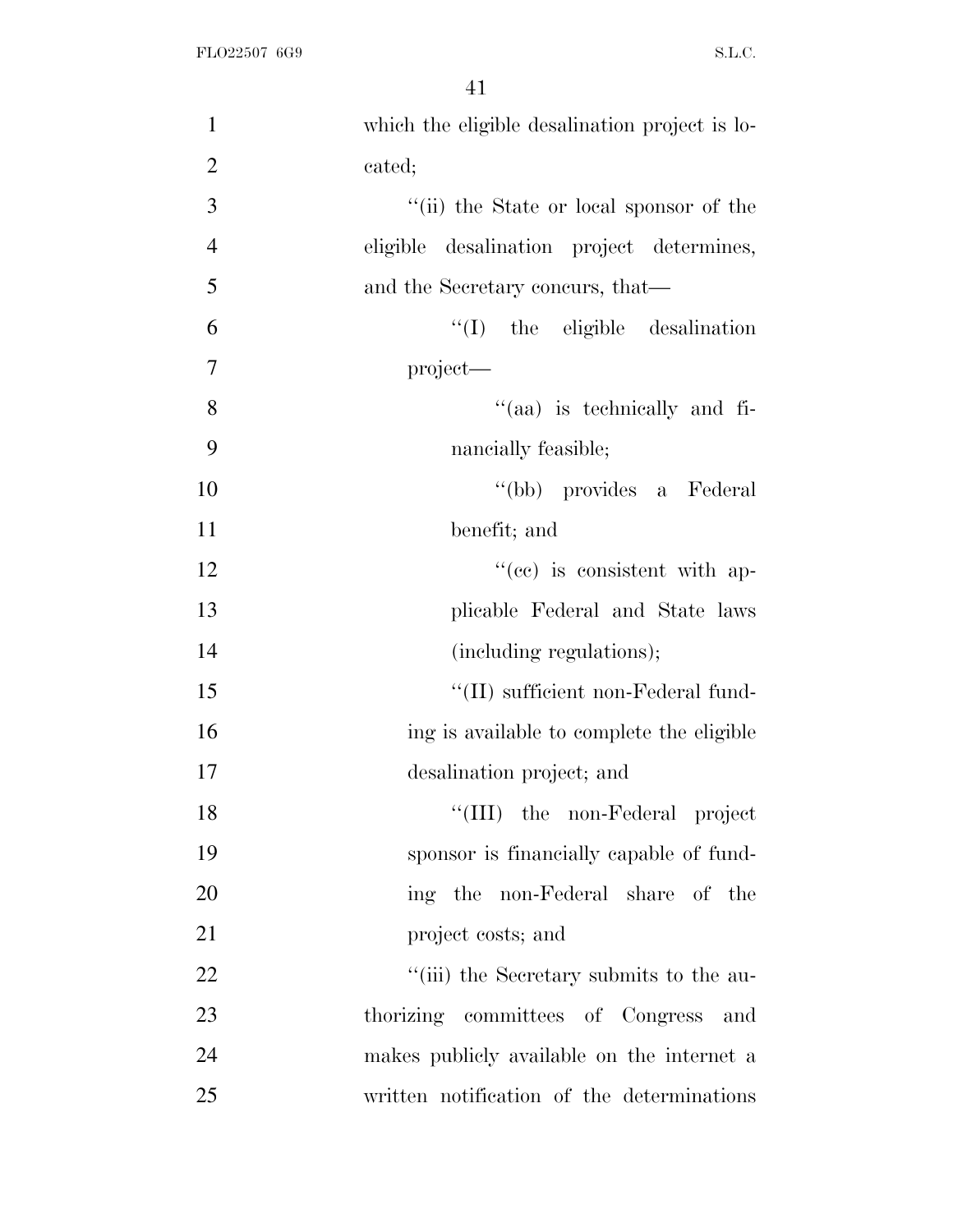which the eligible desalination project is located;

''(ii) the State or local sponsor of the eligible desalination project determines, and the Secretary concurs, that—

''(I) the eligible desalination project—

''(aa) is technically and financially feasible;

''(bb) provides a Federal benefit; and

''(cc) is consistent with applicable Federal and State laws (including regulations);

''(II) sufficient non-Federal funding is available to complete the eligible desalination project; and

''(III) the non-Federal project sponsor is financially capable of funding the non-Federal share of the project costs; and

''(iii) the Secretary submits to the authorizing committees of Congress and makes publicly available on the internet a written notification of the determinations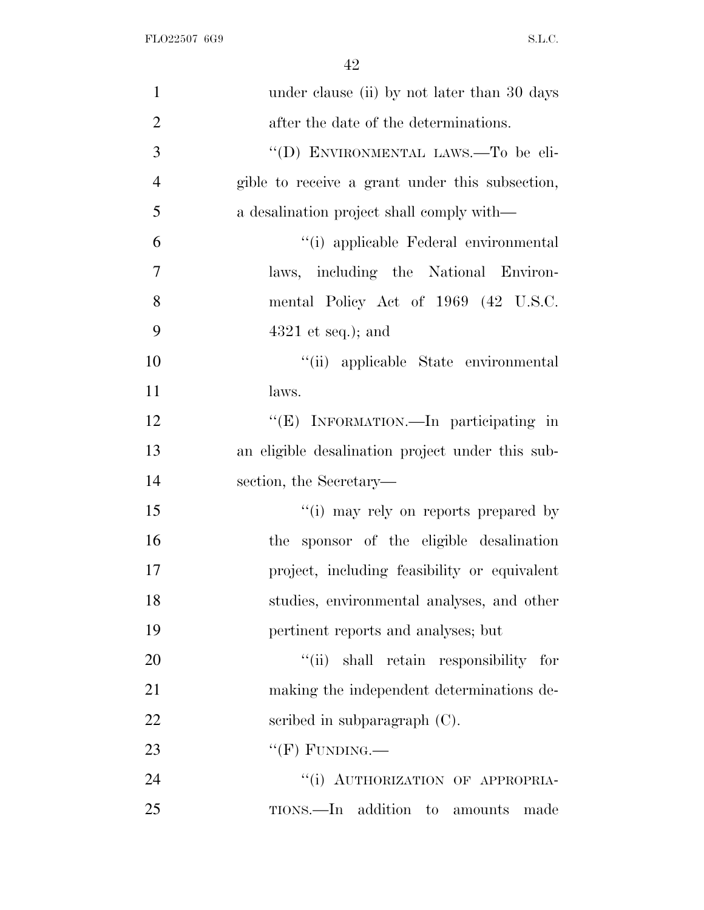under clause (ii) by not later than 30 days after the date of the determinations.

"(D) ENVIRONMENTAL LAWS.—To be eligible to receive a grant under this subsection, a desalination project shall comply with—

"(i) applicable Federal environmental laws, including the National Environmental Policy Act of 1969 (42 U.S.C. 4321 et seq.); and

"(ii) applicable State environmental laws.

"(E) INFORMATION.—In participating in an eligible desalination project under this subsection, the Secretary—

"(i) may rely on reports prepared by the sponsor of the eligible desalination project, including feasibility or equivalent studies, environmental analyses, and other pertinent reports and analyses; but

"(ii) shall retain responsibility for making the independent determinations described in subparagraph (C).

"(F) FUNDING.—

"(i) AUTHORIZATION OF APPROPRIATIONS.—In addition to amounts made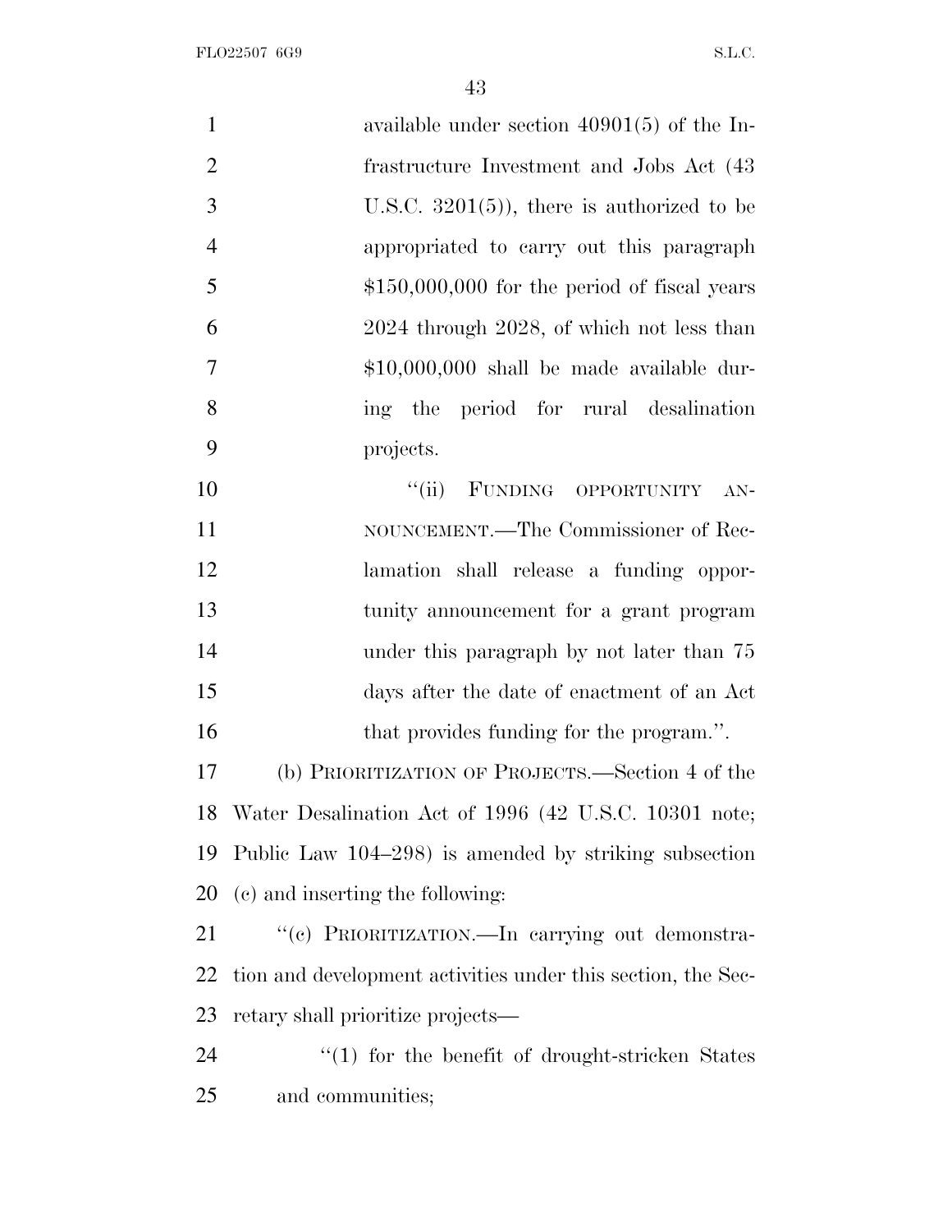available under section 40901(5) of the Infrastructure Investment and Jobs Act (43 U.S.C. 3201(5)), there is authorized to be appropriated to carry out this paragraph $150,000,000 for the period of fiscal years 2024 through 2028, of which not less than $10,000,000 shall be made available during the period for rural desalination projects.

"(ii) FUNDING OPPORTUNITY ANNOUNCEMENT.—The Commissioner of Reclamation shall release a funding opportunity announcement for a grant program under this paragraph by not later than 75 days after the date of enactment of an Act that provides funding for the program.".

(b) PRIORITIZATION OF PROJECTS.—Section 4 of the Water Desalination Act of 1996 (42 U.S.C. 10301 note; Public Law 104–298) is amended by striking subsection (c) and inserting the following:

"(c) PRIORITIZATION.—In carrying out demonstration and development activities under this section, the Secretary shall prioritize projects—

"(1) for the benefit of drought-stricken States and communities;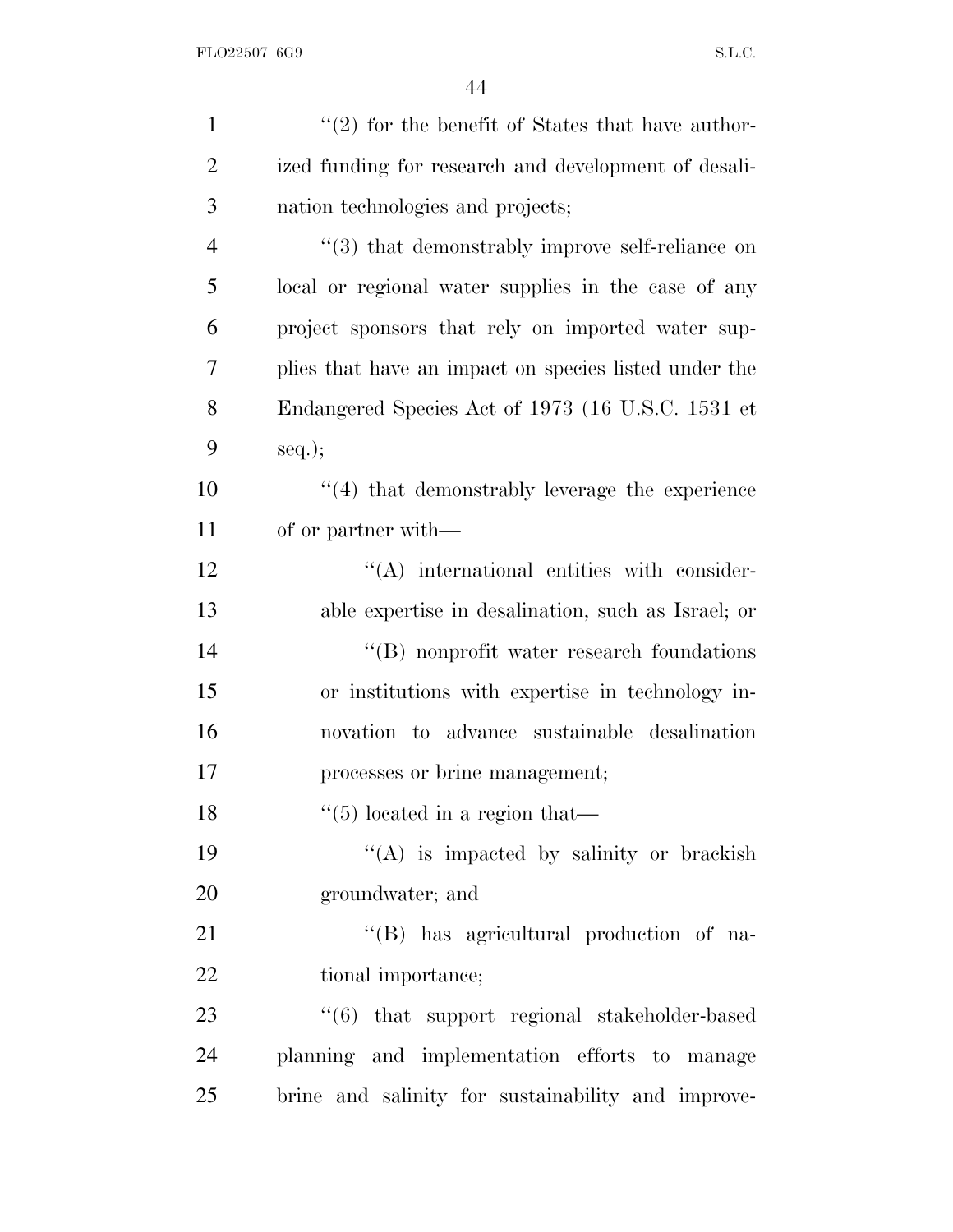''(2) for the benefit of States that have authorized funding for research and development of desalination technologies and projects;

''(3) that demonstrably improve self-reliance on local or regional water supplies in the case of any project sponsors that rely on imported water supplies that have an impact on species listed under the Endangered Species Act of 1973 (16 U.S.C. 1531 et seq.);

''(4) that demonstrably leverage the experience of or partner with—

''(A) international entities with considerable expertise in desalination, such as Israel; or

''(B) nonprofit water research foundations or institutions with expertise in technology innovation to advance sustainable desalination processes or brine management;

''(5) located in a region that—

''(A) is impacted by salinity or brackish groundwater; and

''(B) has agricultural production of national importance;

''(6) that support regional stakeholder-based planning and implementation efforts to manage brine and salinity for sustainability and improve-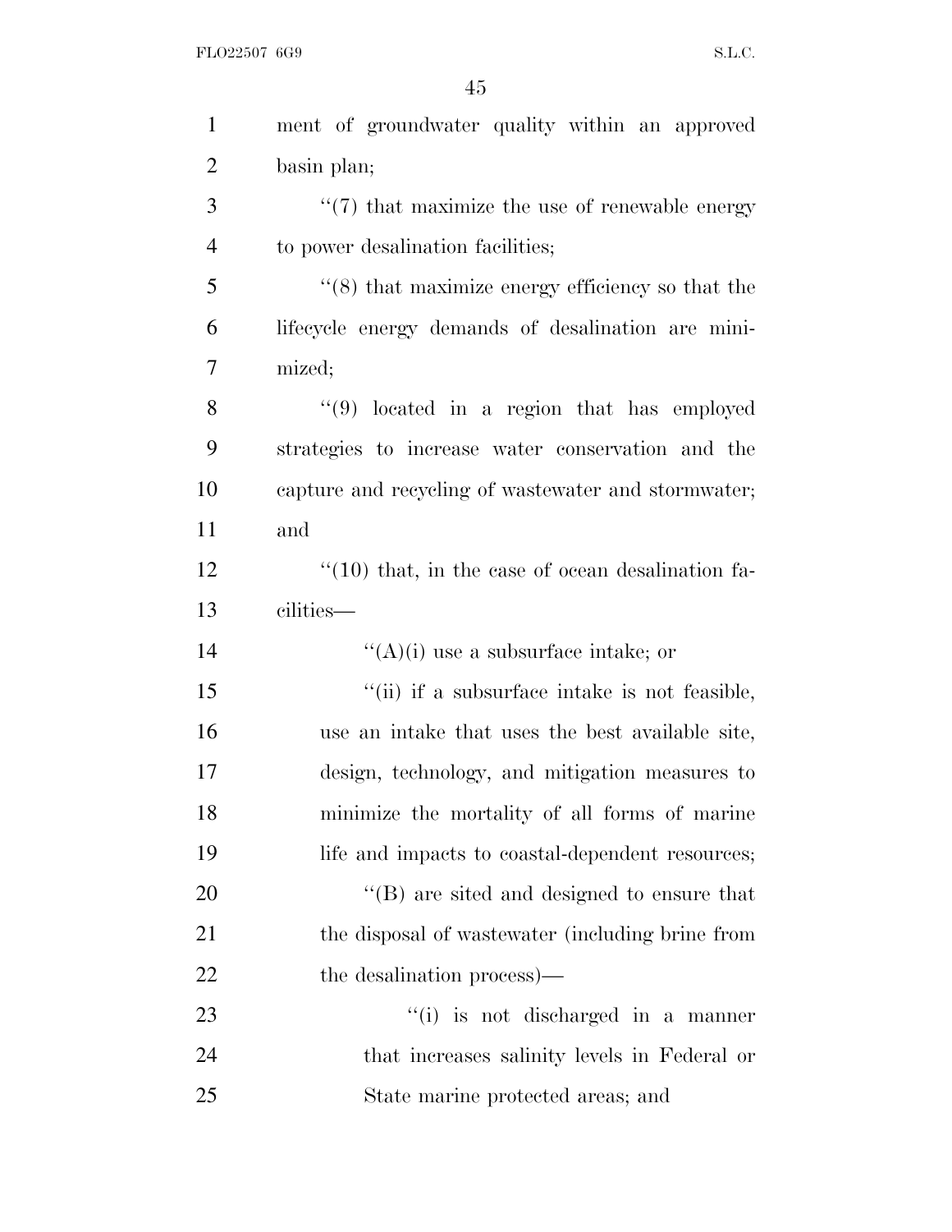ment of groundwater quality within an approved basin plan;

"(7) that maximize the use of renewable energy to power desalination facilities;

"(8) that maximize energy efficiency so that the lifecycle energy demands of desalination are minimized;

"(9) located in a region that has employed strategies to increase water conservation and the capture and recycling of wastewater and stormwater; and

"(10) that, in the case of ocean desalination facilities—

"(A)(i) use a subsurface intake; or

"(ii) if a subsurface intake is not feasible, use an intake that uses the best available site, design, technology, and mitigation measures to minimize the mortality of all forms of marine life and impacts to coastal-dependent resources;

"(B) are sited and designed to ensure that the disposal of wastewater (including brine from the desalination process)—

"(i) is not discharged in a manner that increases salinity levels in Federal or State marine protected areas; and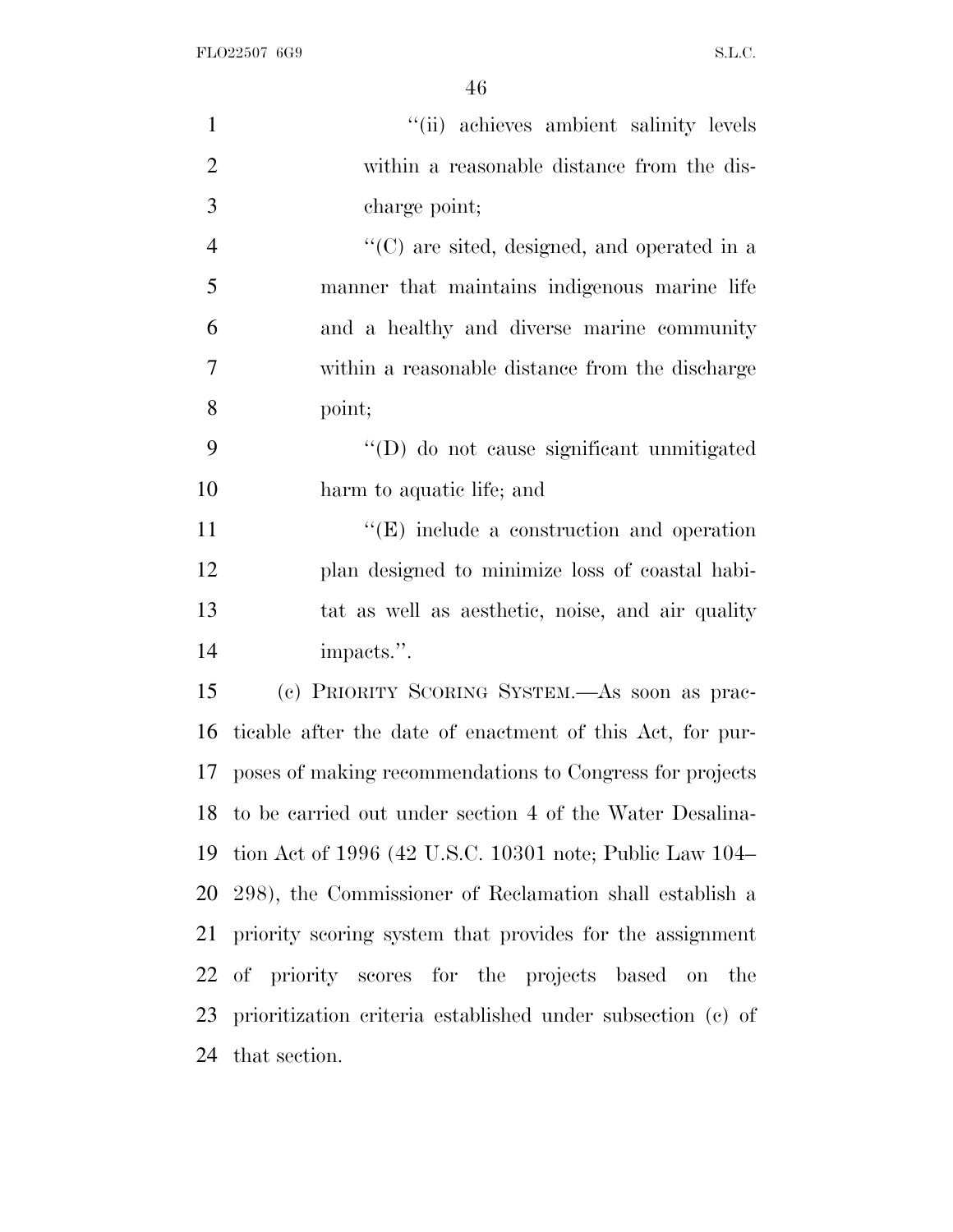"(ii) achieves ambient salinity levels within a reasonable distance from the discharge point;

"(C) are sited, designed, and operated in a manner that maintains indigenous marine life and a healthy and diverse marine community within a reasonable distance from the discharge point;

"(D) do not cause significant unmitigated harm to aquatic life; and

"(E) include a construction and operation plan designed to minimize loss of coastal habitat as well as aesthetic, noise, and air quality impacts.".

(c) PRIORITY SCORING SYSTEM.—As soon as practicable after the date of enactment of this Act, for purposes of making recommendations to Congress for projects to be carried out under section 4 of the Water Desalination Act of 1996 (42 U.S.C. 10301 note; Public Law 104–298), the Commissioner of Reclamation shall establish a priority scoring system that provides for the assignment of priority scores for the projects based on the prioritization criteria established under subsection (c) of that section.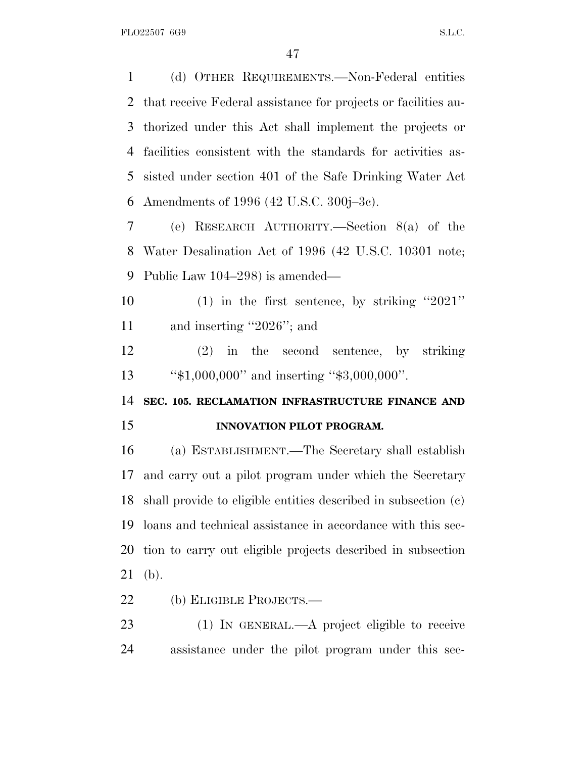(d) OTHER REQUIREMENTS.—Non-Federal entities that receive Federal assistance for projects or facilities authorized under this Act shall implement the projects or facilities consistent with the standards for activities assisted under section 401 of the Safe Drinking Water Act Amendments of 1996 (42 U.S.C. 300j–3c).

(e) RESEARCH AUTHORITY.—Section 8(a) of the Water Desalination Act of 1996 (42 U.S.C. 10301 note; Public Law 104–298) is amended—

(1) in the first sentence, by striking ''2021'' and inserting ''2026''; and

(2) in the second sentence, by striking ''$1,000,000'' and inserting ''$3,000,000''.

**SEC. 105. RECLAMATION INFRASTRUCTURE FINANCE AND INNOVATION PILOT PROGRAM.**

(a) ESTABLISHMENT.—The Secretary shall establish and carry out a pilot program under which the Secretary shall provide to eligible entities described in subsection (c) loans and technical assistance in accordance with this section to carry out eligible projects described in subsection (b).

(b) ELIGIBLE PROJECTS.—

(1) IN GENERAL.—A project eligible to receive assistance under the pilot program under this sec-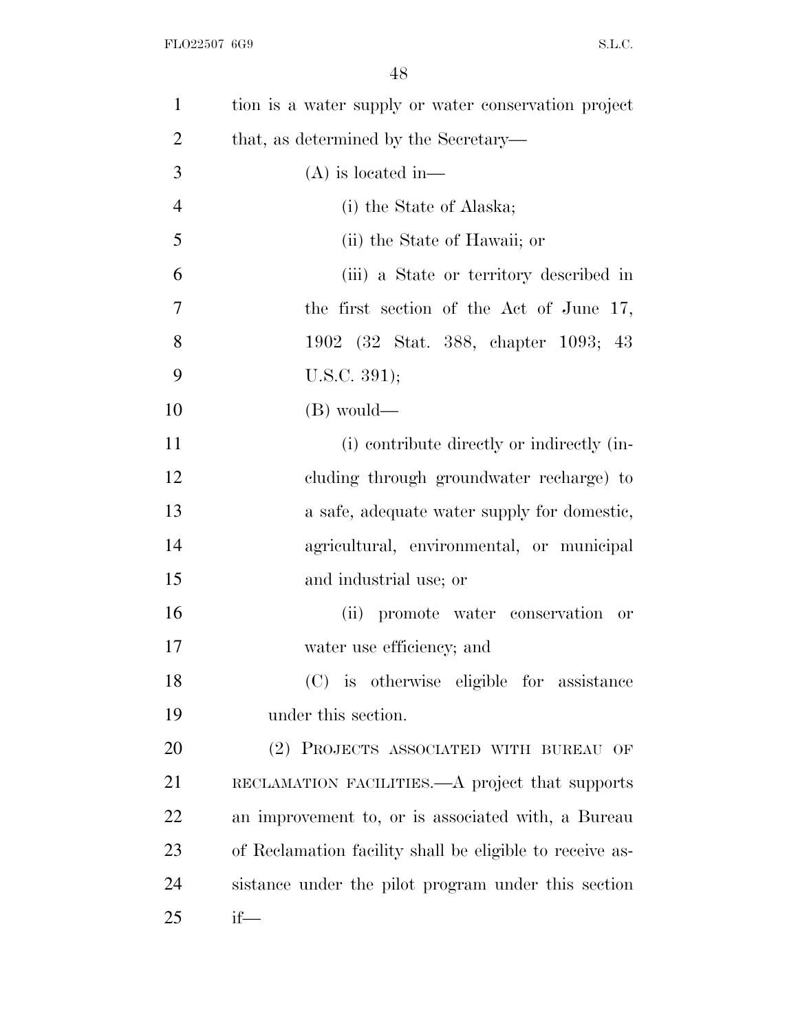tion is a water supply or water conservation project that, as determined by the Secretary—

(A) is located in—

(i) the State of Alaska;

(ii) the State of Hawaii; or

(iii) a State or territory described in the first section of the Act of June 17, 1902 (32 Stat. 388, chapter 1093; 43 U.S.C. 391);

(B) would—

(i) contribute directly or indirectly (including through groundwater recharge) to a safe, adequate water supply for domestic, agricultural, environmental, or municipal and industrial use; or

(ii) promote water conservation or water use efficiency; and

(C) is otherwise eligible for assistance under this section.

(2) PROJECTS ASSOCIATED WITH BUREAU OF RECLAMATION FACILITIES.—A project that supports an improvement to, or is associated with, a Bureau of Reclamation facility shall be eligible to receive assistance under the pilot program under this section if—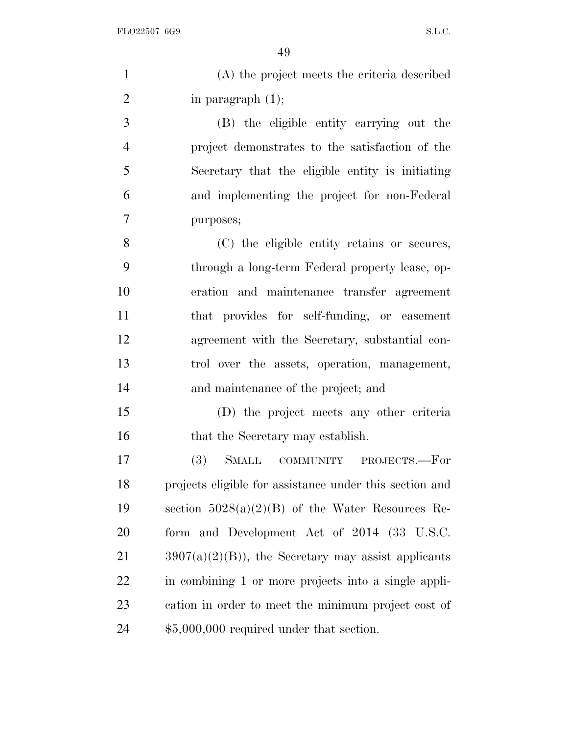(A) the project meets the criteria described in paragraph (1);

(B) the eligible entity carrying out the project demonstrates to the satisfaction of the Secretary that the eligible entity is initiating and implementing the project for non-Federal purposes;

(C) the eligible entity retains or secures, through a long-term Federal property lease, operation and maintenance transfer agreement that provides for self-funding, or easement agreement with the Secretary, substantial control over the assets, operation, management, and maintenance of the project; and

(D) the project meets any other criteria that the Secretary may establish.

(3) SMALL COMMUNITY PROJECTS.—For projects eligible for assistance under this section and section 5028(a)(2)(B) of the Water Resources Reform and Development Act of 2014 (33 U.S.C. 3907(a)(2)(B)), the Secretary may assist applicants in combining 1 or more projects into a single application in order to meet the minimum project cost of $5,000,000 required under that section.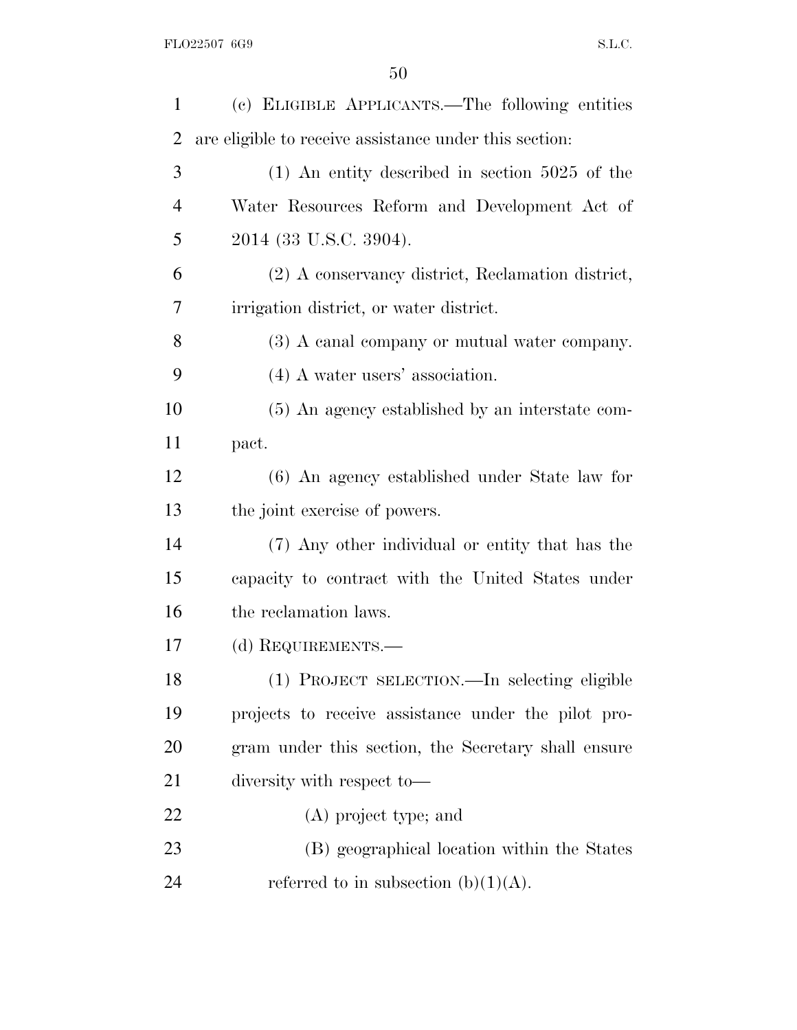(c) ELIGIBLE APPLICANTS.—The following entities are eligible to receive assistance under this section:

(1) An entity described in section 5025 of the Water Resources Reform and Development Act of 2014 (33 U.S.C. 3904).

(2) A conservancy district, Reclamation district, irrigation district, or water district.

(3) A canal company or mutual water company.

(4) A water users' association.

(5) An agency established by an interstate compact.

(6) An agency established under State law for the joint exercise of powers.

(7) Any other individual or entity that has the capacity to contract with the United States under the reclamation laws.

(d) REQUIREMENTS.—

(1) PROJECT SELECTION.—In selecting eligible projects to receive assistance under the pilot program under this section, the Secretary shall ensure diversity with respect to—

(A) project type; and

(B) geographical location within the States referred to in subsection (b)(1)(A).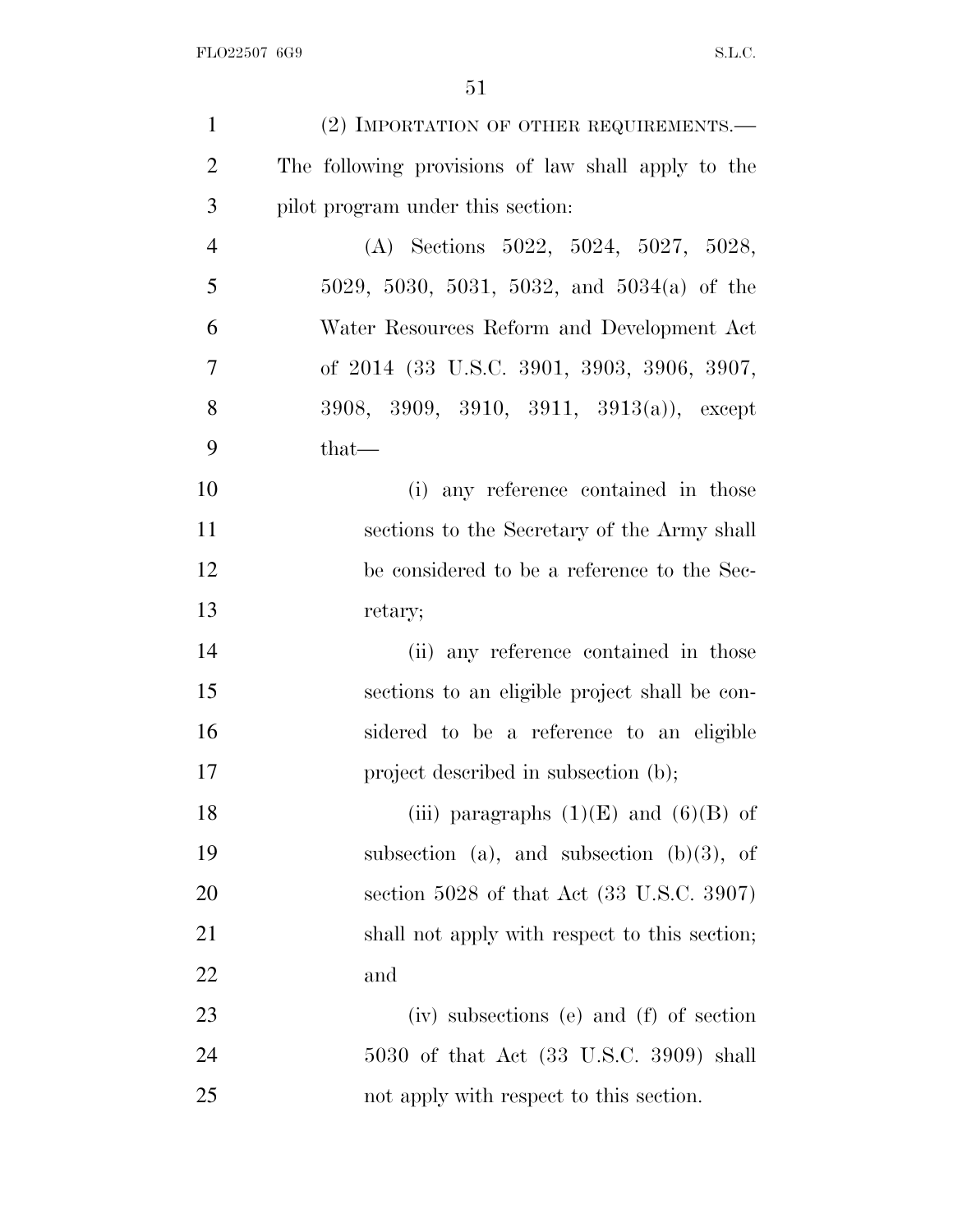(2) IMPORTATION OF OTHER REQUIREMENTS.—The following provisions of law shall apply to the pilot program under this section:

(A) Sections 5022, 5024, 5027, 5028, 5029, 5030, 5031, 5032, and 5034(a) of the Water Resources Reform and Development Act of 2014 (33 U.S.C. 3901, 3903, 3906, 3907, 3908, 3909, 3910, 3911, 3913(a)), except that—

(i) any reference contained in those sections to the Secretary of the Army shall be considered to be a reference to the Secretary;

(ii) any reference contained in those sections to an eligible project shall be considered to be a reference to an eligible project described in subsection (b);

(iii) paragraphs (1)(E) and (6)(B) of subsection (a), and subsection (b)(3), of section 5028 of that Act (33 U.S.C. 3907) shall not apply with respect to this section; and

(iv) subsections (e) and (f) of section 5030 of that Act (33 U.S.C. 3909) shall not apply with respect to this section.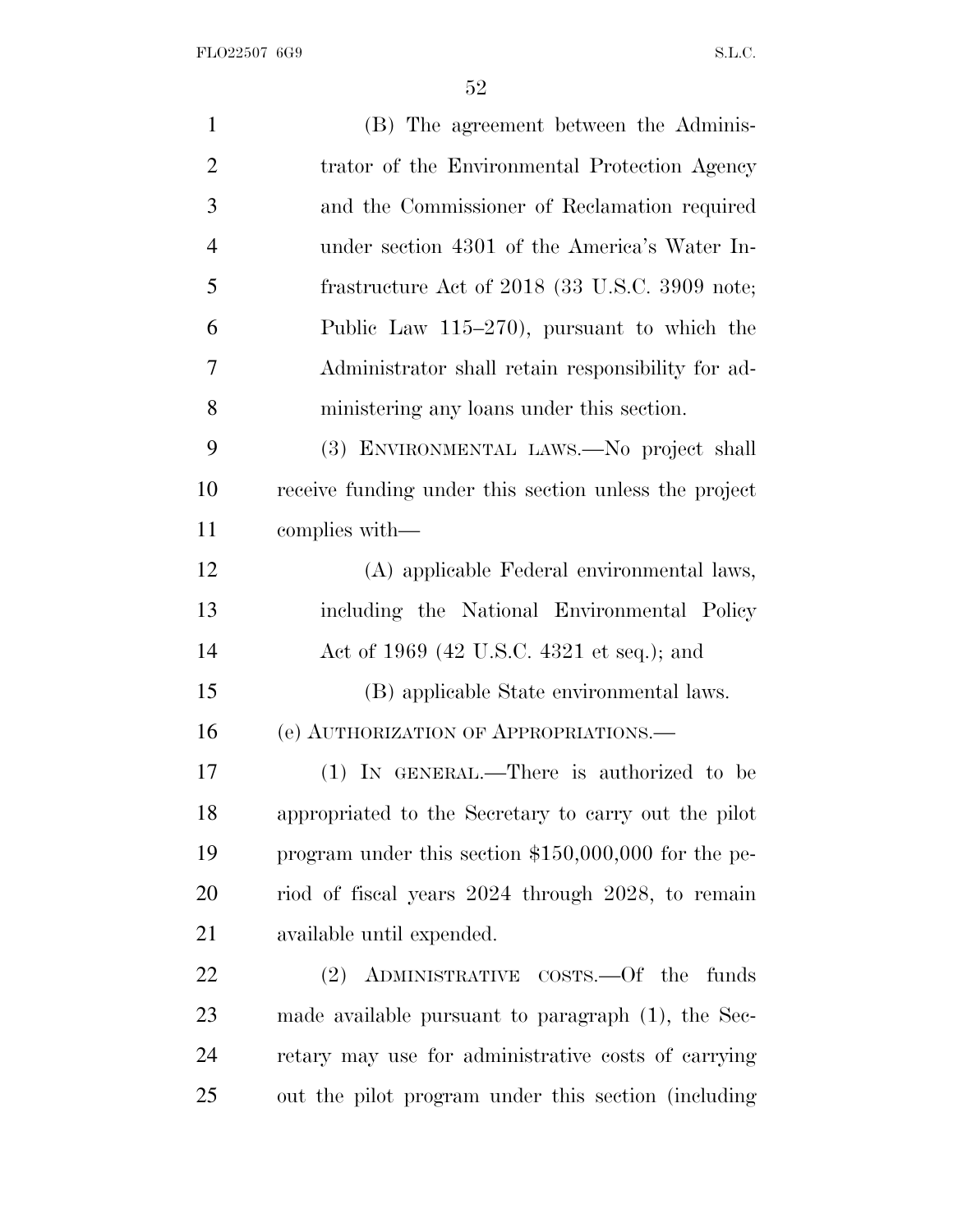(B) The agreement between the Administrator of the Environmental Protection Agency and the Commissioner of Reclamation required under section 4301 of the America's Water Infrastructure Act of 2018 (33 U.S.C. 3909 note; Public Law 115–270), pursuant to which the Administrator shall retain responsibility for administering any loans under this section.

(3) ENVIRONMENTAL LAWS.—No project shall receive funding under this section unless the project complies with—

(A) applicable Federal environmental laws, including the National Environmental Policy Act of 1969 (42 U.S.C. 4321 et seq.); and

(B) applicable State environmental laws.

(e) AUTHORIZATION OF APPROPRIATIONS.—

(1) IN GENERAL.—There is authorized to be appropriated to the Secretary to carry out the pilot program under this section $150,000,000 for the period of fiscal years 2024 through 2028, to remain available until expended.

(2) ADMINISTRATIVE COSTS.—Of the funds made available pursuant to paragraph (1), the Secretary may use for administrative costs of carrying out the pilot program under this section (including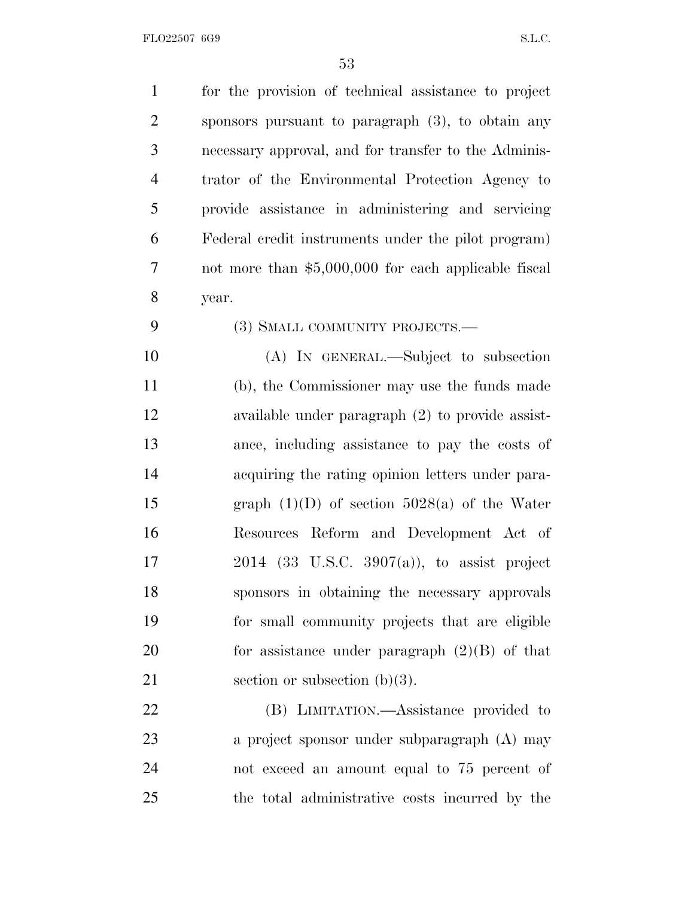for the provision of technical assistance to project sponsors pursuant to paragraph (3), to obtain any necessary approval, and for transfer to the Administrator of the Environmental Protection Agency to provide assistance in administering and servicing Federal credit instruments under the pilot program) not more than $5,000,000 for each applicable fiscal year.

(3) SMALL COMMUNITY PROJECTS.—

(A) IN GENERAL.—Subject to subsection (b), the Commissioner may use the funds made available under paragraph (2) to provide assistance, including assistance to pay the costs of acquiring the rating opinion letters under paragraph (1)(D) of section 5028(a) of the Water Resources Reform and Development Act of 2014 (33 U.S.C. 3907(a)), to assist project sponsors in obtaining the necessary approvals for small community projects that are eligible for assistance under paragraph (2)(B) of that section or subsection (b)(3).

(B) LIMITATION.—Assistance provided to a project sponsor under subparagraph (A) may not exceed an amount equal to 75 percent of the total administrative costs incurred by the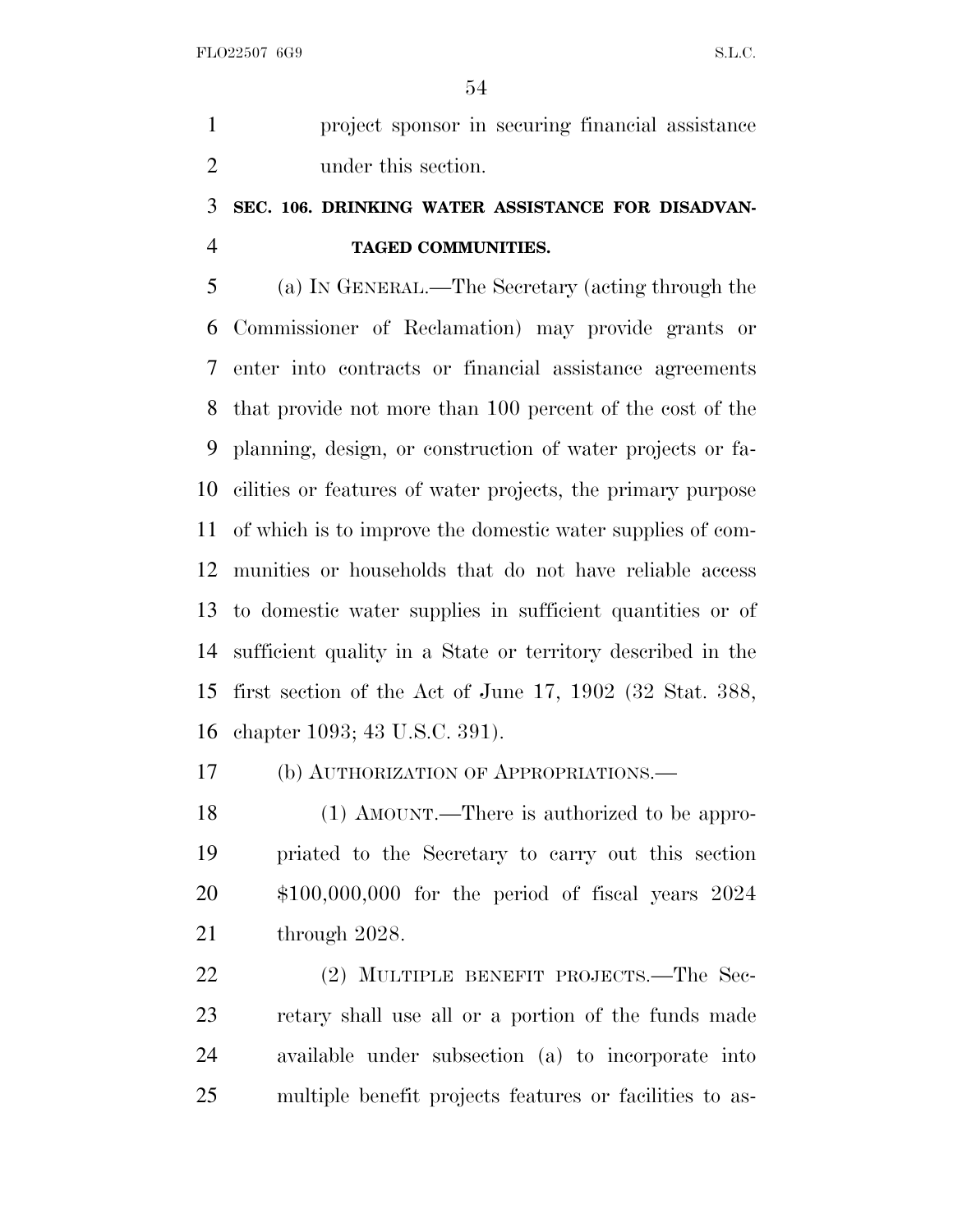project sponsor in securing financial assistance under this section.

### SEC. 106. DRINKING WATER ASSISTANCE FOR DISADVANTAGED COMMUNITIES.

(a) IN GENERAL.—The Secretary (acting through the Commissioner of Reclamation) may provide grants or enter into contracts or financial assistance agreements that provide not more than 100 percent of the cost of the planning, design, or construction of water projects or facilities or features of water projects, the primary purpose of which is to improve the domestic water supplies of communities or households that do not have reliable access to domestic water supplies in sufficient quantities or of sufficient quality in a State or territory described in the first section of the Act of June 17, 1902 (32 Stat. 388, chapter 1093; 43 U.S.C. 391).

(b) AUTHORIZATION OF APPROPRIATIONS.—

(1) AMOUNT.—There is authorized to be appropriated to the Secretary to carry out this section $100,000,000 for the period of fiscal years 2024 through 2028.

(2) MULTIPLE BENEFIT PROJECTS.—The Secretary shall use all or a portion of the funds made available under subsection (a) to incorporate into multiple benefit projects features or facilities to as-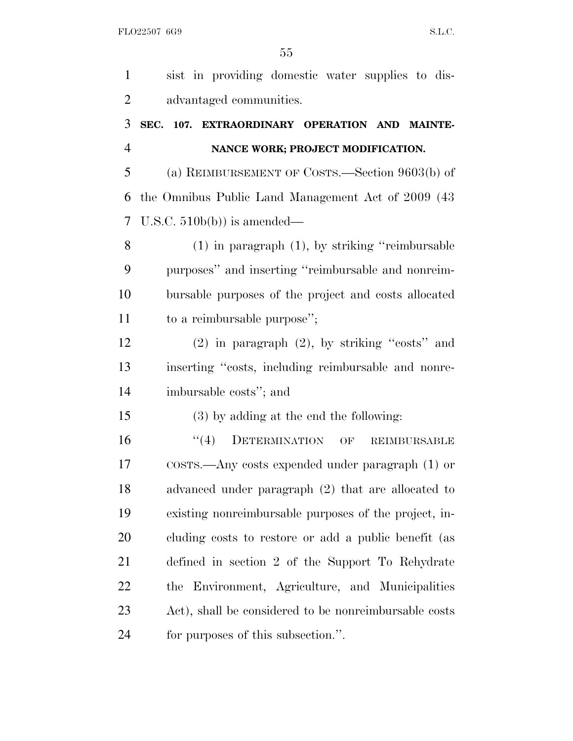sist in providing domestic water supplies to disadvantaged communities.

## SEC. 107. EXTRAORDINARY OPERATION AND MAINTENANCE WORK; PROJECT MODIFICATION.

(a) REIMBURSEMENT OF COSTS.—Section 9603(b) of the Omnibus Public Land Management Act of 2009 (43 U.S.C. 510b(b)) is amended—

(1) in paragraph (1), by striking "reimbursable purposes" and inserting "reimbursable and nonreimbursable purposes of the project and costs allocated to a reimbursable purpose";

(2) in paragraph (2), by striking "costs" and inserting "costs, including reimbursable and nonreimbursable costs"; and

(3) by adding at the end the following:

"(4) DETERMINATION OF REIMBURSABLE COSTS.—Any costs expended under paragraph (1) or advanced under paragraph (2) that are allocated to existing nonreimbursable purposes of the project, including costs to restore or add a public benefit (as defined in section 2 of the Support To Rehydrate the Environment, Agriculture, and Municipalities Act), shall be considered to be nonreimbursable costs for purposes of this subsection.".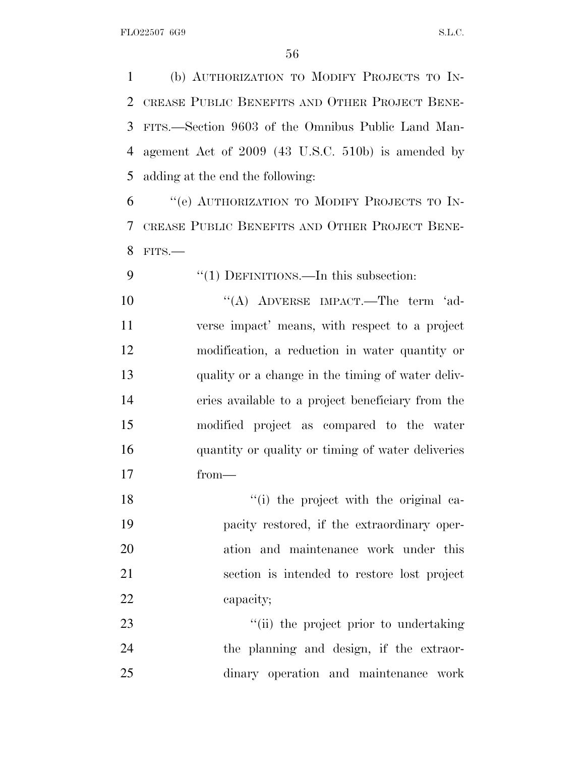(b) AUTHORIZATION TO MODIFY PROJECTS TO INCREASE PUBLIC BENEFITS AND OTHER PROJECT BENEFITS.—Section 9603 of the Omnibus Public Land Management Act of 2009 (43 U.S.C. 510b) is amended by adding at the end the following:

"(e) AUTHORIZATION TO MODIFY PROJECTS TO INCREASE PUBLIC BENEFITS AND OTHER PROJECT BENEFITS.—

"(1) DEFINITIONS.—In this subsection:

"(A) ADVERSE IMPACT.—The term 'adverse impact' means, with respect to a project modification, a reduction in water quantity or quality or a change in the timing of water deliveries available to a project beneficiary from the modified project as compared to the water quantity or quality or timing of water deliveries from—

"(i) the project with the original capacity restored, if the extraordinary operation and maintenance work under this section is intended to restore lost project capacity;

"(ii) the project prior to undertaking the planning and design, if the extraordinary operation and maintenance work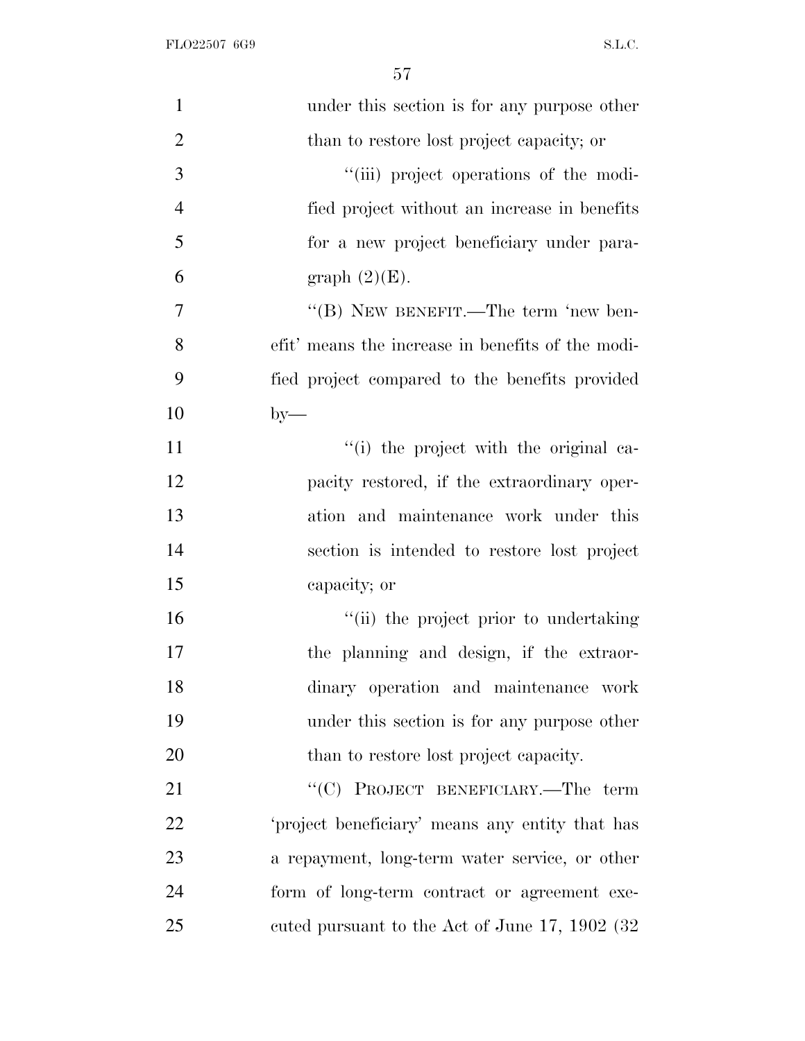under this section is for any purpose other than to restore lost project capacity; or

"(iii) project operations of the modified project without an increase in benefits for a new project beneficiary under paragraph (2)(E).

"(B) NEW BENEFIT.—The term 'new benefit' means the increase in benefits of the modified project compared to the benefits provided by—

"(i) the project with the original capacity restored, if the extraordinary operation and maintenance work under this section is intended to restore lost project capacity; or

"(ii) the project prior to undertaking the planning and design, if the extraordinary operation and maintenance work under this section is for any purpose other than to restore lost project capacity.

"(C) PROJECT BENEFICIARY.—The term 'project beneficiary' means any entity that has a repayment, long-term water service, or other form of long-term contract or agreement executed pursuant to the Act of June 17, 1902 (32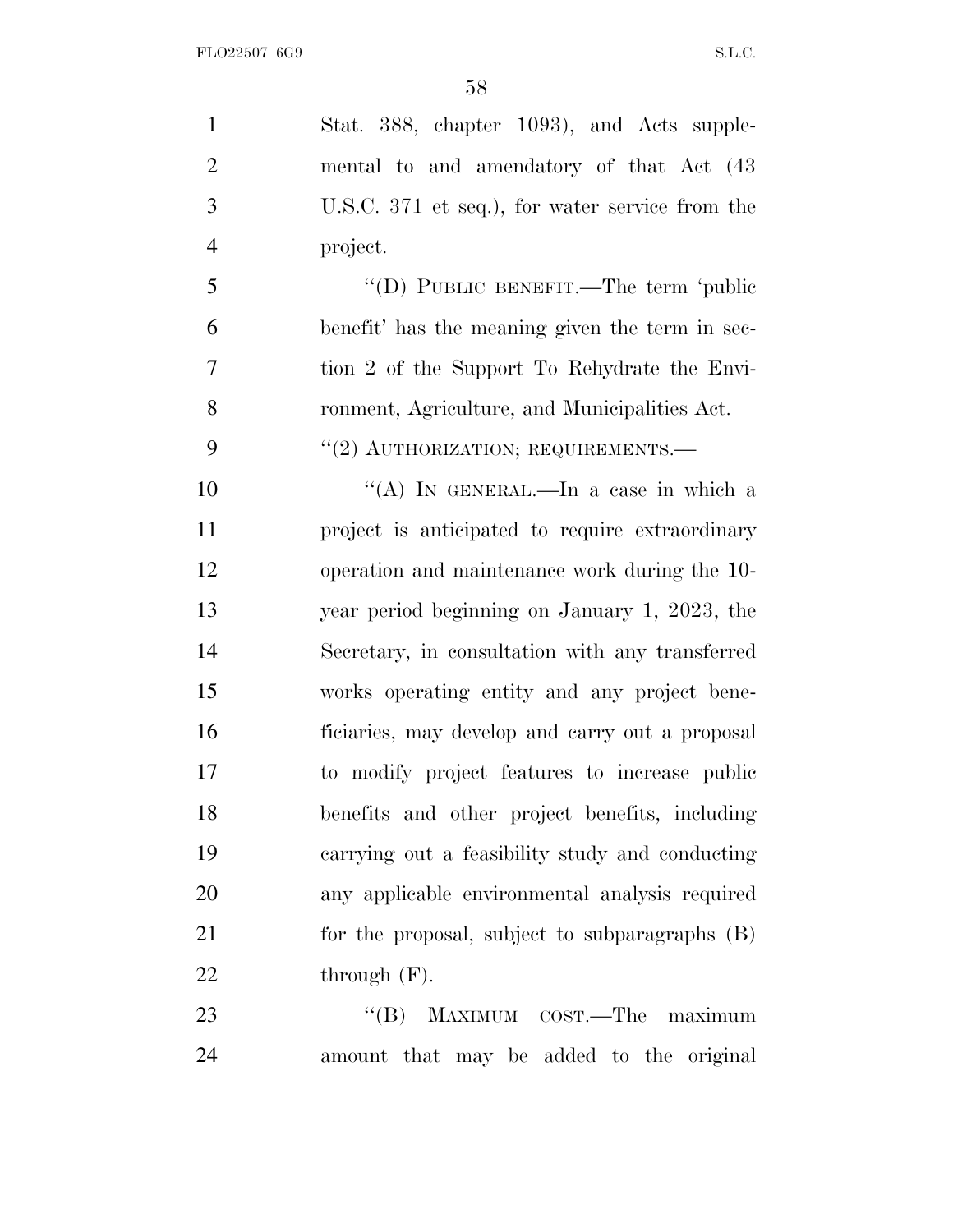Stat. 388, chapter 1093), and Acts supplemental to and amendatory of that Act (43 U.S.C. 371 et seq.), for water service from the project.

"(D) PUBLIC BENEFIT.—The term 'public benefit' has the meaning given the term in section 2 of the Support To Rehydrate the Environment, Agriculture, and Municipalities Act.

"(2) AUTHORIZATION; REQUIREMENTS.—

"(A) IN GENERAL.—In a case in which a project is anticipated to require extraordinary operation and maintenance work during the 10-year period beginning on January 1, 2023, the Secretary, in consultation with any transferred works operating entity and any project beneficiaries, may develop and carry out a proposal to modify project features to increase public benefits and other project benefits, including carrying out a feasibility study and conducting any applicable environmental analysis required for the proposal, subject to subparagraphs (B) through (F).

"(B) MAXIMUM COST.—The maximum amount that may be added to the original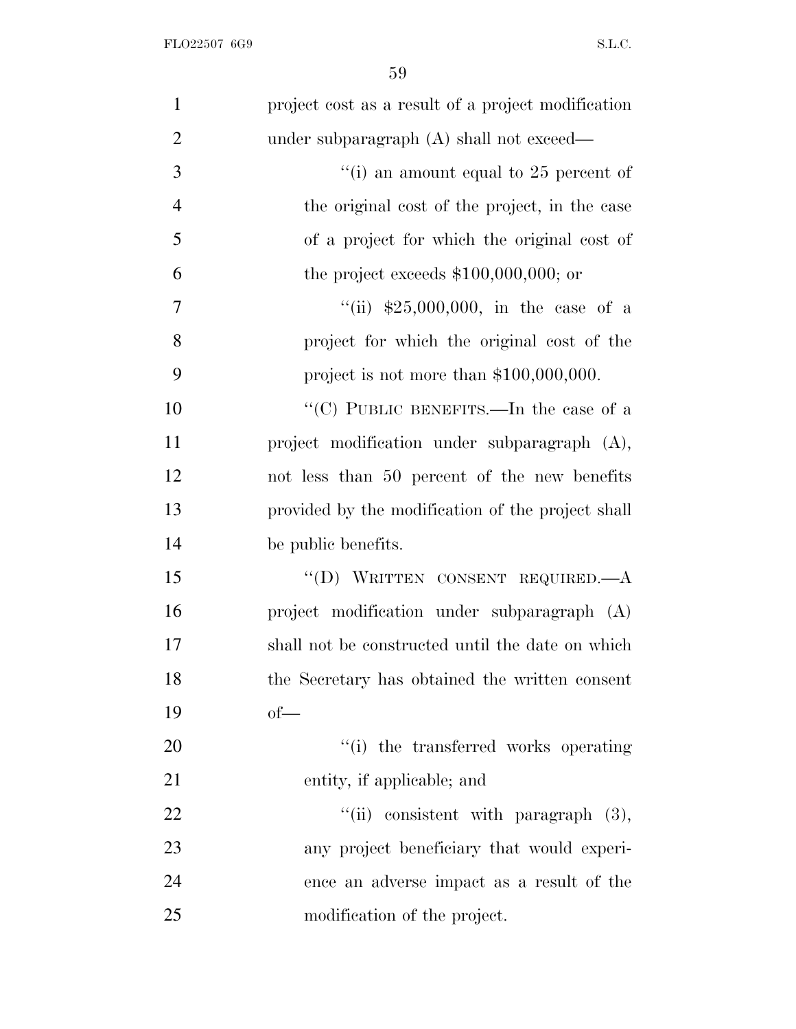project cost as a result of a project modification under subparagraph (A) shall not exceed—

''(i) an amount equal to 25 percent of the original cost of the project, in the case of a project for which the original cost of the project exceeds $100,000,000; or

''(ii) $25,000,000, in the case of a project for which the original cost of the project is not more than $100,000,000.

''(C) PUBLIC BENEFITS.—In the case of a project modification under subparagraph (A), not less than 50 percent of the new benefits provided by the modification of the project shall be public benefits.

''(D) WRITTEN CONSENT REQUIRED.—A project modification under subparagraph (A) shall not be constructed until the date on which the Secretary has obtained the written consent of—

''(i) the transferred works operating entity, if applicable; and

''(ii) consistent with paragraph (3), any project beneficiary that would experience an adverse impact as a result of the modification of the project.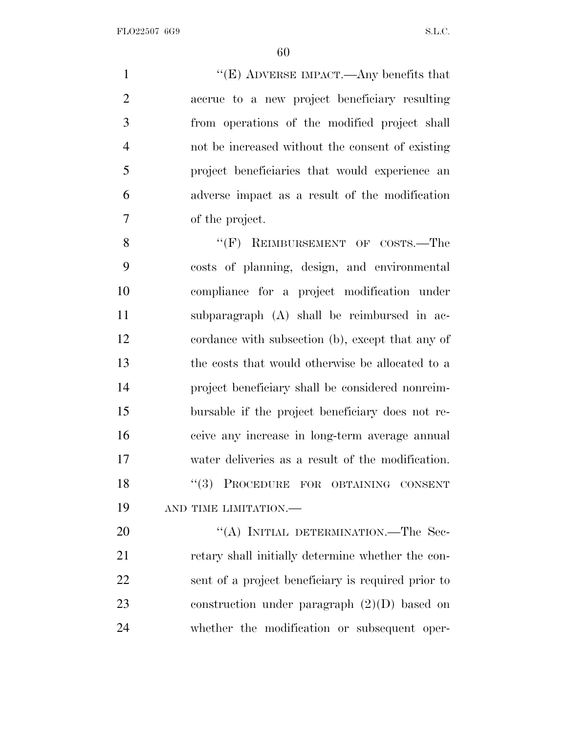"(E) ADVERSE IMPACT.—Any benefits that accrue to a new project beneficiary resulting from operations of the modified project shall not be increased without the consent of existing project beneficiaries that would experience an adverse impact as a result of the modification of the project.

"(F) REIMBURSEMENT OF COSTS.—The costs of planning, design, and environmental compliance for a project modification under subparagraph (A) shall be reimbursed in accordance with subsection (b), except that any of the costs that would otherwise be allocated to a project beneficiary shall be considered nonreimbursable if the project beneficiary does not receive any increase in long-term average annual water deliveries as a result of the modification.

"(3) PROCEDURE FOR OBTAINING CONSENT AND TIME LIMITATION.—

"(A) INITIAL DETERMINATION.—The Secretary shall initially determine whether the consent of a project beneficiary is required prior to construction under paragraph (2)(D) based on whether the modification or subsequent oper-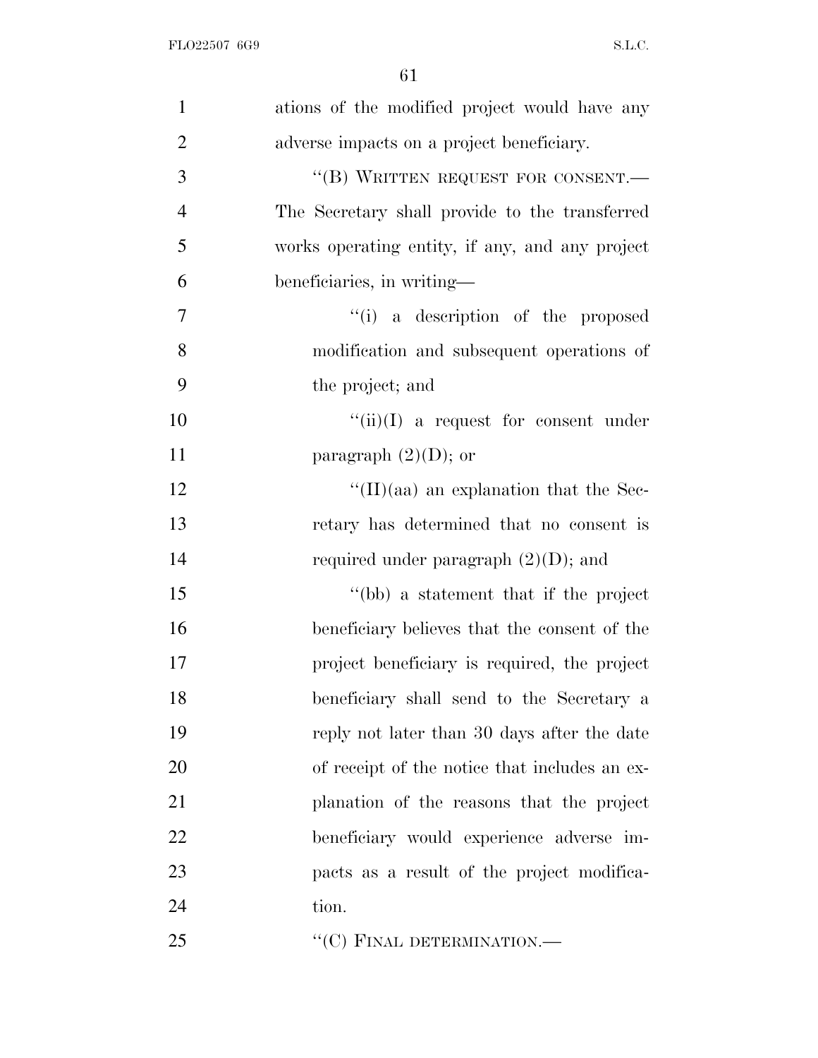ations of the modified project would have any adverse impacts on a project beneficiary.

"(B) WRITTEN REQUEST FOR CONSENT.—The Secretary shall provide to the transferred works operating entity, if any, and any project beneficiaries, in writing—

"(i) a description of the proposed modification and subsequent operations of the project; and

"(ii)(I) a request for consent under paragraph (2)(D); or

"(II)(aa) an explanation that the Secretary has determined that no consent is required under paragraph (2)(D); and

"(bb) a statement that if the project beneficiary believes that the consent of the project beneficiary is required, the project beneficiary shall send to the Secretary a reply not later than 30 days after the date of receipt of the notice that includes an explanation of the reasons that the project beneficiary would experience adverse impacts as a result of the project modification.

"(C) FINAL DETERMINATION.—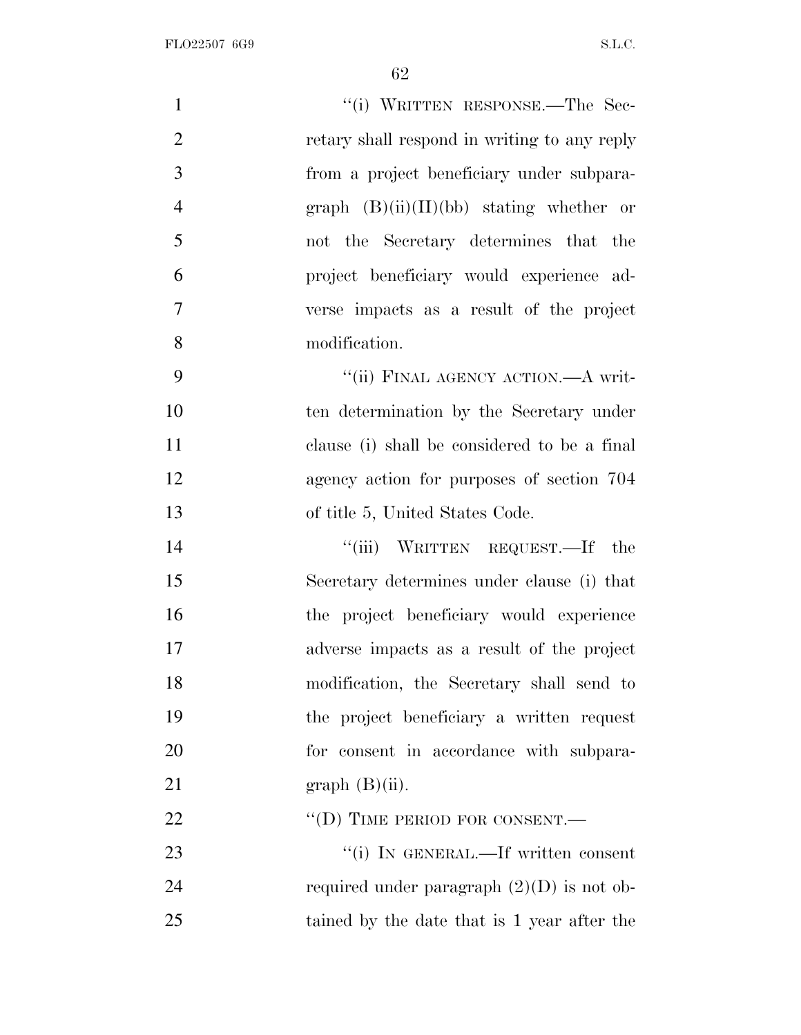"(i) WRITTEN RESPONSE.—The Secretary shall respond in writing to any reply from a project beneficiary under subparagraph (B)(ii)(II)(bb) stating whether or not the Secretary determines that the project beneficiary would experience adverse impacts as a result of the project modification.

"(ii) FINAL AGENCY ACTION.—A written determination by the Secretary under clause (i) shall be considered to be a final agency action for purposes of section 704 of title 5, United States Code.

"(iii) WRITTEN REQUEST.—If the Secretary determines under clause (i) that the project beneficiary would experience adverse impacts as a result of the project modification, the Secretary shall send to the project beneficiary a written request for consent in accordance with subparagraph (B)(ii).

"(D) TIME PERIOD FOR CONSENT.—

"(i) IN GENERAL.—If written consent required under paragraph (2)(D) is not obtained by the date that is 1 year after the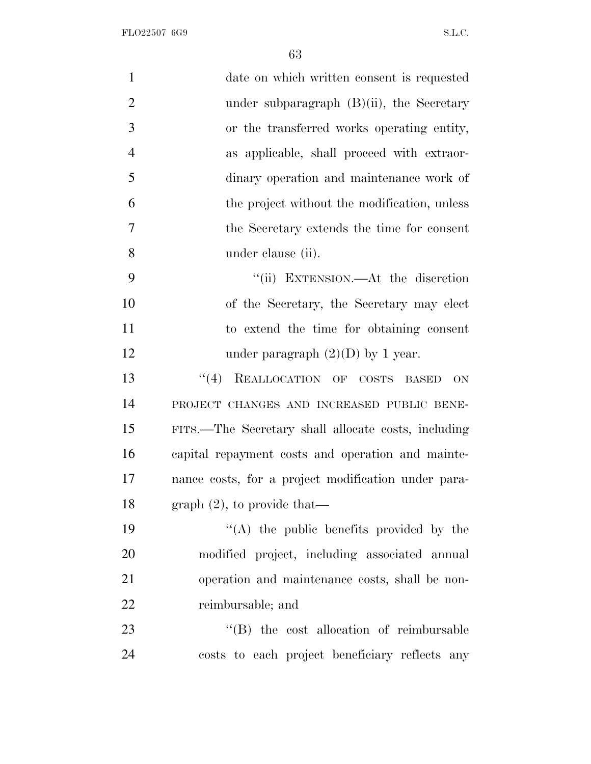date on which written consent is requested under subparagraph (B)(ii), the Secretary or the transferred works operating entity, as applicable, shall proceed with extraordinary operation and maintenance work of the project without the modification, unless the Secretary extends the time for consent under clause (ii).

"(ii) EXTENSION.—At the discretion of the Secretary, the Secretary may elect to extend the time for obtaining consent under paragraph (2)(D) by 1 year.

"(4) REALLOCATION OF COSTS BASED ON PROJECT CHANGES AND INCREASED PUBLIC BENEFITS.—The Secretary shall allocate costs, including capital repayment costs and operation and maintenance costs, for a project modification under paragraph (2), to provide that—

"(A) the public benefits provided by the modified project, including associated annual operation and maintenance costs, shall be nonreimbursable; and

"(B) the cost allocation of reimbursable costs to each project beneficiary reflects any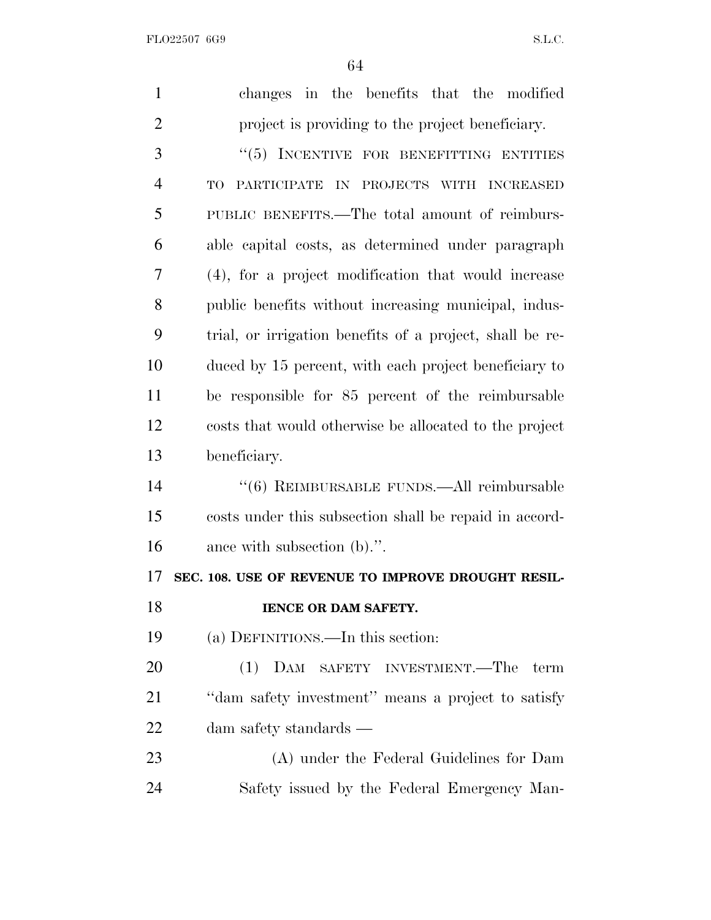changes in the benefits that the modified project is providing to the project beneficiary.

"(5) INCENTIVE FOR BENEFITTING ENTITIES TO PARTICIPATE IN PROJECTS WITH INCREASED PUBLIC BENEFITS.—The total amount of reimbursable capital costs, as determined under paragraph (4), for a project modification that would increase public benefits without increasing municipal, industrial, or irrigation benefits of a project, shall be reduced by 15 percent, with each project beneficiary to be responsible for 85 percent of the reimbursable costs that would otherwise be allocated to the project beneficiary.

"(6) REIMBURSABLE FUNDS.—All reimbursable costs under this subsection shall be repaid in accordance with subsection (b).".

## SEC. 108. USE OF REVENUE TO IMPROVE DROUGHT RESILIENCE OR DAM SAFETY.

(a) DEFINITIONS.—In this section:

(1) DAM SAFETY INVESTMENT.—The term "dam safety investment" means a project to satisfy dam safety standards —

(A) under the Federal Guidelines for Dam Safety issued by the Federal Emergency Man-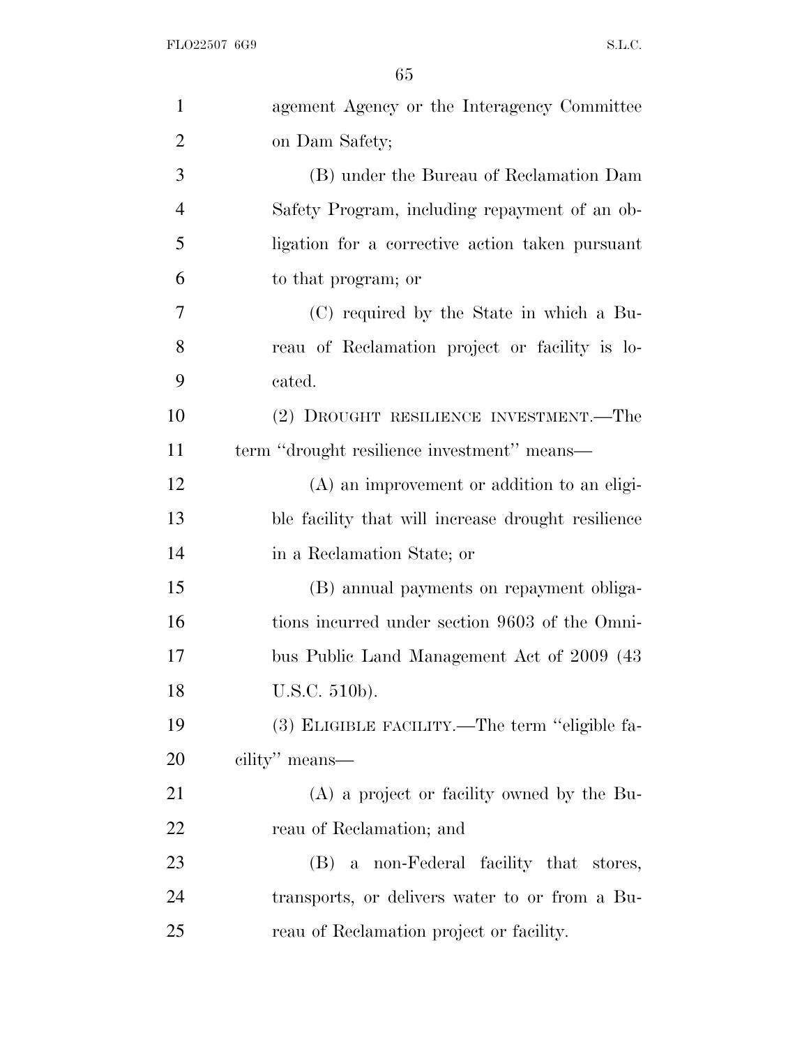agement Agency or the Interagency Committee on Dam Safety;

(B) under the Bureau of Reclamation Dam Safety Program, including repayment of an obligation for a corrective action taken pursuant to that program; or

(C) required by the State in which a Bureau of Reclamation project or facility is located.

(2) DROUGHT RESILIENCE INVESTMENT.—The term "drought resilience investment" means—

(A) an improvement or addition to an eligible facility that will increase drought resilience in a Reclamation State; or

(B) annual payments on repayment obligations incurred under section 9603 of the Omnibus Public Land Management Act of 2009 (43 U.S.C. 510b).

(3) ELIGIBLE FACILITY.—The term "eligible facility" means—

(A) a project or facility owned by the Bureau of Reclamation; and

(B) a non-Federal facility that stores, transports, or delivers water to or from a Bureau of Reclamation project or facility.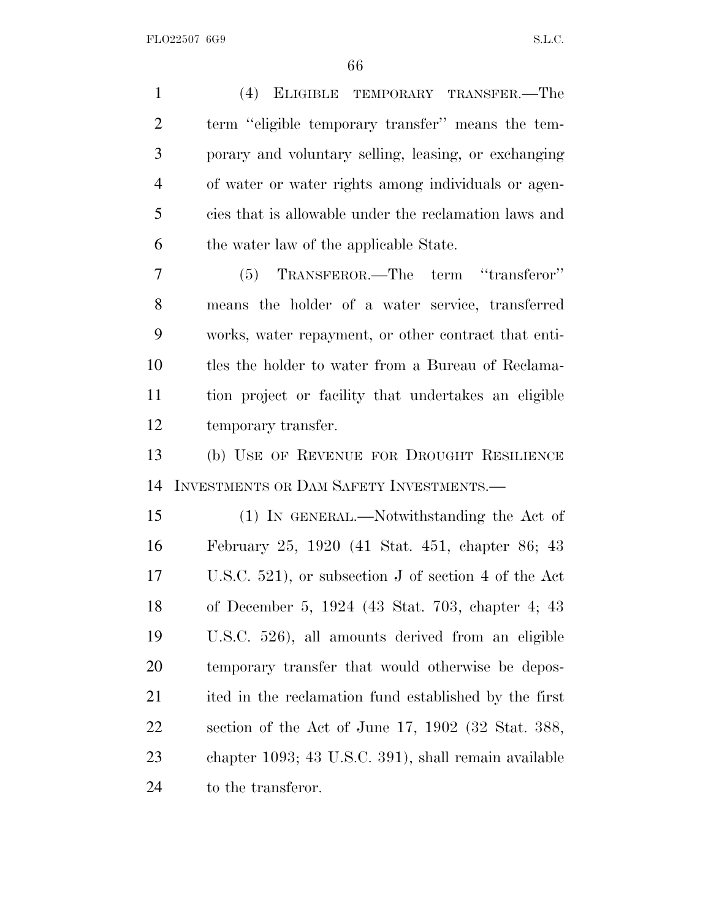(4) ELIGIBLE TEMPORARY TRANSFER.—The term ''eligible temporary transfer'' means the temporary and voluntary selling, leasing, or exchanging of water or water rights among individuals or agencies that is allowable under the reclamation laws and the water law of the applicable State.

(5) TRANSFEROR.—The term ''transferor'' means the holder of a water service, transferred works, water repayment, or other contract that entitles the holder to water from a Bureau of Reclamation project or facility that undertakes an eligible temporary transfer.

(b) USE OF REVENUE FOR DROUGHT RESILIENCE INVESTMENTS OR DAM SAFETY INVESTMENTS.—

(1) IN GENERAL.—Notwithstanding the Act of February 25, 1920 (41 Stat. 451, chapter 86; 43 U.S.C. 521), or subsection J of section 4 of the Act of December 5, 1924 (43 Stat. 703, chapter 4; 43 U.S.C. 526), all amounts derived from an eligible temporary transfer that would otherwise be deposited in the reclamation fund established by the first section of the Act of June 17, 1902 (32 Stat. 388, chapter 1093; 43 U.S.C. 391), shall remain available to the transferor.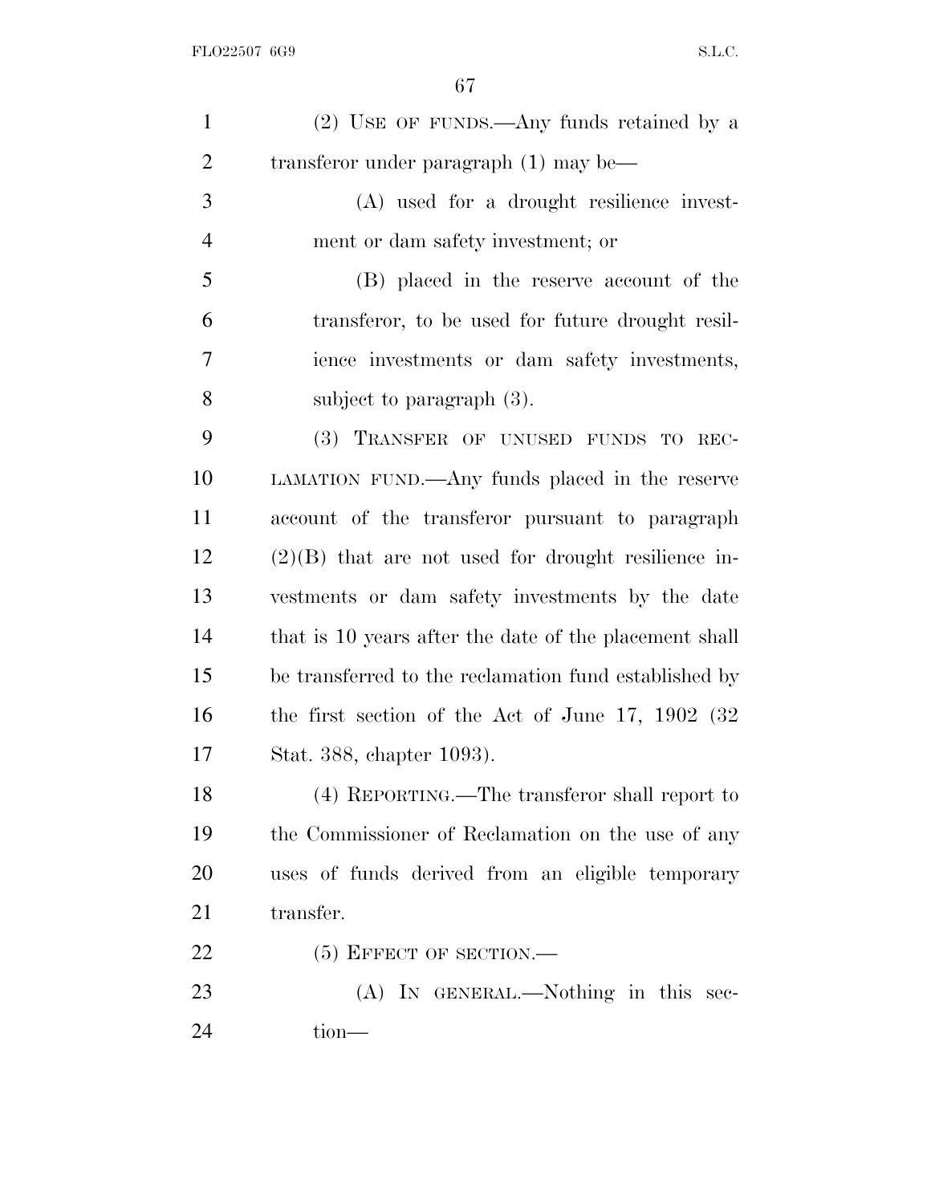(2) USE OF FUNDS.—Any funds retained by a transferor under paragraph (1) may be—

(A) used for a drought resilience investment or dam safety investment; or

(B) placed in the reserve account of the transferor, to be used for future drought resilience investments or dam safety investments, subject to paragraph (3).

(3) TRANSFER OF UNUSED FUNDS TO RECLAMATION FUND.—Any funds placed in the reserve account of the transferor pursuant to paragraph (2)(B) that are not used for drought resilience investments or dam safety investments by the date that is 10 years after the date of the placement shall be transferred to the reclamation fund established by the first section of the Act of June 17, 1902 (32 Stat. 388, chapter 1093).

(4) REPORTING.—The transferor shall report to the Commissioner of Reclamation on the use of any uses of funds derived from an eligible temporary transfer.

(5) EFFECT OF SECTION.—

(A) IN GENERAL.—Nothing in this section—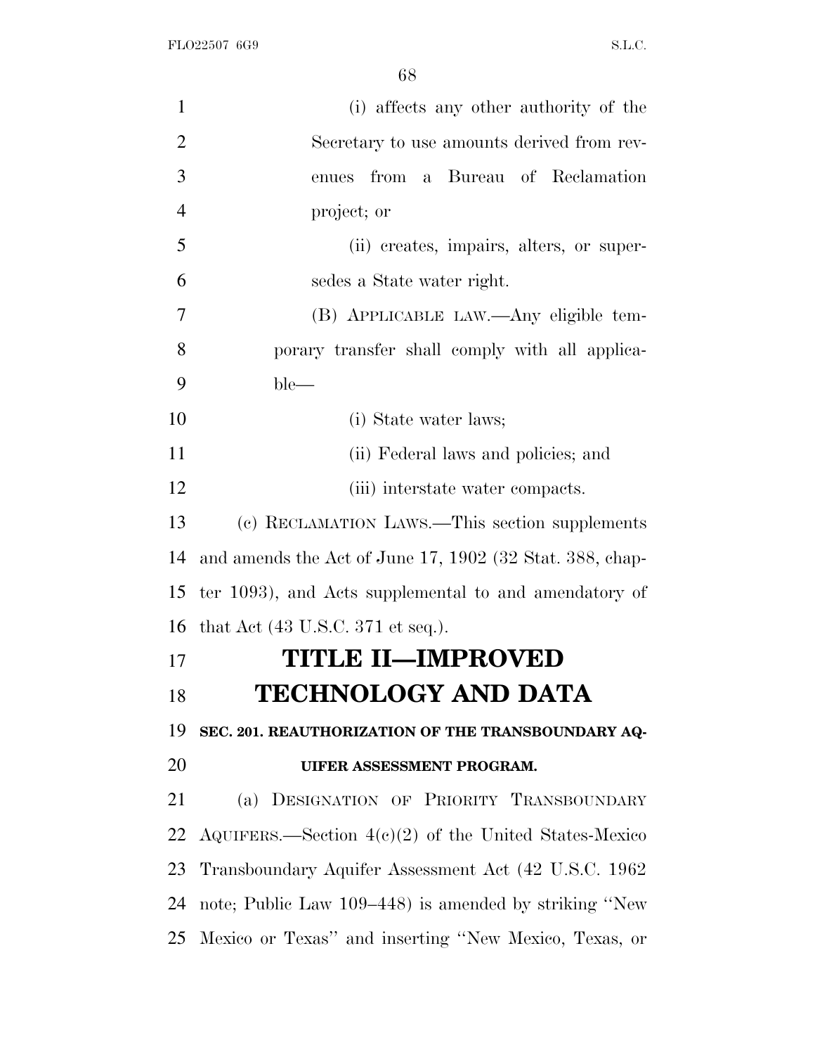(i) affects any other authority of the Secretary to use amounts derived from revenues from a Bureau of Reclamation project; or

(ii) creates, impairs, alters, or supersedes a State water right.

(B) APPLICABLE LAW.—Any eligible temporary transfer shall comply with all applicable—

(i) State water laws;

(ii) Federal laws and policies; and

(iii) interstate water compacts.

(c) RECLAMATION LAWS.—This section supplements and amends the Act of June 17, 1902 (32 Stat. 388, chapter 1093), and Acts supplemental to and amendatory of that Act (43 U.S.C. 371 et seq.).

# TITLE II—IMPROVED TECHNOLOGY AND DATA

## SEC. 201. REAUTHORIZATION OF THE TRANSBOUNDARY AQUIFER ASSESSMENT PROGRAM.

(a) DESIGNATION OF PRIORITY TRANSBOUNDARY AQUIFERS.—Section 4(c)(2) of the United States-Mexico Transboundary Aquifer Assessment Act (42 U.S.C. 1962 note; Public Law 109–448) is amended by striking "New Mexico or Texas" and inserting "New Mexico, Texas, or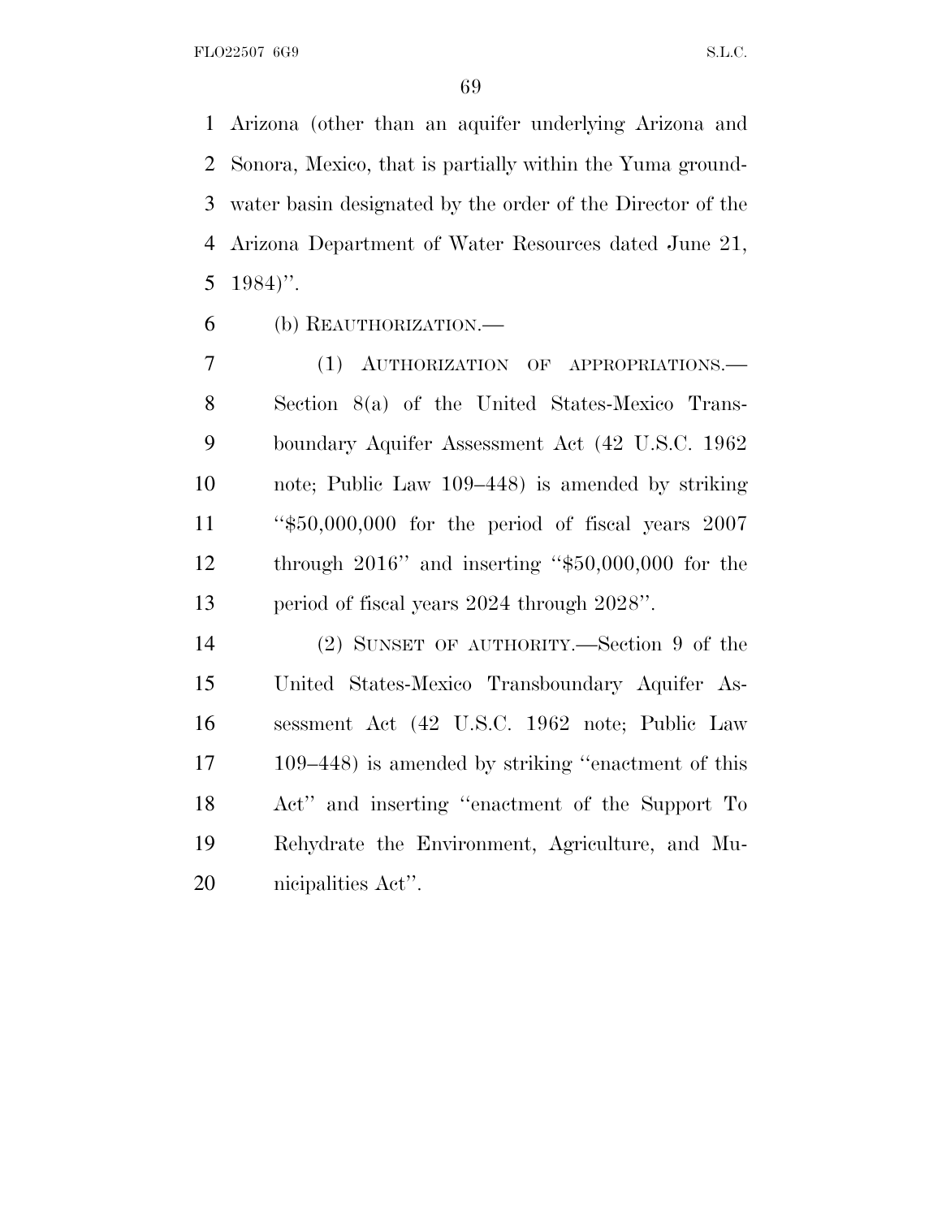Arizona (other than an aquifer underlying Arizona and Sonora, Mexico, that is partially within the Yuma groundwater basin designated by the order of the Director of the Arizona Department of Water Resources dated June 21, 1984)''.

(b) REAUTHORIZATION.—

(1) AUTHORIZATION OF APPROPRIATIONS.—Section 8(a) of the United States-Mexico Transboundary Aquifer Assessment Act (42 U.S.C. 1962 note; Public Law 109–448) is amended by striking ''$50,000,000 for the period of fiscal years 2007 through 2016'' and inserting ''$50,000,000 for the period of fiscal years 2024 through 2028''.

(2) SUNSET OF AUTHORITY.—Section 9 of the United States-Mexico Transboundary Aquifer Assessment Act (42 U.S.C. 1962 note; Public Law 109–448) is amended by striking ''enactment of this Act'' and inserting ''enactment of the Support To Rehydrate the Environment, Agriculture, and Municipalities Act''.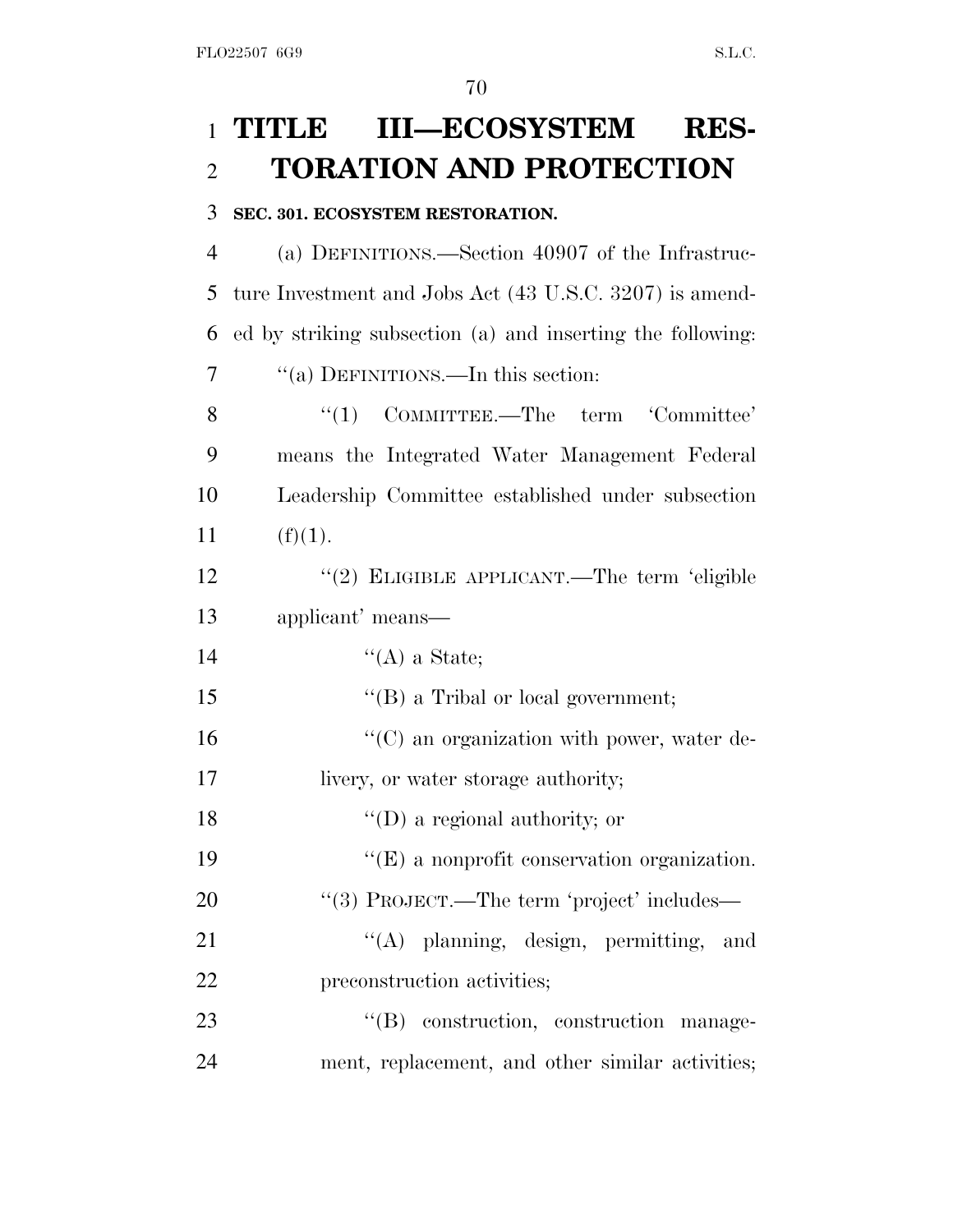# TITLE III—ECOSYSTEM RESTORATION AND PROTECTION

### SEC. 301. ECOSYSTEM RESTORATION.

(a) DEFINITIONS.—Section 40907 of the Infrastructure Investment and Jobs Act (43 U.S.C. 3207) is amended by striking subsection (a) and inserting the following:

"(a) DEFINITIONS.—In this section:

"(1) COMMITTEE.—The term 'Committee' means the Integrated Water Management Federal Leadership Committee established under subsection (f)(1).

"(2) ELIGIBLE APPLICANT.—The term 'eligible applicant' means—

"(A) a State;

"(B) a Tribal or local government;

"(C) an organization with power, water delivery, or water storage authority;

"(D) a regional authority; or

"(E) a nonprofit conservation organization.

"(3) PROJECT.—The term 'project' includes—

"(A) planning, design, permitting, and preconstruction activities;

"(B) construction, construction management, replacement, and other similar activities;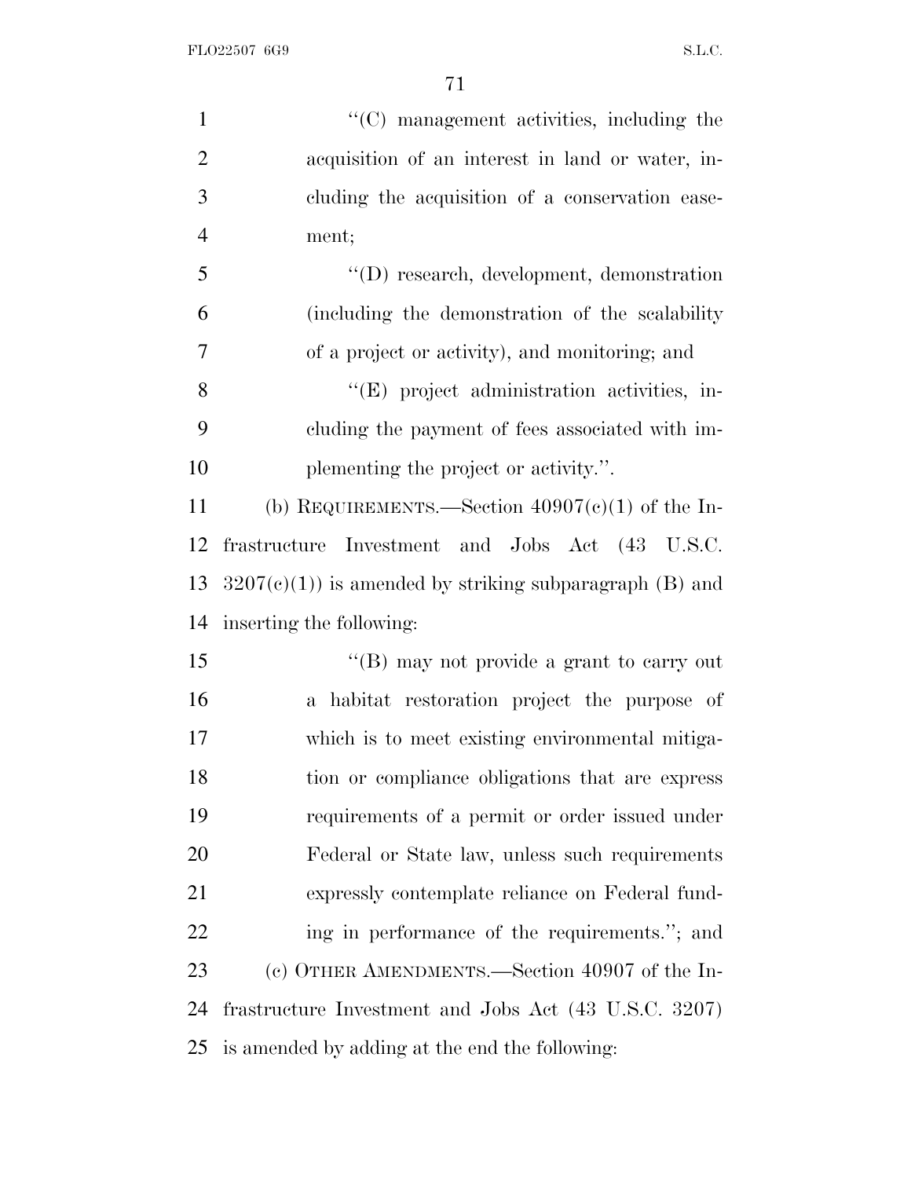"(C) management activities, including the acquisition of an interest in land or water, including the acquisition of a conservation easement;

"(D) research, development, demonstration (including the demonstration of the scalability of a project or activity), and monitoring; and

"(E) project administration activities, including the payment of fees associated with implementing the project or activity.".

(b) REQUIREMENTS.—Section 40907(c)(1) of the Infrastructure Investment and Jobs Act (43 U.S.C. 3207(c)(1)) is amended by striking subparagraph (B) and inserting the following:

"(B) may not provide a grant to carry out a habitat restoration project the purpose of which is to meet existing environmental mitigation or compliance obligations that are express requirements of a permit or order issued under Federal or State law, unless such requirements expressly contemplate reliance on Federal funding in performance of the requirements."; and

(c) OTHER AMENDMENTS.—Section 40907 of the Infrastructure Investment and Jobs Act (43 U.S.C. 3207) is amended by adding at the end the following: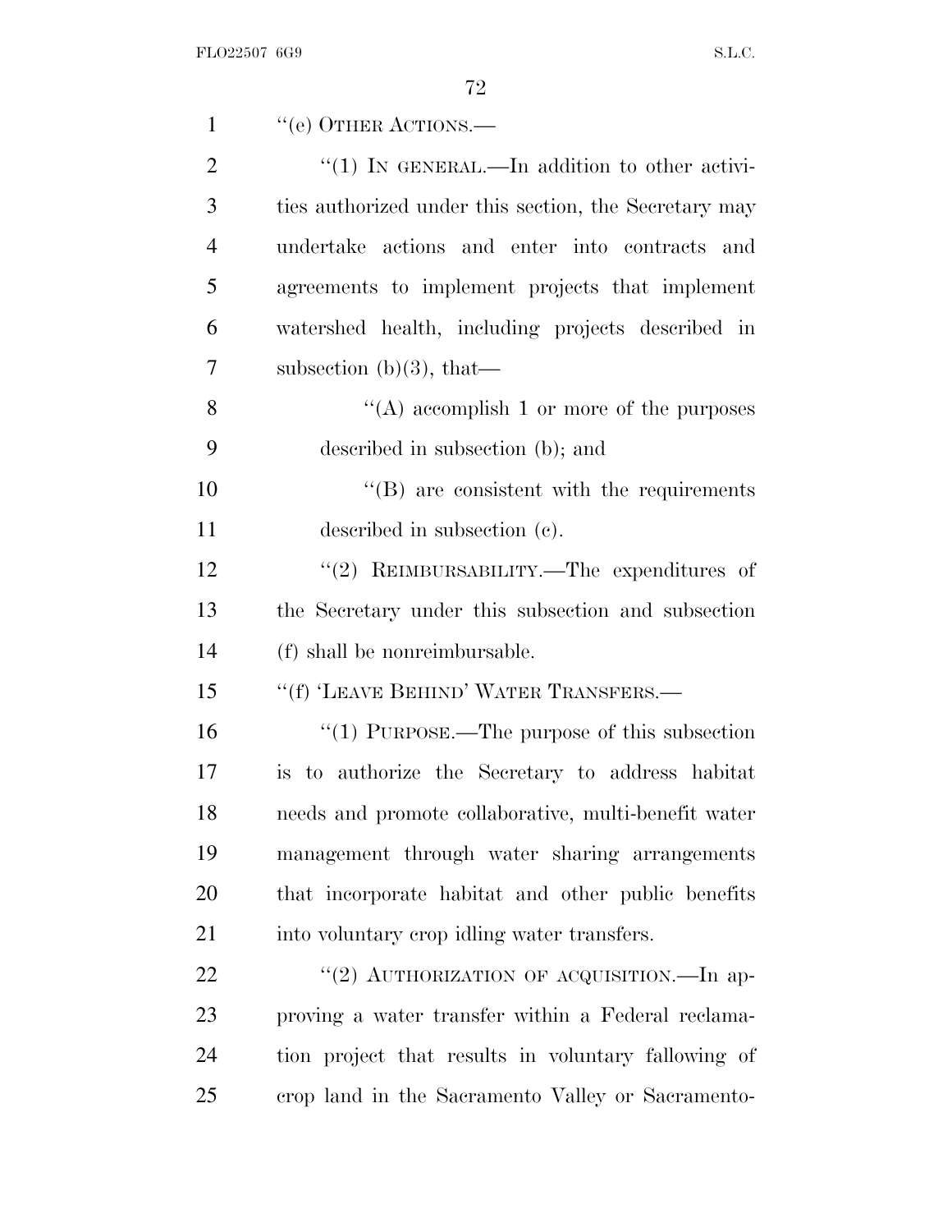''(e) OTHER ACTIONS.—

''(1) IN GENERAL.—In addition to other activities authorized under this section, the Secretary may undertake actions and enter into contracts and agreements to implement projects that implement watershed health, including projects described in subsection (b)(3), that—

''(A) accomplish 1 or more of the purposes described in subsection (b); and

''(B) are consistent with the requirements described in subsection (c).

''(2) REIMBURSABILITY.—The expenditures of the Secretary under this subsection and subsection (f) shall be nonreimbursable.

''(f) 'LEAVE BEHIND' WATER TRANSFERS.—

''(1) PURPOSE.—The purpose of this subsection is to authorize the Secretary to address habitat needs and promote collaborative, multi-benefit water management through water sharing arrangements that incorporate habitat and other public benefits into voluntary crop idling water transfers.

''(2) AUTHORIZATION OF ACQUISITION.—In approving a water transfer within a Federal reclamation project that results in voluntary fallowing of crop land in the Sacramento Valley or Sacramento-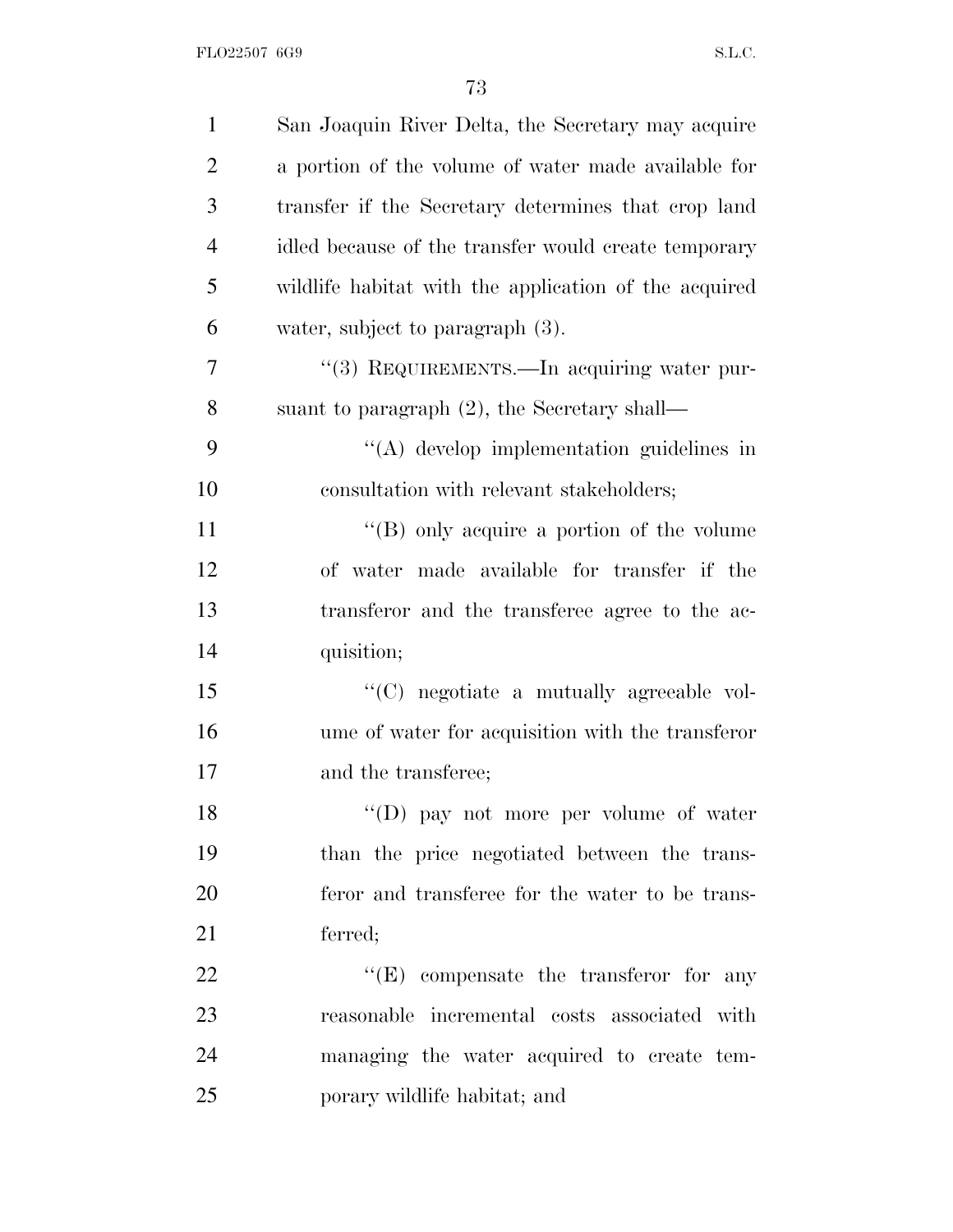San Joaquin River Delta, the Secretary may acquire a portion of the volume of water made available for transfer if the Secretary determines that crop land idled because of the transfer would create temporary wildlife habitat with the application of the acquired water, subject to paragraph (3).

"(3) REQUIREMENTS.—In acquiring water pursuant to paragraph (2), the Secretary shall—

"(A) develop implementation guidelines in consultation with relevant stakeholders;

"(B) only acquire a portion of the volume of water made available for transfer if the transferor and the transferee agree to the acquisition;

"(C) negotiate a mutually agreeable volume of water for acquisition with the transferor and the transferee;

"(D) pay not more per volume of water than the price negotiated between the transferor and transferee for the water to be transferred;

"(E) compensate the transferor for any reasonable incremental costs associated with managing the water acquired to create temporary wildlife habitat; and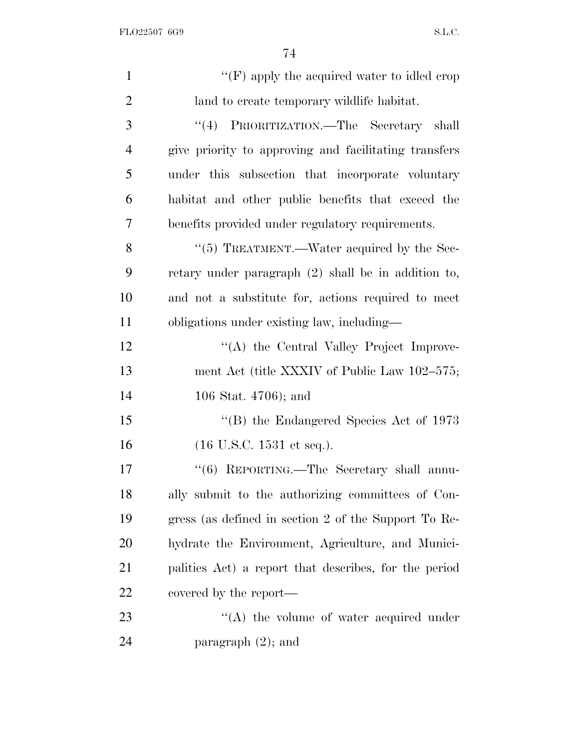''(F) apply the acquired water to idled crop land to create temporary wildlife habitat.

''(4) PRIORITIZATION.—The Secretary shall give priority to approving and facilitating transfers under this subsection that incorporate voluntary habitat and other public benefits that exceed the benefits provided under regulatory requirements.

''(5) TREATMENT.—Water acquired by the Secretary under paragraph (2) shall be in addition to, and not a substitute for, actions required to meet obligations under existing law, including—

''(A) the Central Valley Project Improvement Act (title XXXIV of Public Law 102–575; 106 Stat. 4706); and

''(B) the Endangered Species Act of 1973 (16 U.S.C. 1531 et seq.).

''(6) REPORTING.—The Secretary shall annually submit to the authorizing committees of Congress (as defined in section 2 of the Support To Rehydrate the Environment, Agriculture, and Municipalities Act) a report that describes, for the period covered by the report—

''(A) the volume of water acquired under paragraph (2); and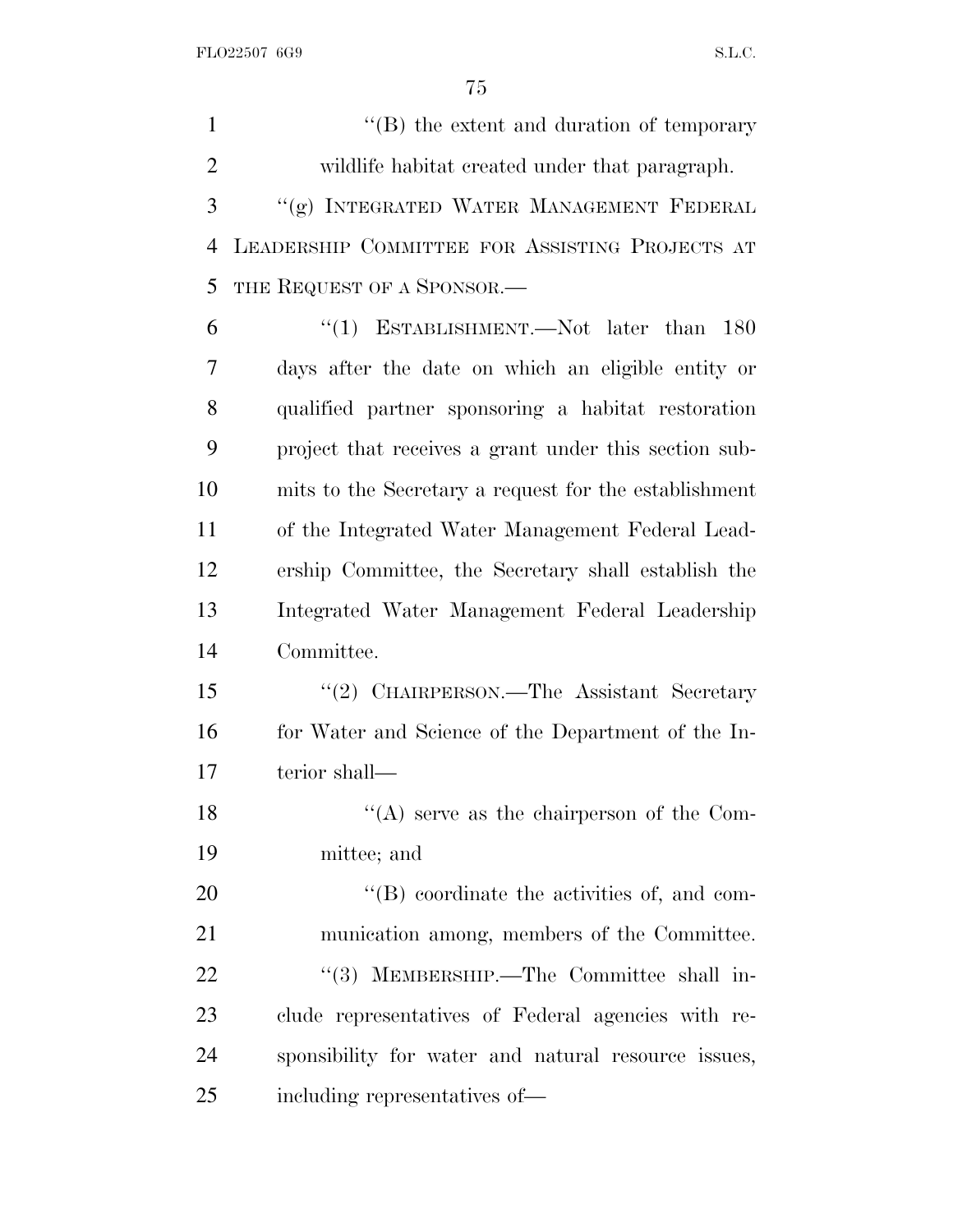''(B) the extent and duration of temporary wildlife habitat created under that paragraph.

''(g) INTEGRATED WATER MANAGEMENT FEDERAL LEADERSHIP COMMITTEE FOR ASSISTING PROJECTS AT THE REQUEST OF A SPONSOR.—

''(1) ESTABLISHMENT.—Not later than 180 days after the date on which an eligible entity or qualified partner sponsoring a habitat restoration project that receives a grant under this section submits to the Secretary a request for the establishment of the Integrated Water Management Federal Leadership Committee, the Secretary shall establish the Integrated Water Management Federal Leadership Committee.

''(2) CHAIRPERSON.—The Assistant Secretary for Water and Science of the Department of the Interior shall—

''(A) serve as the chairperson of the Committee; and

''(B) coordinate the activities of, and communication among, members of the Committee.

''(3) MEMBERSHIP.—The Committee shall include representatives of Federal agencies with responsibility for water and natural resource issues, including representatives of—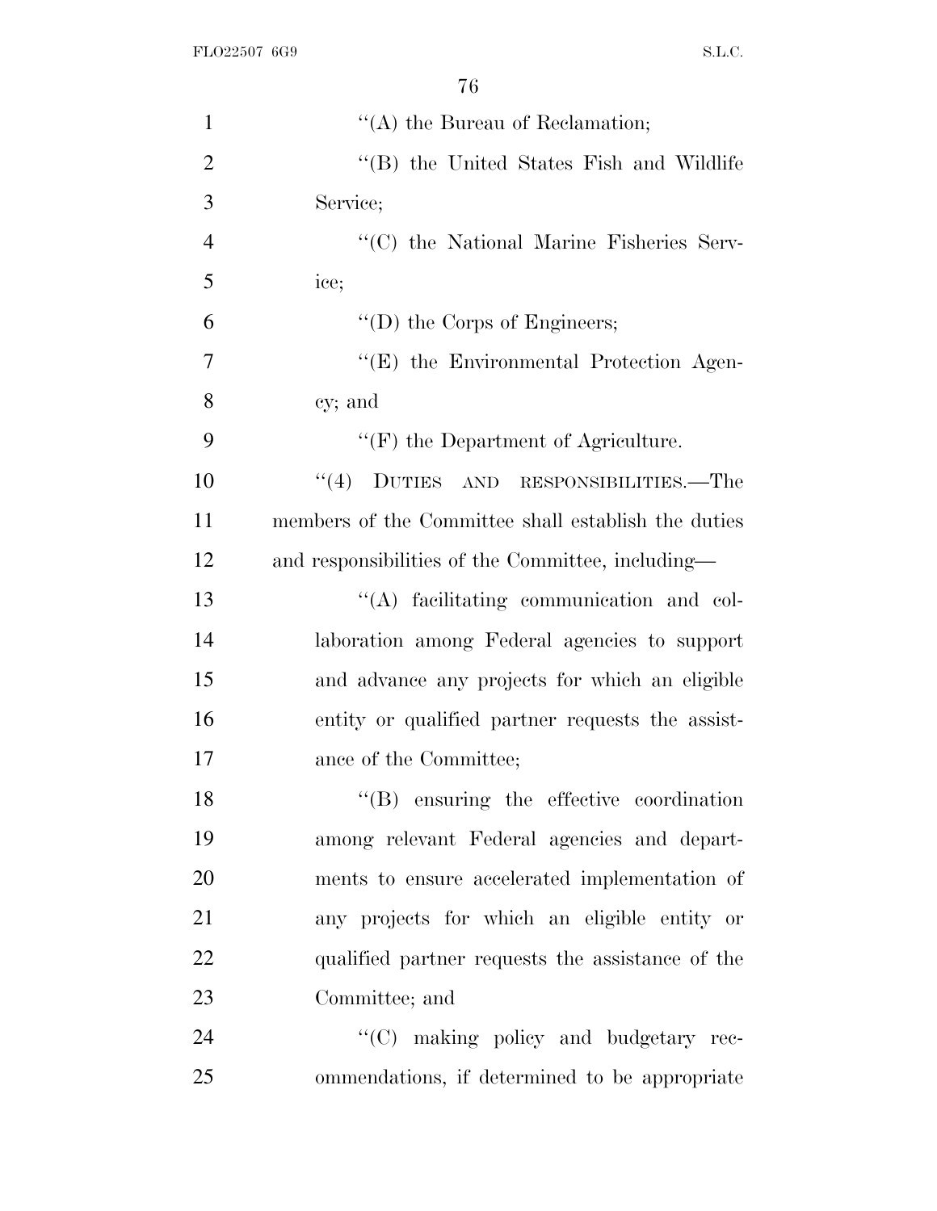''(A) the Bureau of Reclamation;

''(B) the United States Fish and Wildlife Service;

''(C) the National Marine Fisheries Service;

''(D) the Corps of Engineers;

''(E) the Environmental Protection Agency; and

''(F) the Department of Agriculture.

''(4) DUTIES AND RESPONSIBILITIES.—The members of the Committee shall establish the duties and responsibilities of the Committee, including—

''(A) facilitating communication and collaboration among Federal agencies to support and advance any projects for which an eligible entity or qualified partner requests the assistance of the Committee;

''(B) ensuring the effective coordination among relevant Federal agencies and departments to ensure accelerated implementation of any projects for which an eligible entity or qualified partner requests the assistance of the Committee; and

''(C) making policy and budgetary recommendations, if determined to be appropriate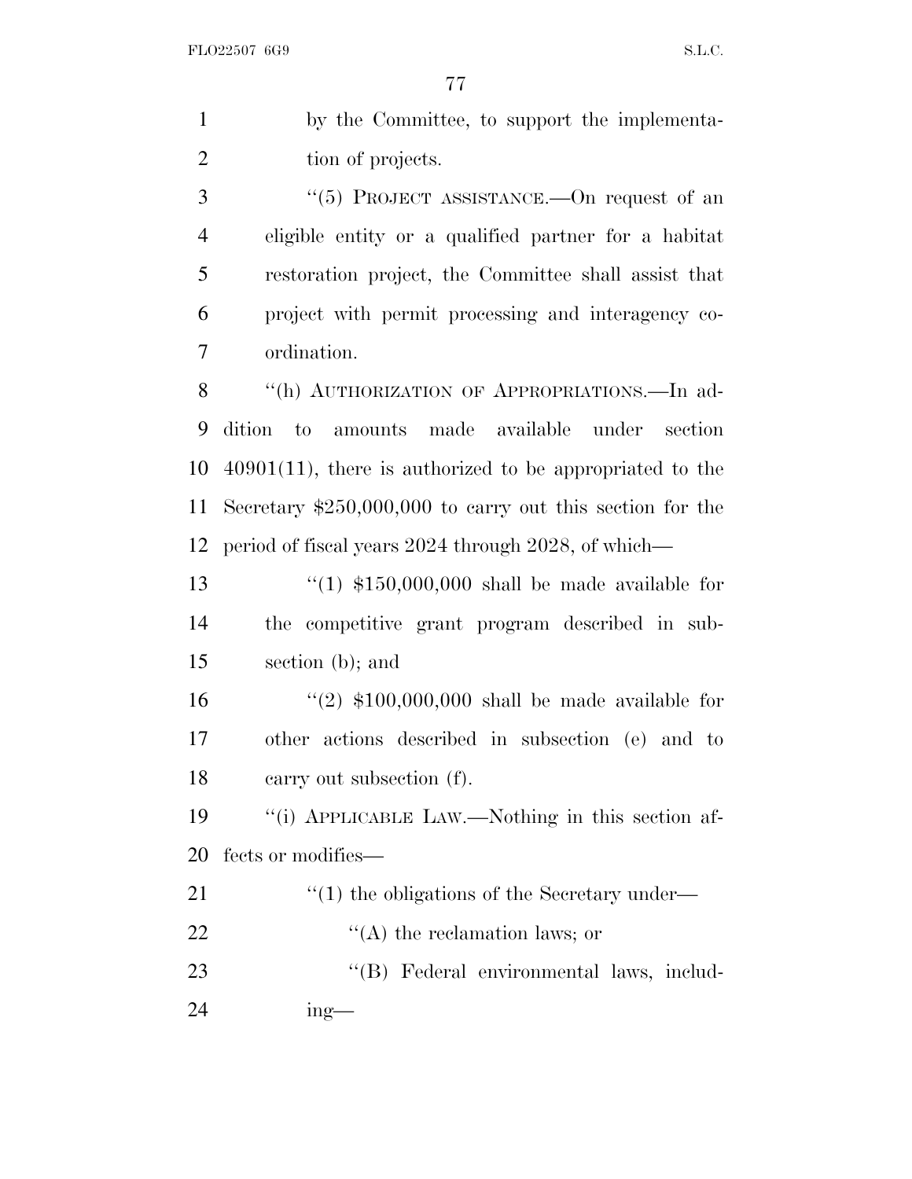by the Committee, to support the implementation of projects.

''(5) PROJECT ASSISTANCE.—On request of an eligible entity or a qualified partner for a habitat restoration project, the Committee shall assist that project with permit processing and interagency coordination.

''(h) AUTHORIZATION OF APPROPRIATIONS.—In addition to amounts made available under section 40901(11), there is authorized to be appropriated to the Secretary $250,000,000 to carry out this section for the period of fiscal years 2024 through 2028, of which—

''(1) $150,000,000 shall be made available for the competitive grant program described in subsection (b); and

''(2) $100,000,000 shall be made available for other actions described in subsection (e) and to carry out subsection (f).

''(i) APPLICABLE LAW.—Nothing in this section affects or modifies—

''(1) the obligations of the Secretary under—

''(A) the reclamation laws; or

''(B) Federal environmental laws, including—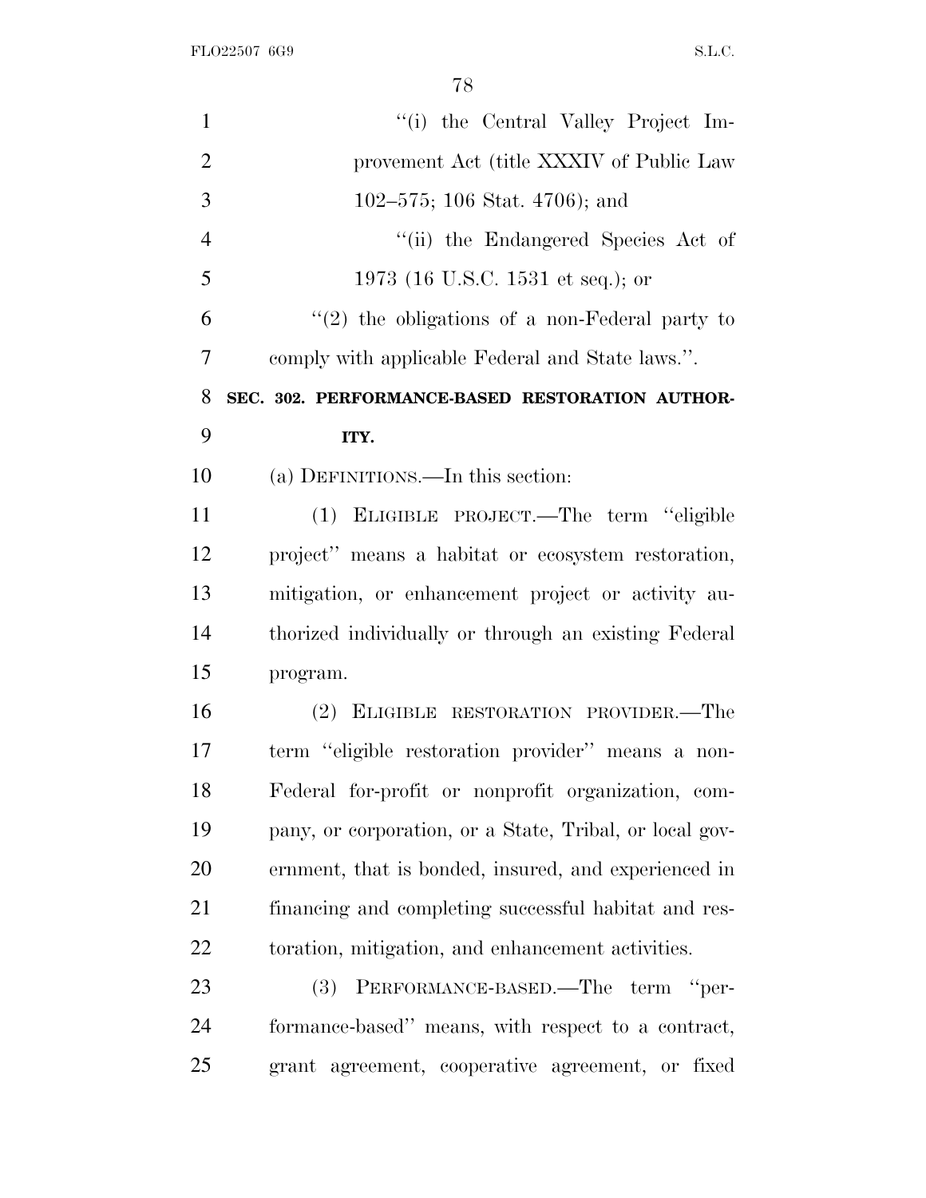"(i) the Central Valley Project Improvement Act (title XXXIV of Public Law 102–575; 106 Stat. 4706); and

"(ii) the Endangered Species Act of 1973 (16 U.S.C. 1531 et seq.); or

"(2) the obligations of a non-Federal party to comply with applicable Federal and State laws.".

**SEC. 302. PERFORMANCE-BASED RESTORATION AUTHORITY.**

(a) DEFINITIONS.—In this section:

(1) ELIGIBLE PROJECT.—The term "eligible project" means a habitat or ecosystem restoration, mitigation, or enhancement project or activity authorized individually or through an existing Federal program.

(2) ELIGIBLE RESTORATION PROVIDER.—The term "eligible restoration provider" means a non-Federal for-profit or nonprofit organization, company, or corporation, or a State, Tribal, or local government, that is bonded, insured, and experienced in financing and completing successful habitat and restoration, mitigation, and enhancement activities.

(3) PERFORMANCE-BASED.—The term "performance-based" means, with respect to a contract, grant agreement, cooperative agreement, or fixed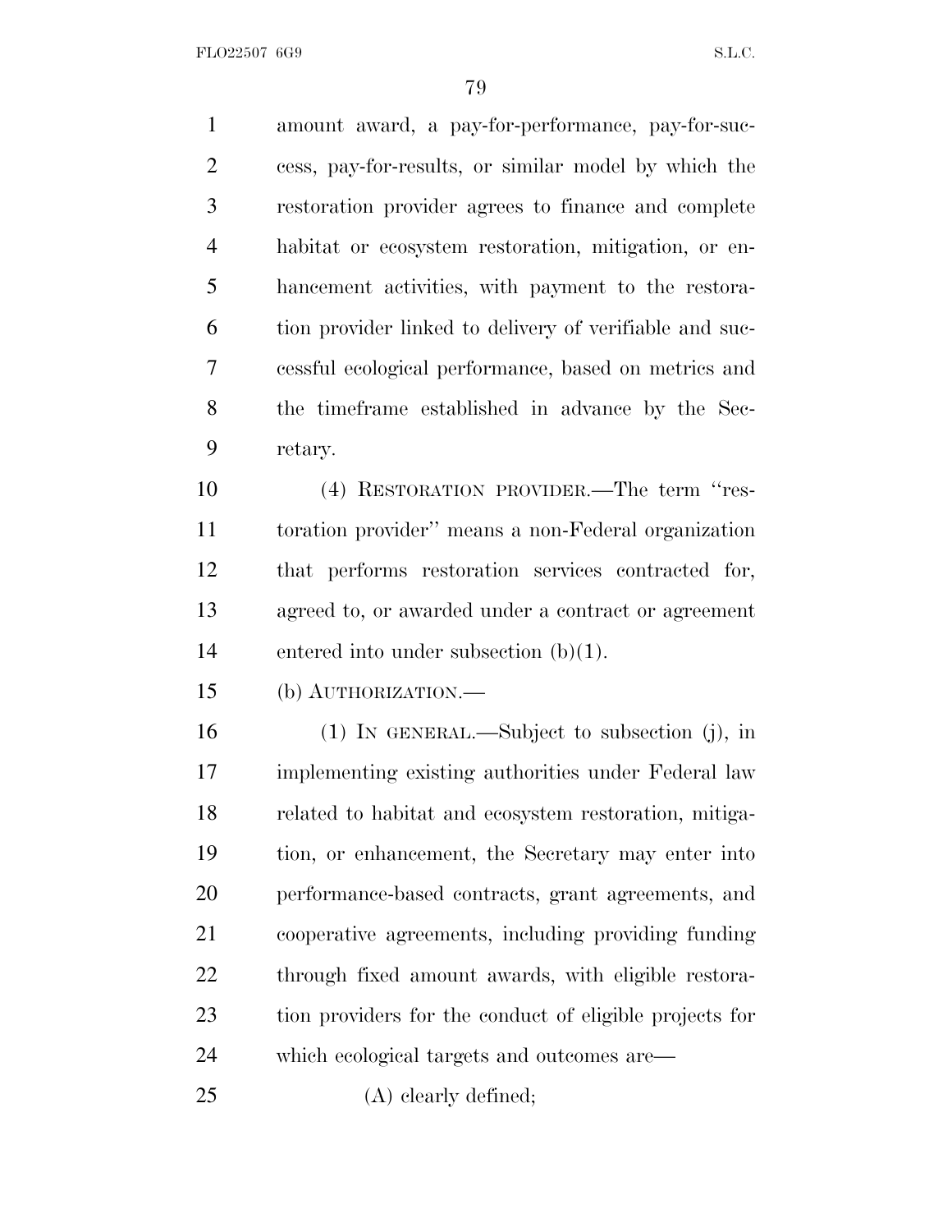amount award, a pay-for-performance, pay-for-success, pay-for-results, or similar model by which the restoration provider agrees to finance and complete habitat or ecosystem restoration, mitigation, or enhancement activities, with payment to the restoration provider linked to delivery of verifiable and successful ecological performance, based on metrics and the timeframe established in advance by the Secretary.

(4) RESTORATION PROVIDER.—The term ''restoration provider'' means a non-Federal organization that performs restoration services contracted for, agreed to, or awarded under a contract or agreement entered into under subsection (b)(1).

(b) AUTHORIZATION.—

(1) IN GENERAL.—Subject to subsection (j), in implementing existing authorities under Federal law related to habitat and ecosystem restoration, mitigation, or enhancement, the Secretary may enter into performance-based contracts, grant agreements, and cooperative agreements, including providing funding through fixed amount awards, with eligible restoration providers for the conduct of eligible projects for which ecological targets and outcomes are—

(A) clearly defined;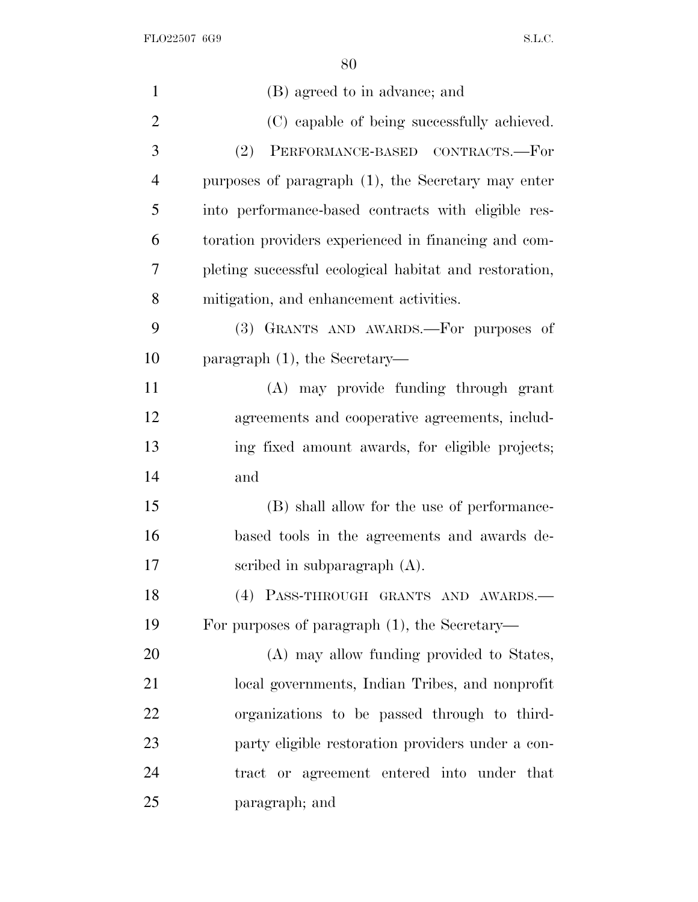(B) agreed to in advance; and

(C) capable of being successfully achieved.

(2) PERFORMANCE-BASED CONTRACTS.—For purposes of paragraph (1), the Secretary may enter into performance-based contracts with eligible restoration providers experienced in financing and completing successful ecological habitat and restoration, mitigation, and enhancement activities.

(3) GRANTS AND AWARDS.—For purposes of paragraph (1), the Secretary—

(A) may provide funding through grant agreements and cooperative agreements, including fixed amount awards, for eligible projects; and

(B) shall allow for the use of performance-based tools in the agreements and awards described in subparagraph (A).

(4) PASS-THROUGH GRANTS AND AWARDS.—For purposes of paragraph (1), the Secretary—

(A) may allow funding provided to States, local governments, Indian Tribes, and nonprofit organizations to be passed through to third-party eligible restoration providers under a contract or agreement entered into under that paragraph; and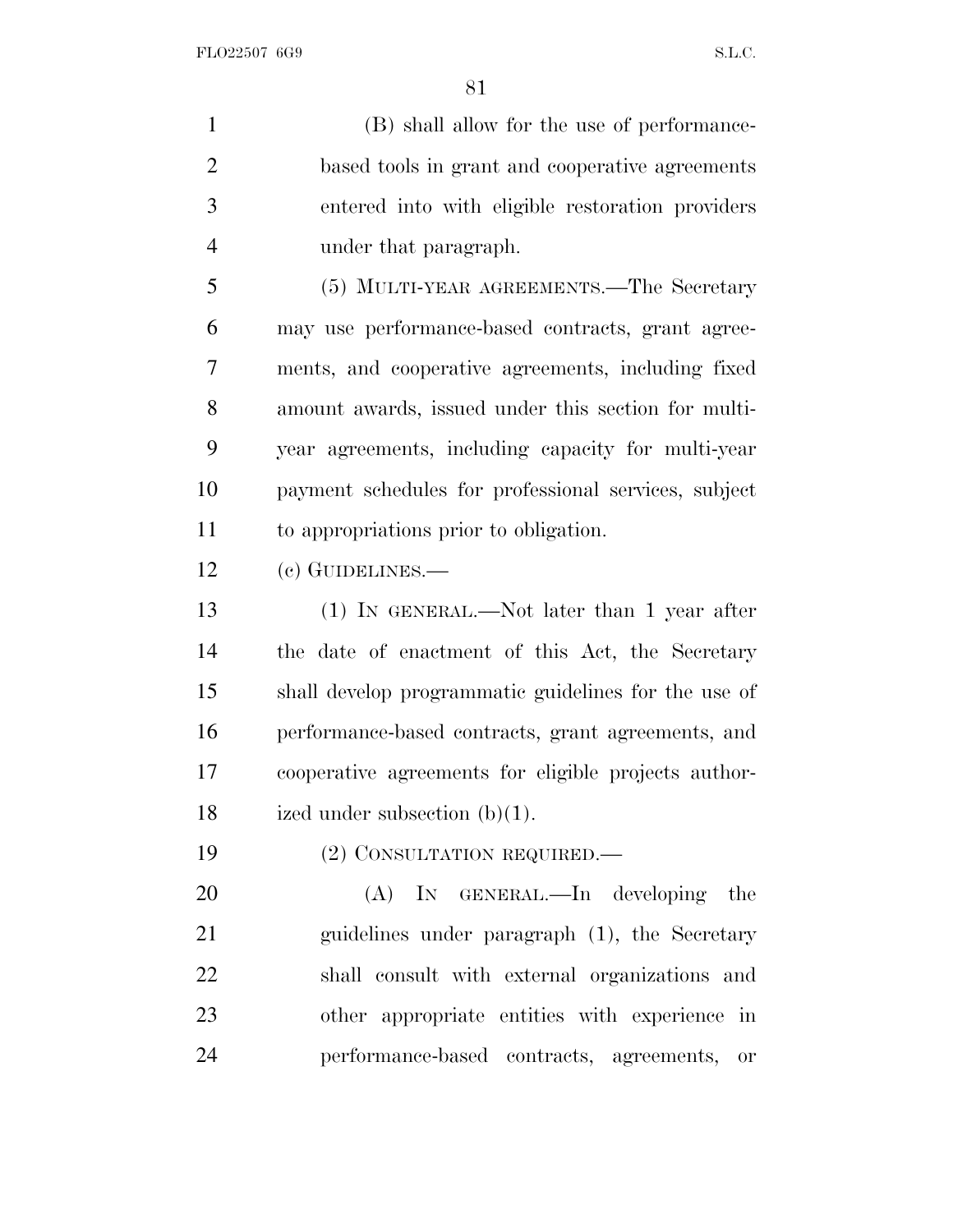(B) shall allow for the use of performance-based tools in grant and cooperative agreements entered into with eligible restoration providers under that paragraph.

(5) MULTI-YEAR AGREEMENTS.—The Secretary may use performance-based contracts, grant agreements, and cooperative agreements, including fixed amount awards, issued under this section for multi-year agreements, including capacity for multi-year payment schedules for professional services, subject to appropriations prior to obligation.

(c) GUIDELINES.—

(1) IN GENERAL.—Not later than 1 year after the date of enactment of this Act, the Secretary shall develop programmatic guidelines for the use of performance-based contracts, grant agreements, and cooperative agreements for eligible projects authorized under subsection (b)(1).

(2) CONSULTATION REQUIRED.—

(A) IN GENERAL.—In developing the guidelines under paragraph (1), the Secretary shall consult with external organizations and other appropriate entities with experience in performance-based contracts, agreements, or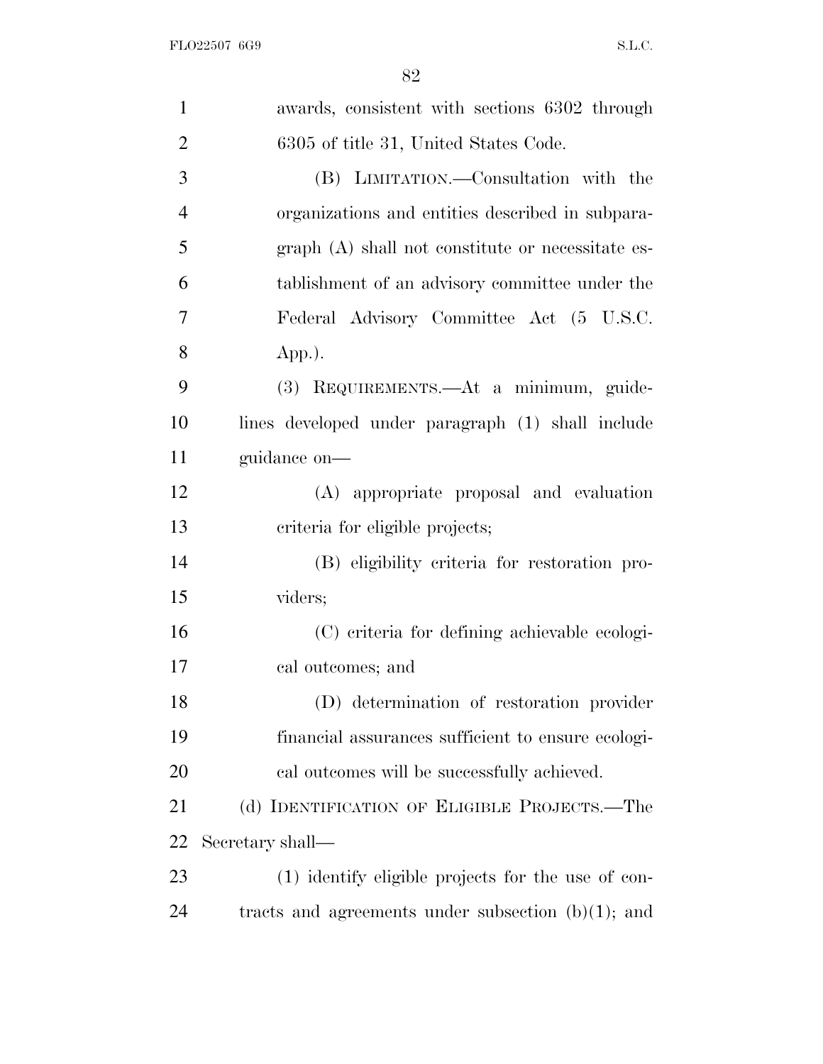awards, consistent with sections 6302 through 6305 of title 31, United States Code.

(B) LIMITATION.—Consultation with the organizations and entities described in subparagraph (A) shall not constitute or necessitate establishment of an advisory committee under the Federal Advisory Committee Act (5 U.S.C. App.).

(3) REQUIREMENTS.—At a minimum, guidelines developed under paragraph (1) shall include guidance on—

(A) appropriate proposal and evaluation criteria for eligible projects;

(B) eligibility criteria for restoration providers;

(C) criteria for defining achievable ecological outcomes; and

(D) determination of restoration provider financial assurances sufficient to ensure ecological outcomes will be successfully achieved.

(d) IDENTIFICATION OF ELIGIBLE PROJECTS.—The Secretary shall—

(1) identify eligible projects for the use of contracts and agreements under subsection (b)(1); and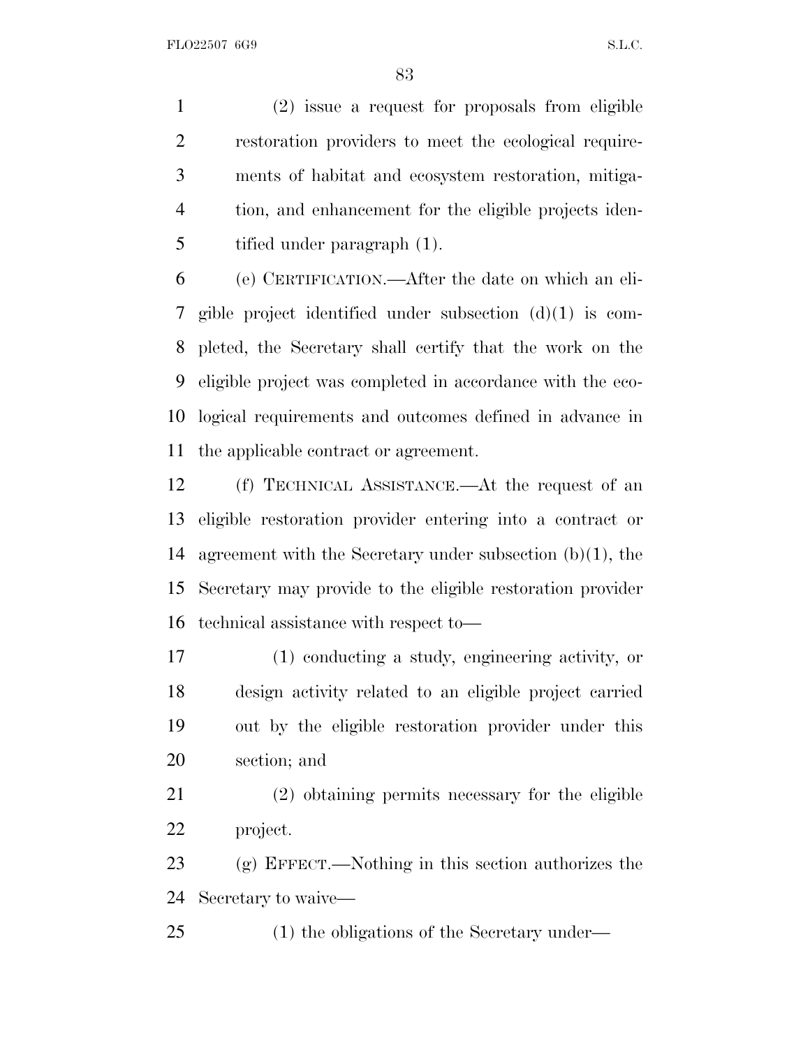(2) issue a request for proposals from eligible restoration providers to meet the ecological requirements of habitat and ecosystem restoration, mitigation, and enhancement for the eligible projects identified under paragraph (1).

(e) CERTIFICATION.—After the date on which an eligible project identified under subsection (d)(1) is completed, the Secretary shall certify that the work on the eligible project was completed in accordance with the ecological requirements and outcomes defined in advance in the applicable contract or agreement.

(f) TECHNICAL ASSISTANCE.—At the request of an eligible restoration provider entering into a contract or agreement with the Secretary under subsection (b)(1), the Secretary may provide to the eligible restoration provider technical assistance with respect to—

(1) conducting a study, engineering activity, or design activity related to an eligible project carried out by the eligible restoration provider under this section; and

(2) obtaining permits necessary for the eligible project.

(g) EFFECT.—Nothing in this section authorizes the Secretary to waive—

(1) the obligations of the Secretary under—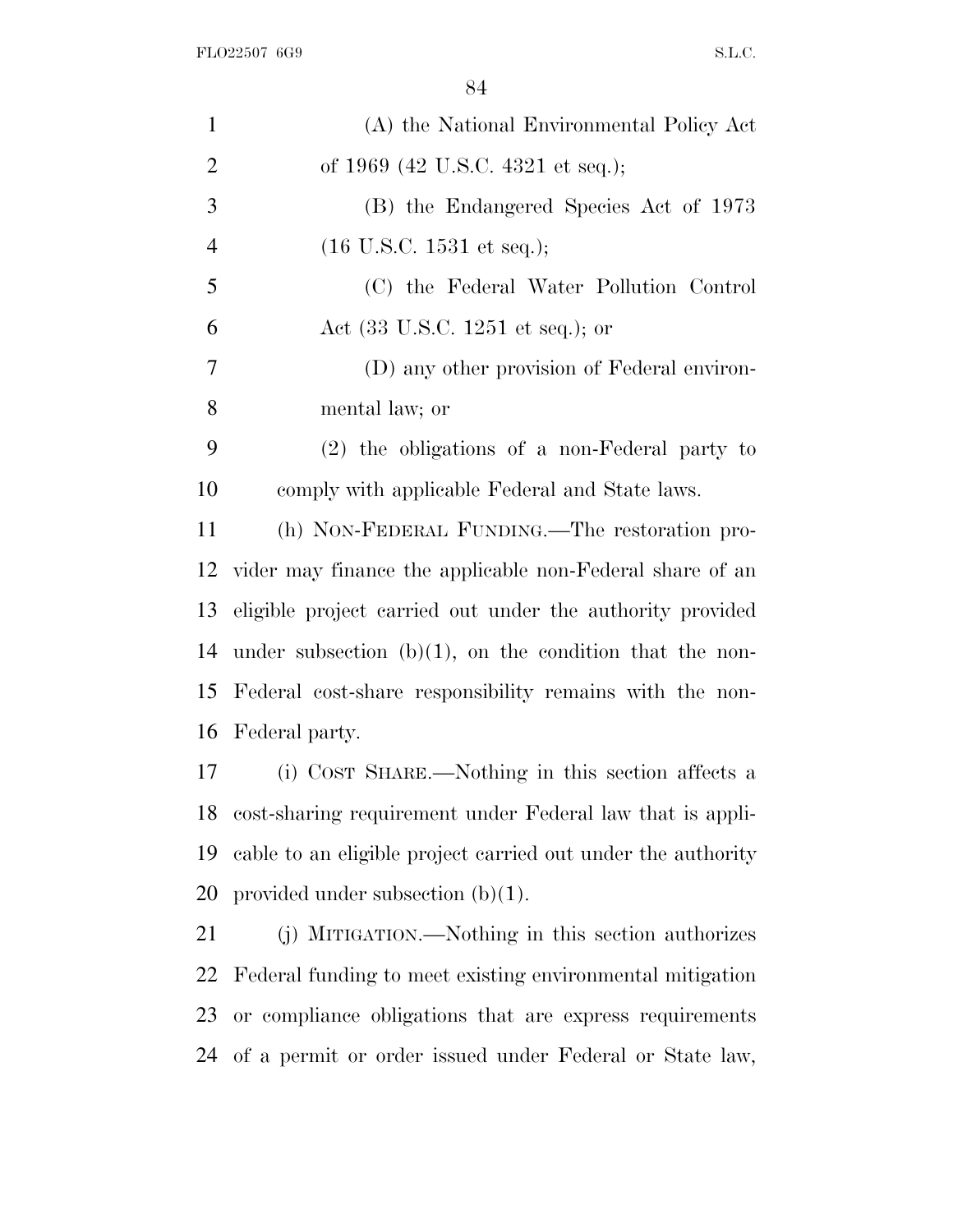(A) the National Environmental Policy Act of 1969 (42 U.S.C. 4321 et seq.);

(B) the Endangered Species Act of 1973 (16 U.S.C. 1531 et seq.);

(C) the Federal Water Pollution Control Act (33 U.S.C. 1251 et seq.); or

(D) any other provision of Federal environmental law; or

(2) the obligations of a non-Federal party to comply with applicable Federal and State laws.

(h) NON-FEDERAL FUNDING.—The restoration provider may finance the applicable non-Federal share of an eligible project carried out under the authority provided under subsection (b)(1), on the condition that the non-Federal cost-share responsibility remains with the non-Federal party.

(i) COST SHARE.—Nothing in this section affects a cost-sharing requirement under Federal law that is applicable to an eligible project carried out under the authority provided under subsection (b)(1).

(j) MITIGATION.—Nothing in this section authorizes Federal funding to meet existing environmental mitigation or compliance obligations that are express requirements of a permit or order issued under Federal or State law,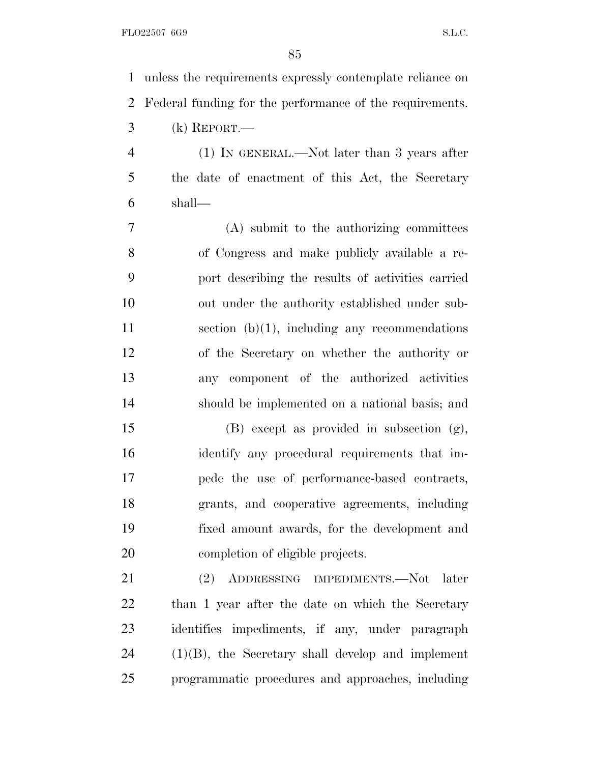unless the requirements expressly contemplate reliance on Federal funding for the performance of the requirements.

(k) REPORT.—

(1) IN GENERAL.—Not later than 3 years after the date of enactment of this Act, the Secretary shall—

(A) submit to the authorizing committees of Congress and make publicly available a report describing the results of activities carried out under the authority established under subsection (b)(1), including any recommendations of the Secretary on whether the authority or any component of the authorized activities should be implemented on a national basis; and

(B) except as provided in subsection (g), identify any procedural requirements that impede the use of performance-based contracts, grants, and cooperative agreements, including fixed amount awards, for the development and completion of eligible projects.

(2) ADDRESSING IMPEDIMENTS.—Not later than 1 year after the date on which the Secretary identifies impediments, if any, under paragraph (1)(B), the Secretary shall develop and implement programmatic procedures and approaches, including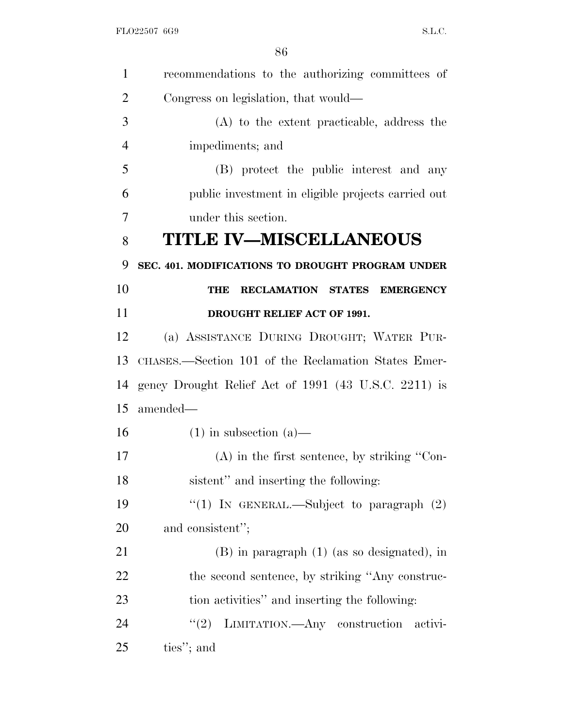recommendations to the authorizing committees of Congress on legislation, that would—

(A) to the extent practicable, address the impediments; and

(B) protect the public interest and any public investment in eligible projects carried out under this section.

# TITLE IV—MISCELLANEOUS

**SEC. 401. MODIFICATIONS TO DROUGHT PROGRAM UNDER THE RECLAMATION STATES EMERGENCY DROUGHT RELIEF ACT OF 1991.**

(a) ASSISTANCE DURING DROUGHT; WATER PURCHASES.—Section 101 of the Reclamation States Emergency Drought Relief Act of 1991 (43 U.S.C. 2211) is amended—

(1) in subsection (a)—

(A) in the first sentence, by striking "Consistent" and inserting the following:

"(1) IN GENERAL.—Subject to paragraph (2) and consistent";

(B) in paragraph (1) (as so designated), in the second sentence, by striking "Any construction activities" and inserting the following:

"(2) LIMITATION.—Any construction activities"; and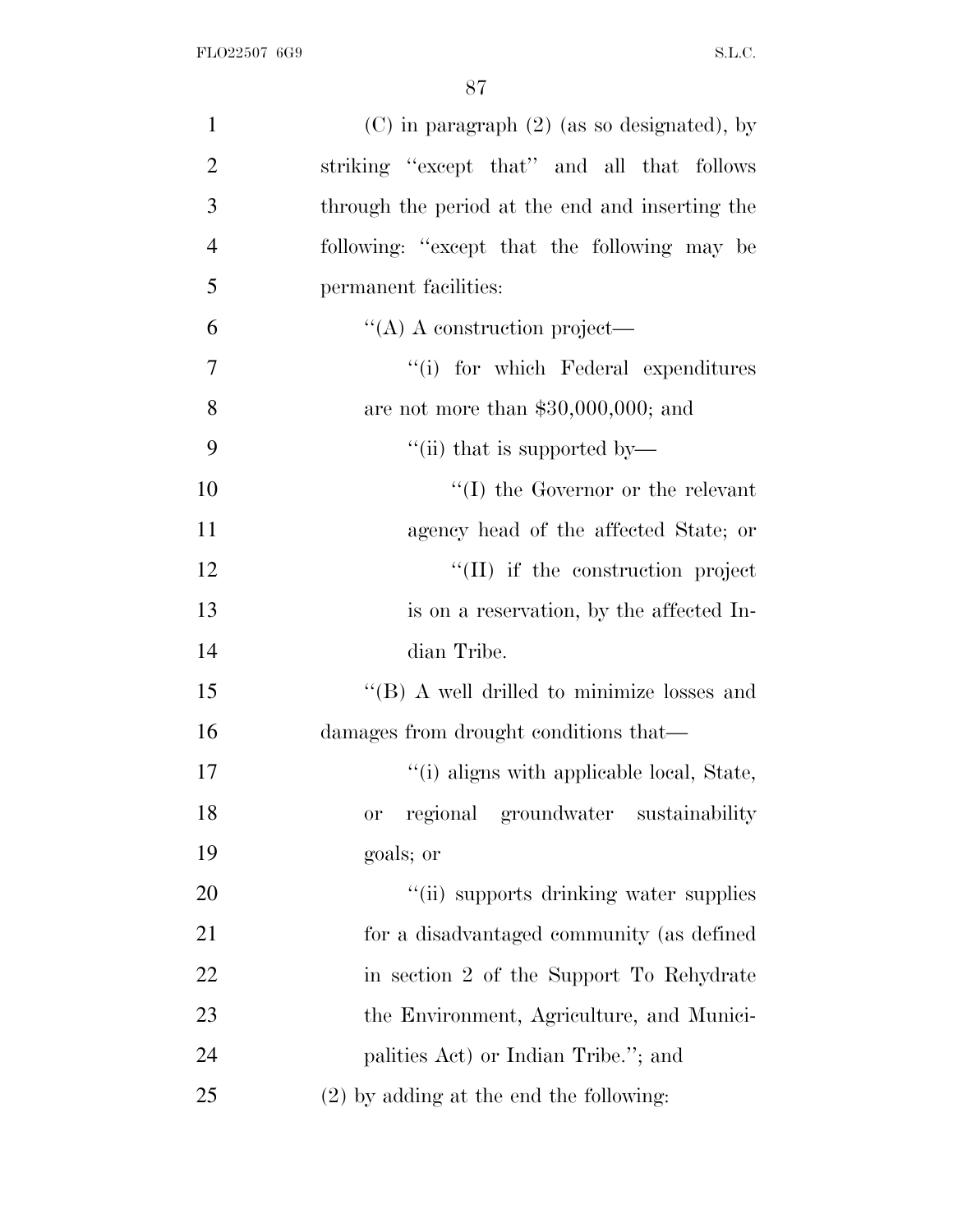(C) in paragraph (2) (as so designated), by striking "except that" and all that follows through the period at the end and inserting the following: "except that the following may be permanent facilities:

"(A) A construction project—

"(i) for which Federal expenditures are not more than $30,000,000; and

"(ii) that is supported by—

"(I) the Governor or the relevant agency head of the affected State; or

"(II) if the construction project is on a reservation, by the affected Indian Tribe.

"(B) A well drilled to minimize losses and damages from drought conditions that—

"(i) aligns with applicable local, State, or regional groundwater sustainability goals; or

"(ii) supports drinking water supplies for a disadvantaged community (as defined in section 2 of the Support To Rehydrate the Environment, Agriculture, and Municipalities Act) or Indian Tribe."; and

(2) by adding at the end the following: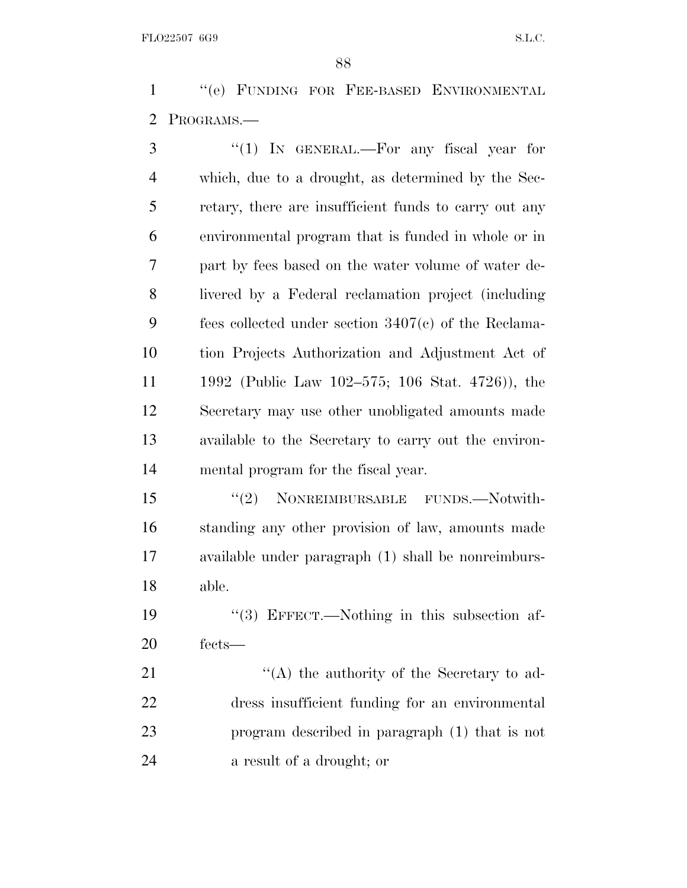"(e) FUNDING FOR FEE-BASED ENVIRONMENTAL PROGRAMS.—

"(1) IN GENERAL.—For any fiscal year for which, due to a drought, as determined by the Secretary, there are insufficient funds to carry out any environmental program that is funded in whole or in part by fees based on the water volume of water delivered by a Federal reclamation project (including fees collected under section 3407(c) of the Reclamation Projects Authorization and Adjustment Act of 1992 (Public Law 102–575; 106 Stat. 4726)), the Secretary may use other unobligated amounts made available to the Secretary to carry out the environmental program for the fiscal year.

"(2) NONREIMBURSABLE FUNDS.—Notwithstanding any other provision of law, amounts made available under paragraph (1) shall be nonreimbursable.

"(3) EFFECT.—Nothing in this subsection affects—

"(A) the authority of the Secretary to address insufficient funding for an environmental program described in paragraph (1) that is not a result of a drought; or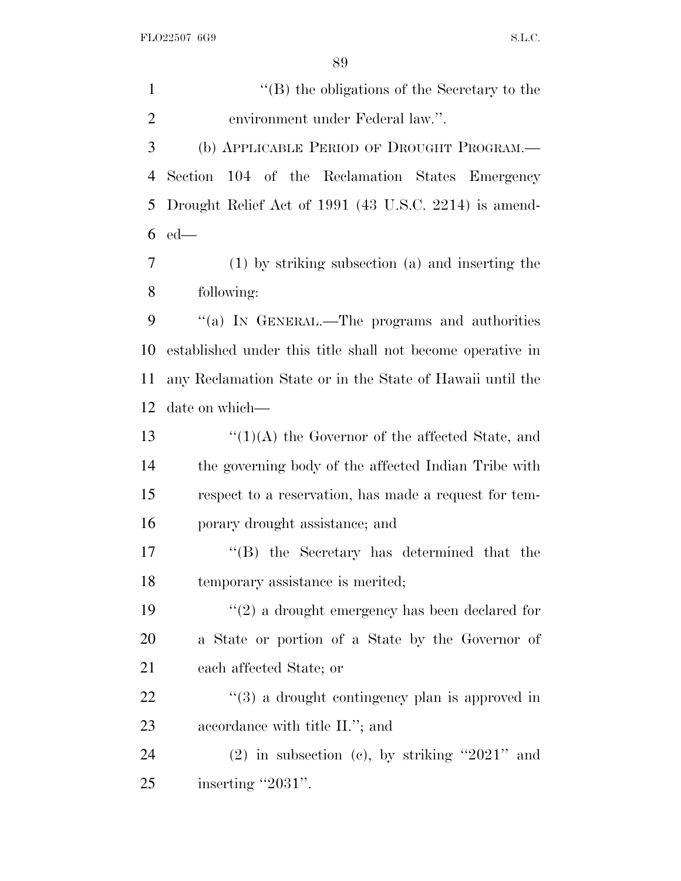''(B) the obligations of the Secretary to the environment under Federal law.''.

(b) APPLICABLE PERIOD OF DROUGHT PROGRAM.—Section 104 of the Reclamation States Emergency Drought Relief Act of 1991 (43 U.S.C. 2214) is amended—

(1) by striking subsection (a) and inserting the following:

''(a) IN GENERAL.—The programs and authorities established under this title shall not become operative in any Reclamation State or in the State of Hawaii until the date on which—

''(1)(A) the Governor of the affected State, and the governing body of the affected Indian Tribe with respect to a reservation, has made a request for temporary drought assistance; and

''(B) the Secretary has determined that the temporary assistance is merited;

''(2) a drought emergency has been declared for a State or portion of a State by the Governor of each affected State; or

''(3) a drought contingency plan is approved in accordance with title II.''; and

(2) in subsection (c), by striking ''2021'' and inserting ''2031''.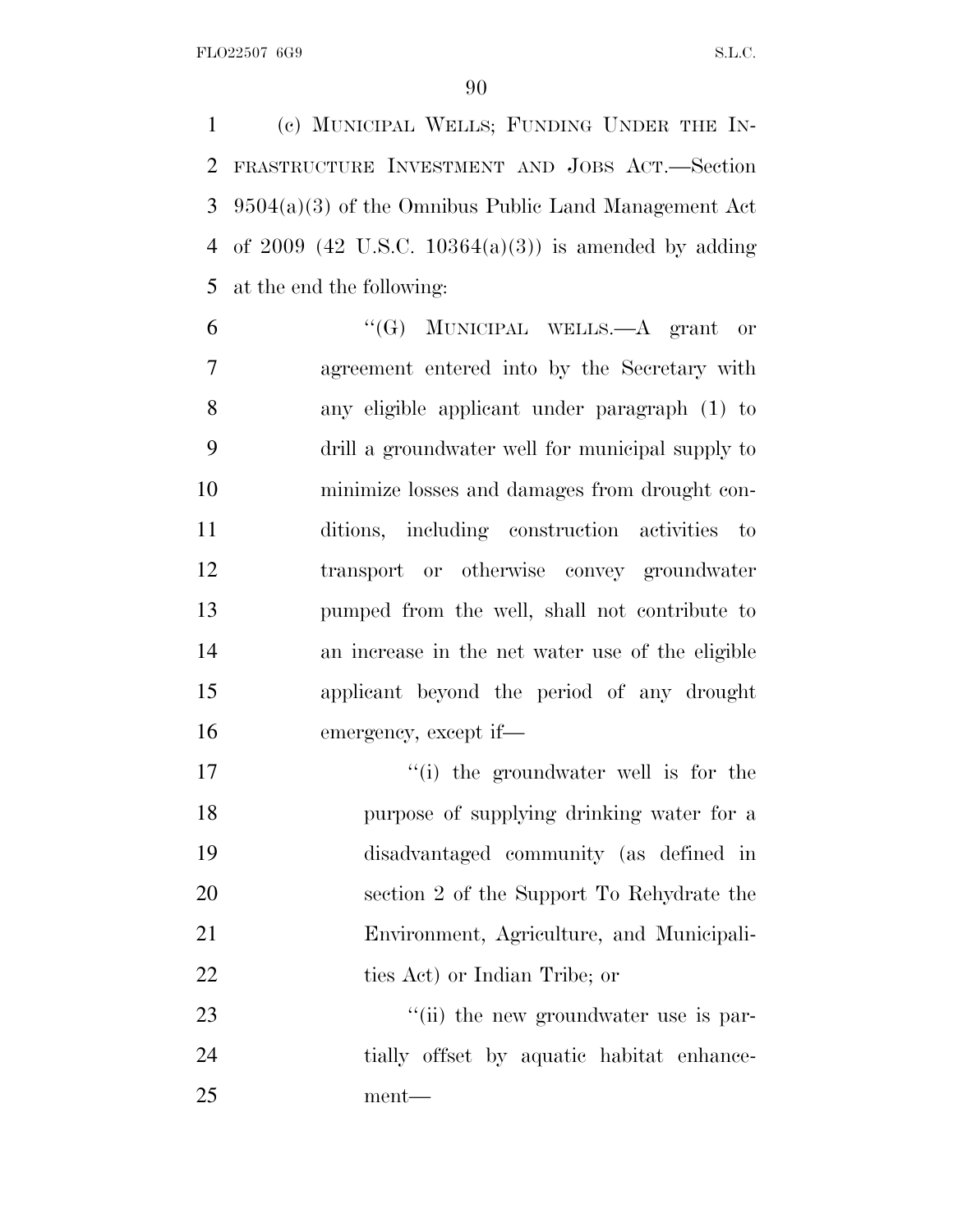(c) MUNICIPAL WELLS; FUNDING UNDER THE INFRASTRUCTURE INVESTMENT AND JOBS ACT.—Section 9504(a)(3) of the Omnibus Public Land Management Act of 2009 (42 U.S.C. 10364(a)(3)) is amended by adding at the end the following:

"(G) MUNICIPAL WELLS.—A grant or agreement entered into by the Secretary with any eligible applicant under paragraph (1) to drill a groundwater well for municipal supply to minimize losses and damages from drought conditions, including construction activities to transport or otherwise convey groundwater pumped from the well, shall not contribute to an increase in the net water use of the eligible applicant beyond the period of any drought emergency, except if—

"(i) the groundwater well is for the purpose of supplying drinking water for a disadvantaged community (as defined in section 2 of the Support To Rehydrate the Environment, Agriculture, and Municipalities Act) or Indian Tribe; or

"(ii) the new groundwater use is partially offset by aquatic habitat enhancement—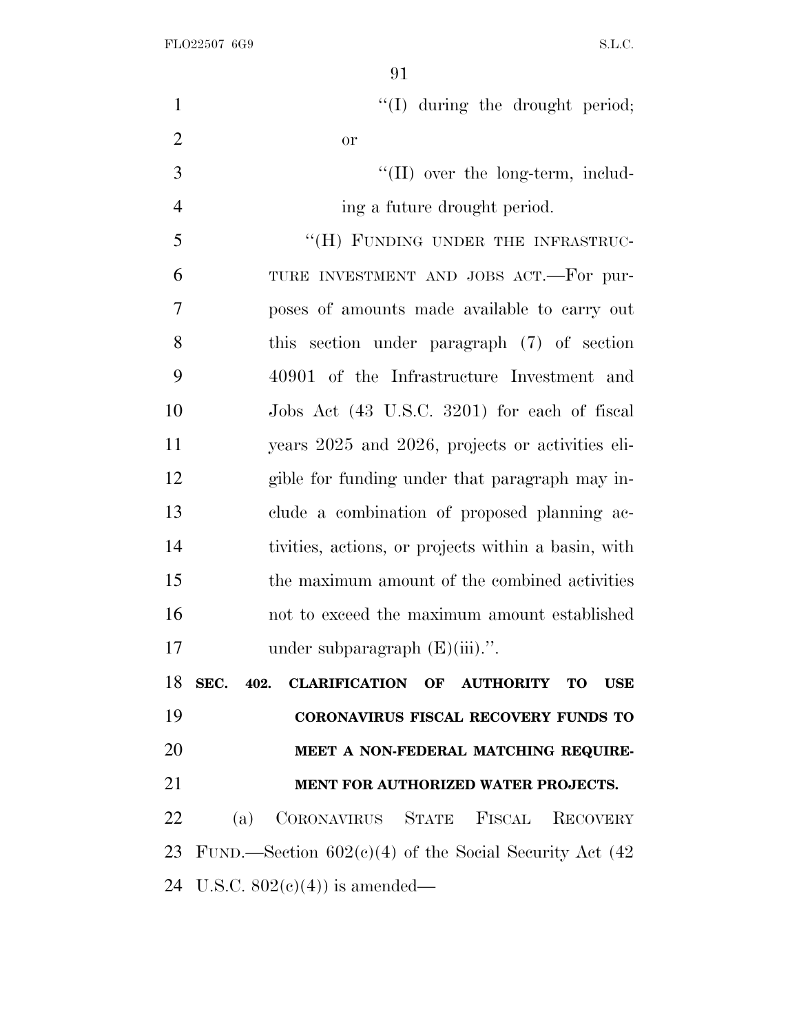"(I) during the drought period; or

"(II) over the long-term, including a future drought period.

"(H) FUNDING UNDER THE INFRASTRUCTURE INVESTMENT AND JOBS ACT.—For purposes of amounts made available to carry out this section under paragraph (7) of section 40901 of the Infrastructure Investment and Jobs Act (43 U.S.C. 3201) for each of fiscal years 2025 and 2026, projects or activities eligible for funding under that paragraph may include a combination of proposed planning activities, actions, or projects within a basin, with the maximum amount of the combined activities not to exceed the maximum amount established under subparagraph (E)(iii).".

**SEC. 402. CLARIFICATION OF AUTHORITY TO USE CORONAVIRUS FISCAL RECOVERY FUNDS TO MEET A NON-FEDERAL MATCHING REQUIREMENT FOR AUTHORIZED WATER PROJECTS.**

(a) CORONAVIRUS STATE FISCAL RECOVERY FUND.—Section 602(c)(4) of the Social Security Act (42 U.S.C. 802(c)(4)) is amended—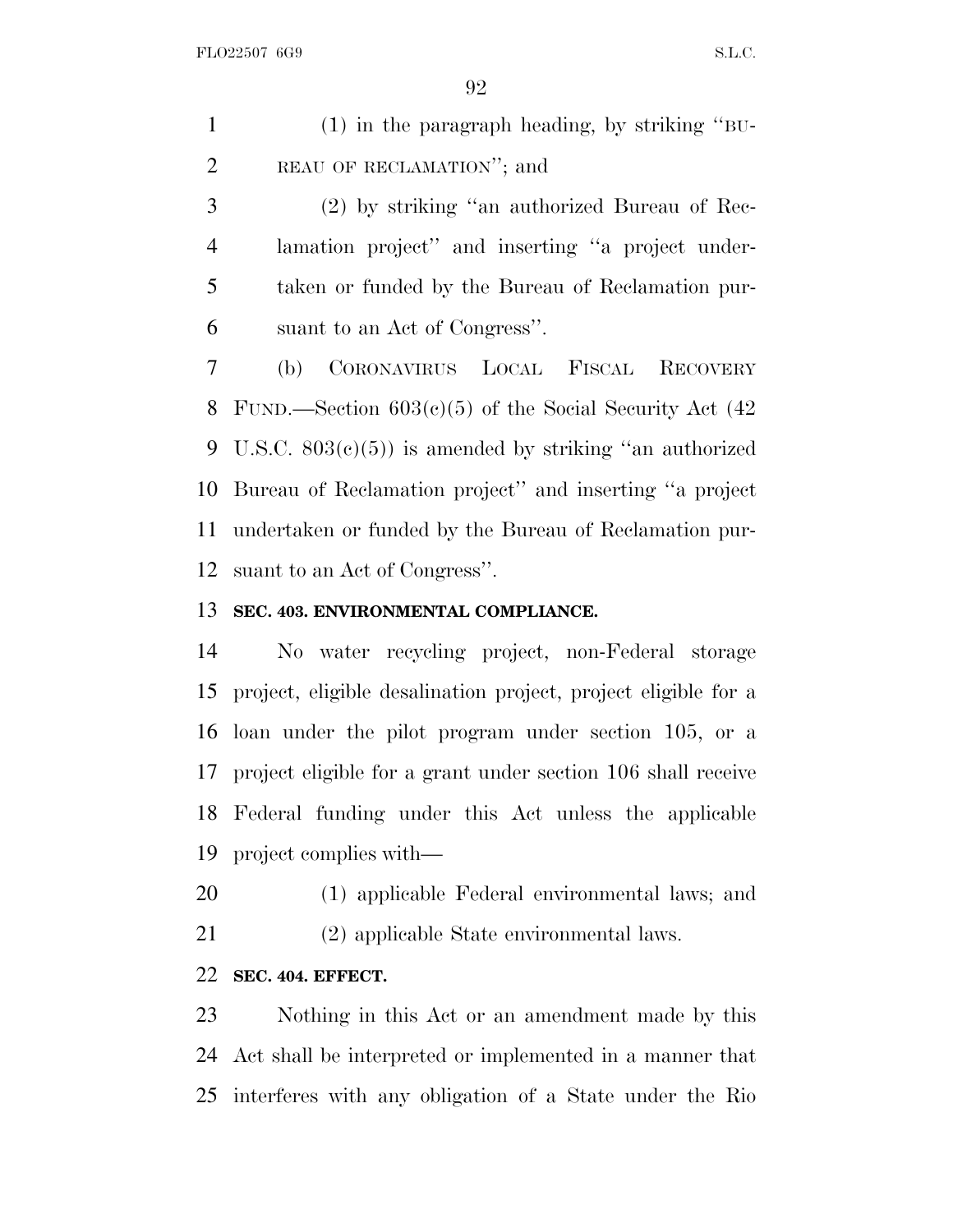(1) in the paragraph heading, by striking "BUREAU OF RECLAMATION"; and

(2) by striking "an authorized Bureau of Reclamation project" and inserting "a project undertaken or funded by the Bureau of Reclamation pursuant to an Act of Congress".

(b) CORONAVIRUS LOCAL FISCAL RECOVERY FUND.—Section 603(c)(5) of the Social Security Act (42 U.S.C. 803(c)(5)) is amended by striking "an authorized Bureau of Reclamation project" and inserting "a project undertaken or funded by the Bureau of Reclamation pursuant to an Act of Congress".

**SEC. 403. ENVIRONMENTAL COMPLIANCE.**

No water recycling project, non-Federal storage project, eligible desalination project, project eligible for a loan under the pilot program under section 105, or a project eligible for a grant under section 106 shall receive Federal funding under this Act unless the applicable project complies with—

(1) applicable Federal environmental laws; and

(2) applicable State environmental laws.

**SEC. 404. EFFECT.**

Nothing in this Act or an amendment made by this Act shall be interpreted or implemented in a manner that interferes with any obligation of a State under the Rio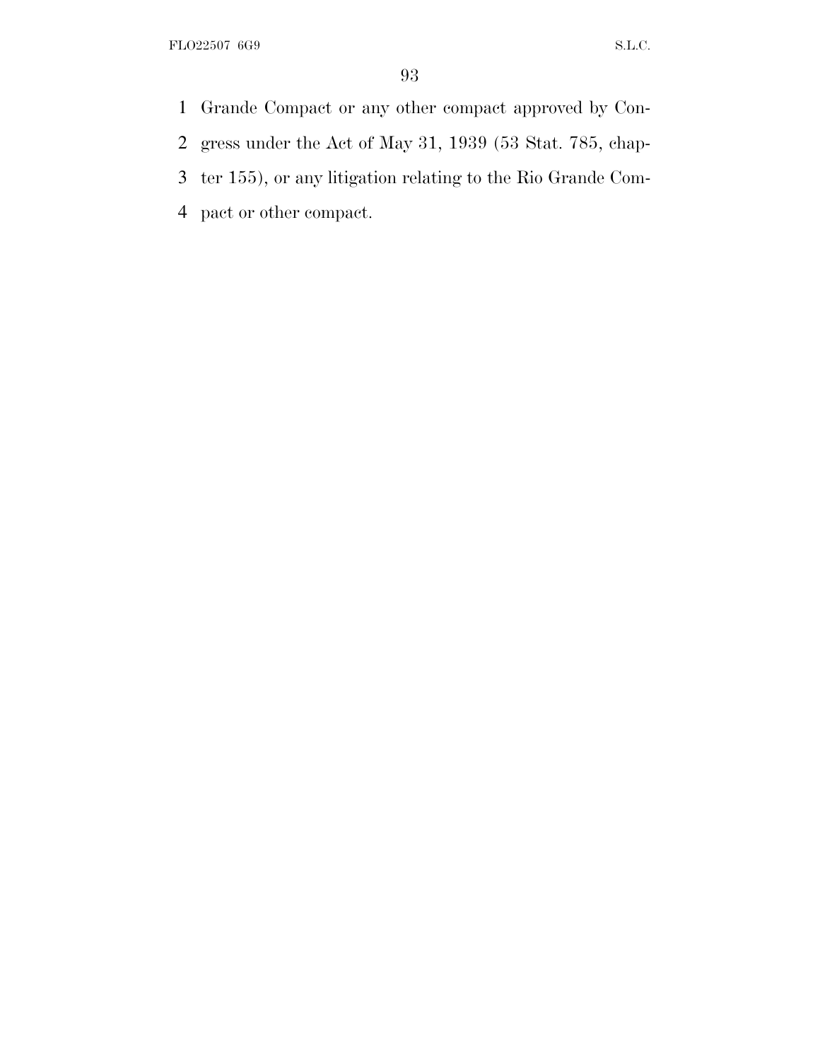Grande Compact or any other compact approved by Congress under the Act of May 31, 1939 (53 Stat. 785, chapter 155), or any litigation relating to the Rio Grande Compact or other compact.